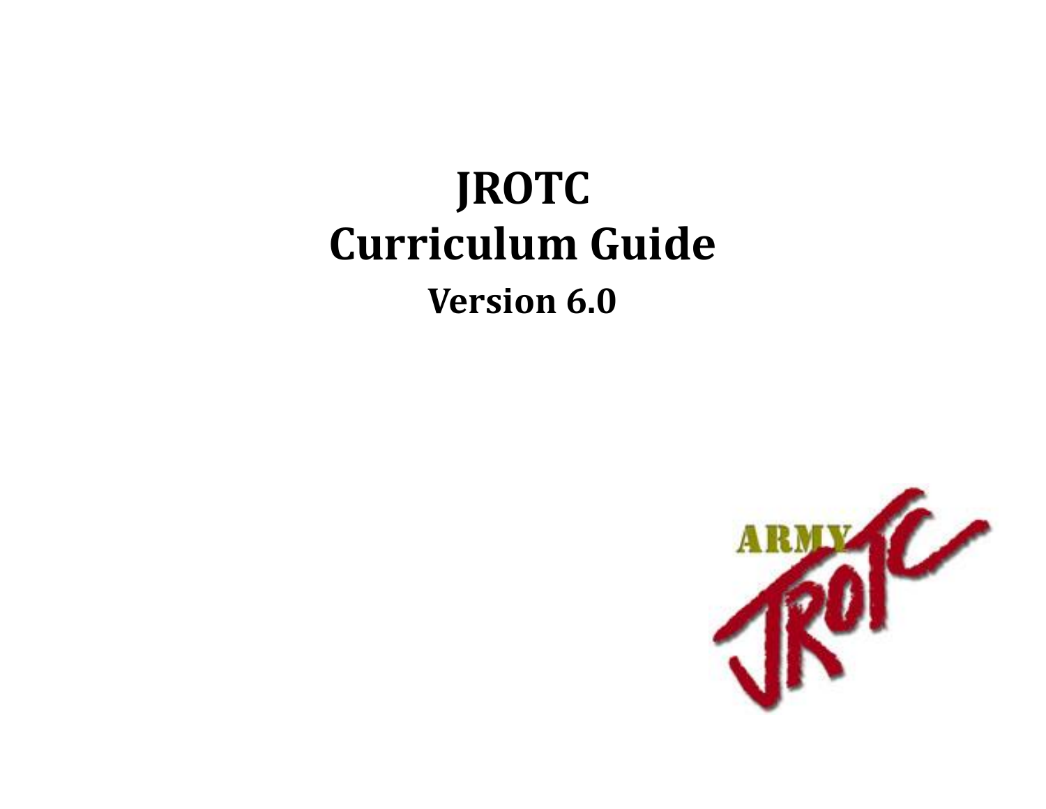# JROTC
# Curriculum Guide
## Version 6.0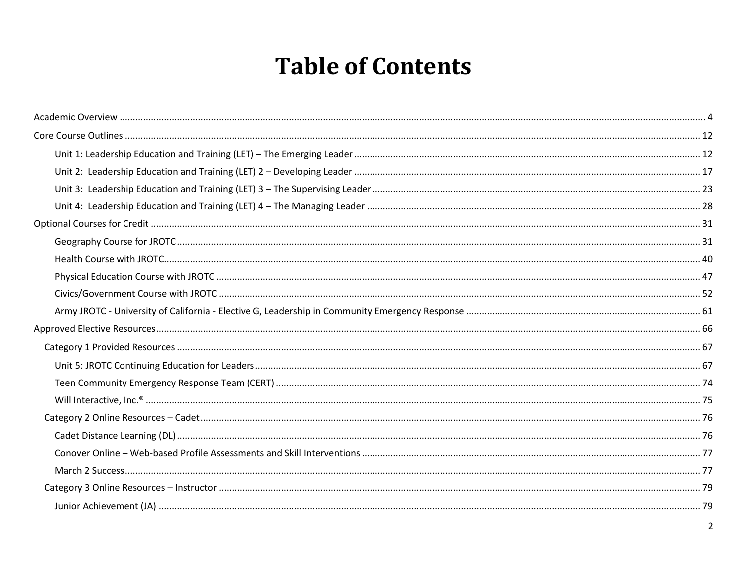# Table of Contents

Academic Overview ..... 4

Core Course Outlines ..... 12

- Unit 1: Leadership Education and Training (LET) – The Emerging Leader ..... 12
- Unit 2:  Leadership Education and Training (LET) 2 – Developing Leader ..... 17
- Unit 3:  Leadership Education and Training (LET) 3 – The Supervising Leader ..... 23
- Unit 4:  Leadership Education and Training (LET) 4 – The Managing Leader ..... 28

Optional Courses for Credit ..... 31

- Geography Course for JROTC ..... 31
- Health Course with JROTC ..... 40
- Physical Education Course with JROTC ..... 47
- Civics/Government Course with JROTC ..... 52
- Army JROTC - University of California - Elective G, Leadership in Community Emergency Response ..... 61

Approved Elective Resources ..... 66

- Category 1 Provided Resources ..... 67
  - Unit 5: JROTC Continuing Education for Leaders ..... 67
  - Teen Community Emergency Response Team (CERT) ..... 74
  - Will Interactive, Inc.® ..... 75
- Category 2 Online Resources – Cadet ..... 76
  - Cadet Distance Learning (DL) ..... 76
  - Conover Online – Web-based Profile Assessments and Skill Interventions ..... 77
  - March 2 Success ..... 77
- Category 3 Online Resources – Instructor ..... 79
  - Junior Achievement (JA) ..... 79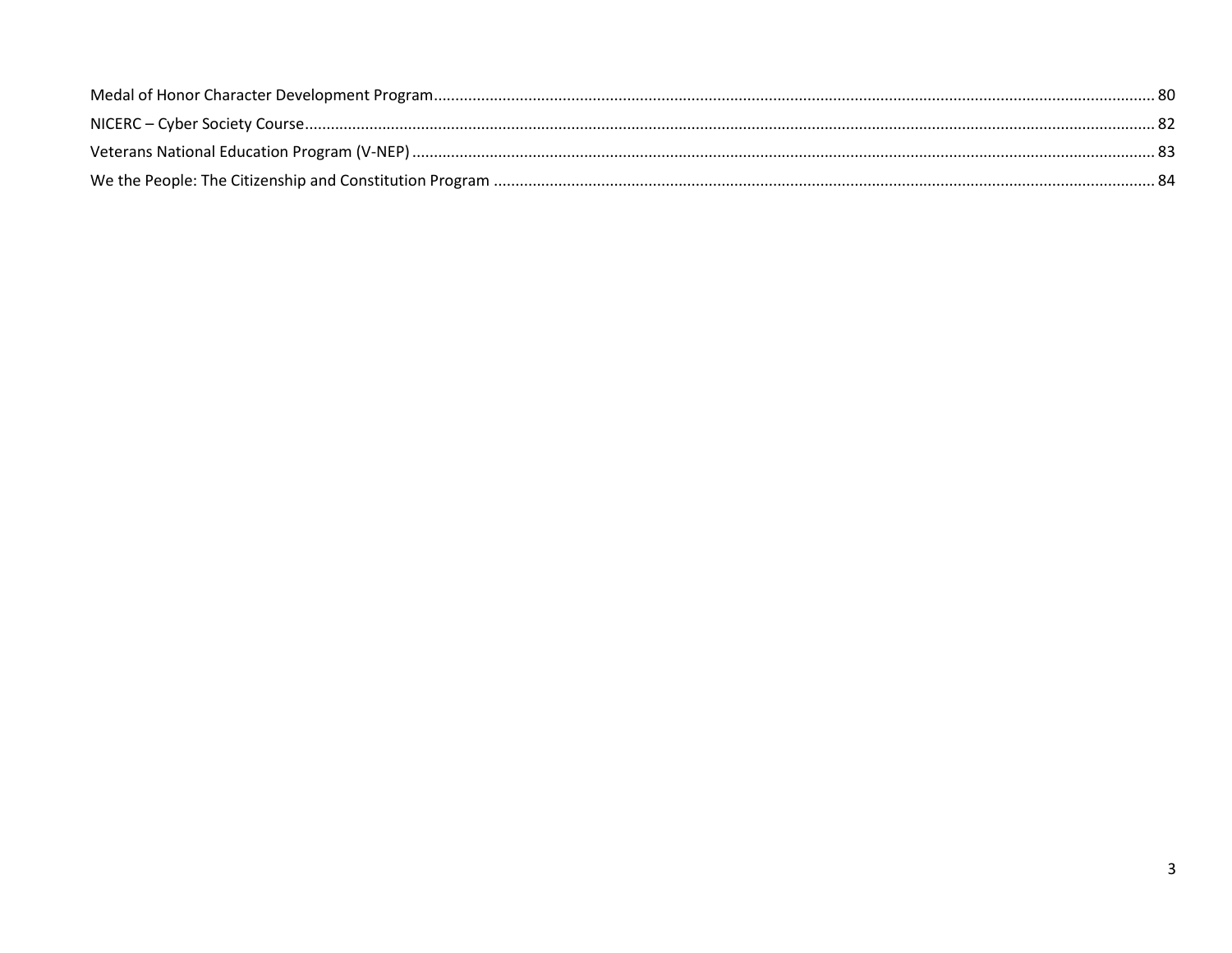Medal of Honor Character Development Program .......... 80

NICERC – Cyber Society Course .......... 82

Veterans National Education Program (V-NEP) .......... 83

We the People: The Citizenship and Constitution Program .......... 84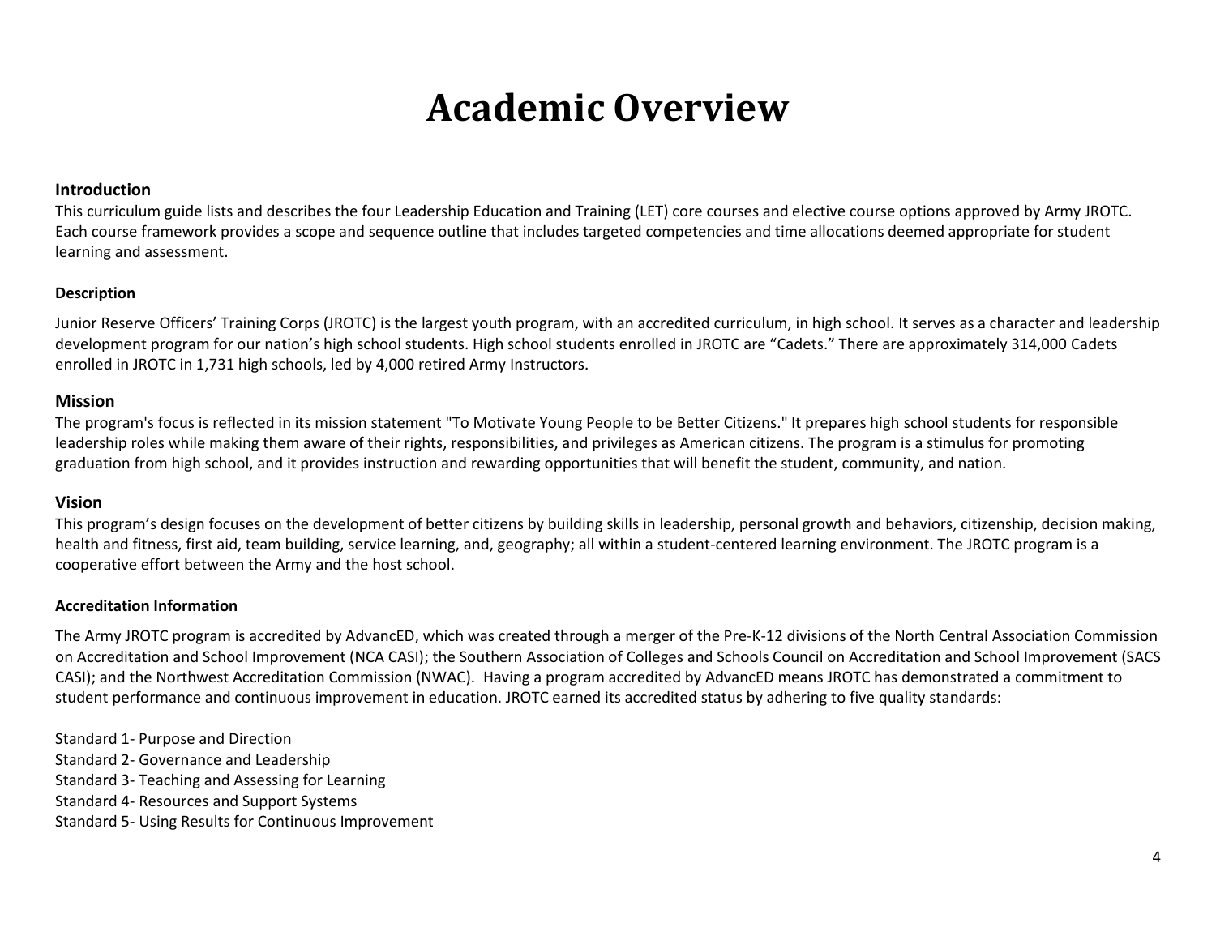# Academic Overview

## Introduction

This curriculum guide lists and describes the four Leadership Education and Training (LET) core courses and elective course options approved by Army JROTC. Each course framework provides a scope and sequence outline that includes targeted competencies and time allocations deemed appropriate for student learning and assessment.

### Description

Junior Reserve Officers' Training Corps (JROTC) is the largest youth program, with an accredited curriculum, in high school. It serves as a character and leadership development program for our nation's high school students. High school students enrolled in JROTC are "Cadets." There are approximately 314,000 Cadets enrolled in JROTC in 1,731 high schools, led by 4,000 retired Army Instructors.

## Mission

The program's focus is reflected in its mission statement "To Motivate Young People to be Better Citizens." It prepares high school students for responsible leadership roles while making them aware of their rights, responsibilities, and privileges as American citizens. The program is a stimulus for promoting graduation from high school, and it provides instruction and rewarding opportunities that will benefit the student, community, and nation.

## Vision

This program's design focuses on the development of better citizens by building skills in leadership, personal growth and behaviors, citizenship, decision making, health and fitness, first aid, team building, service learning, and, geography; all within a student-centered learning environment. The JROTC program is a cooperative effort between the Army and the host school.

### Accreditation Information

The Army JROTC program is accredited by AdvancED, which was created through a merger of the Pre-K-12 divisions of the North Central Association Commission on Accreditation and School Improvement (NCA CASI); the Southern Association of Colleges and Schools Council on Accreditation and School Improvement (SACS CASI); and the Northwest Accreditation Commission (NWAC). Having a program accredited by AdvancED means JROTC has demonstrated a commitment to student performance and continuous improvement in education. JROTC earned its accredited status by adhering to five quality standards:

Standard 1- Purpose and Direction
Standard 2- Governance and Leadership
Standard 3- Teaching and Assessing for Learning
Standard 4- Resources and Support Systems
Standard 5- Using Results for Continuous Improvement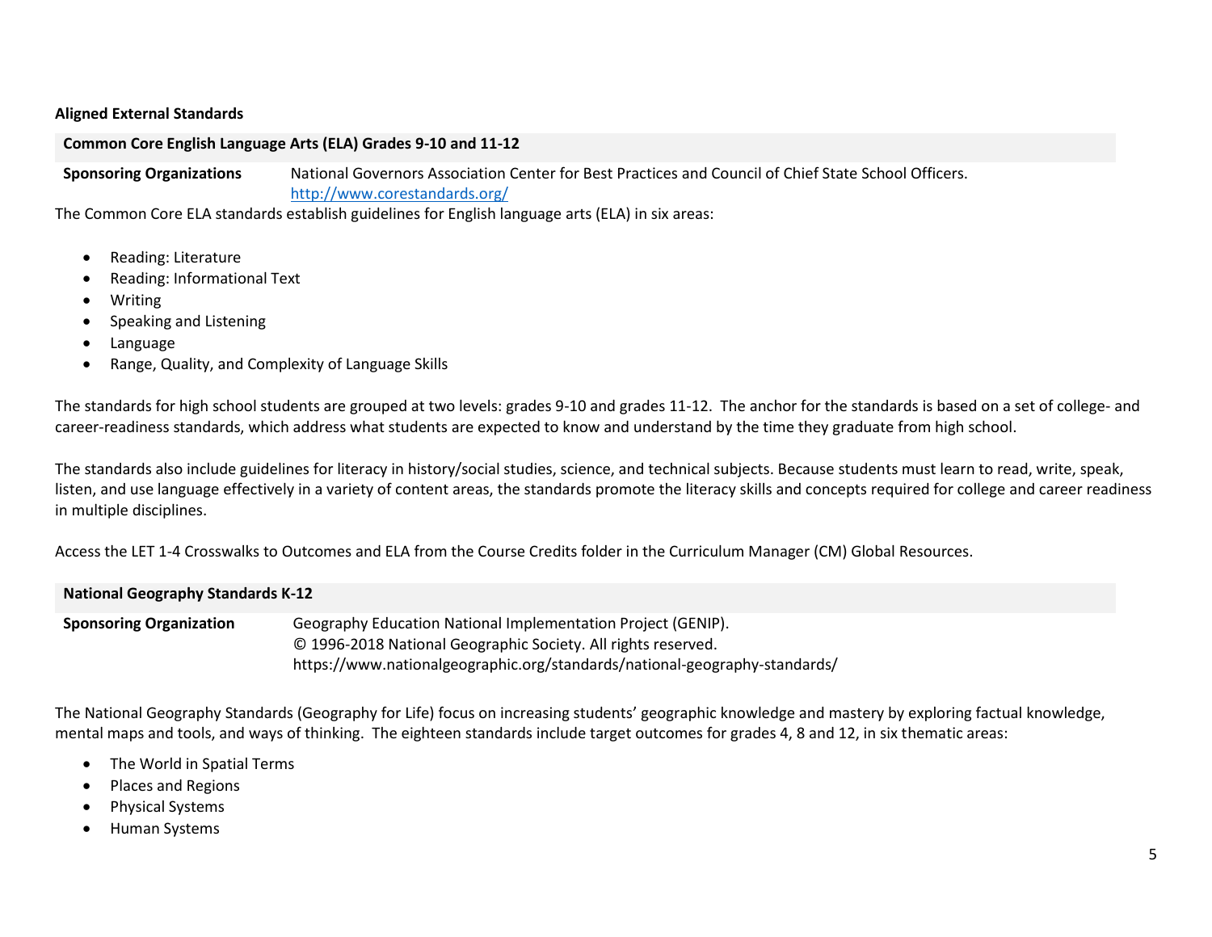**Aligned External Standards**

| **Common Core English Language Arts (ELA) Grades 9-10 and 11-12** | |
|---|---|
| **Sponsoring Organizations** | National Governors Association Center for Best Practices and Council of Chief State School Officers. http://www.corestandards.org/ |

The Common Core ELA standards establish guidelines for English language arts (ELA) in six areas:

- Reading: Literature
- Reading: Informational Text
- Writing
- Speaking and Listening
- Language
- Range, Quality, and Complexity of Language Skills

The standards for high school students are grouped at two levels: grades 9-10 and grades 11-12. The anchor for the standards is based on a set of college- and career-readiness standards, which address what students are expected to know and understand by the time they graduate from high school.

The standards also include guidelines for literacy in history/social studies, science, and technical subjects. Because students must learn to read, write, speak, listen, and use language effectively in a variety of content areas, the standards promote the literacy skills and concepts required for college and career readiness in multiple disciplines.

Access the LET 1-4 Crosswalks to Outcomes and ELA from the Course Credits folder in the Curriculum Manager (CM) Global Resources.

| **National Geography Standards K-12** | |
|---|---|
| **Sponsoring Organization** | Geography Education National Implementation Project (GENIP). © 1996-2018 National Geographic Society. All rights reserved. https://www.nationalgeographic.org/standards/national-geography-standards/ |

The National Geography Standards (Geography for Life) focus on increasing students' geographic knowledge and mastery by exploring factual knowledge, mental maps and tools, and ways of thinking. The eighteen standards include target outcomes for grades 4, 8 and 12, in six thematic areas:

- The World in Spatial Terms
- Places and Regions
- Physical Systems
- Human Systems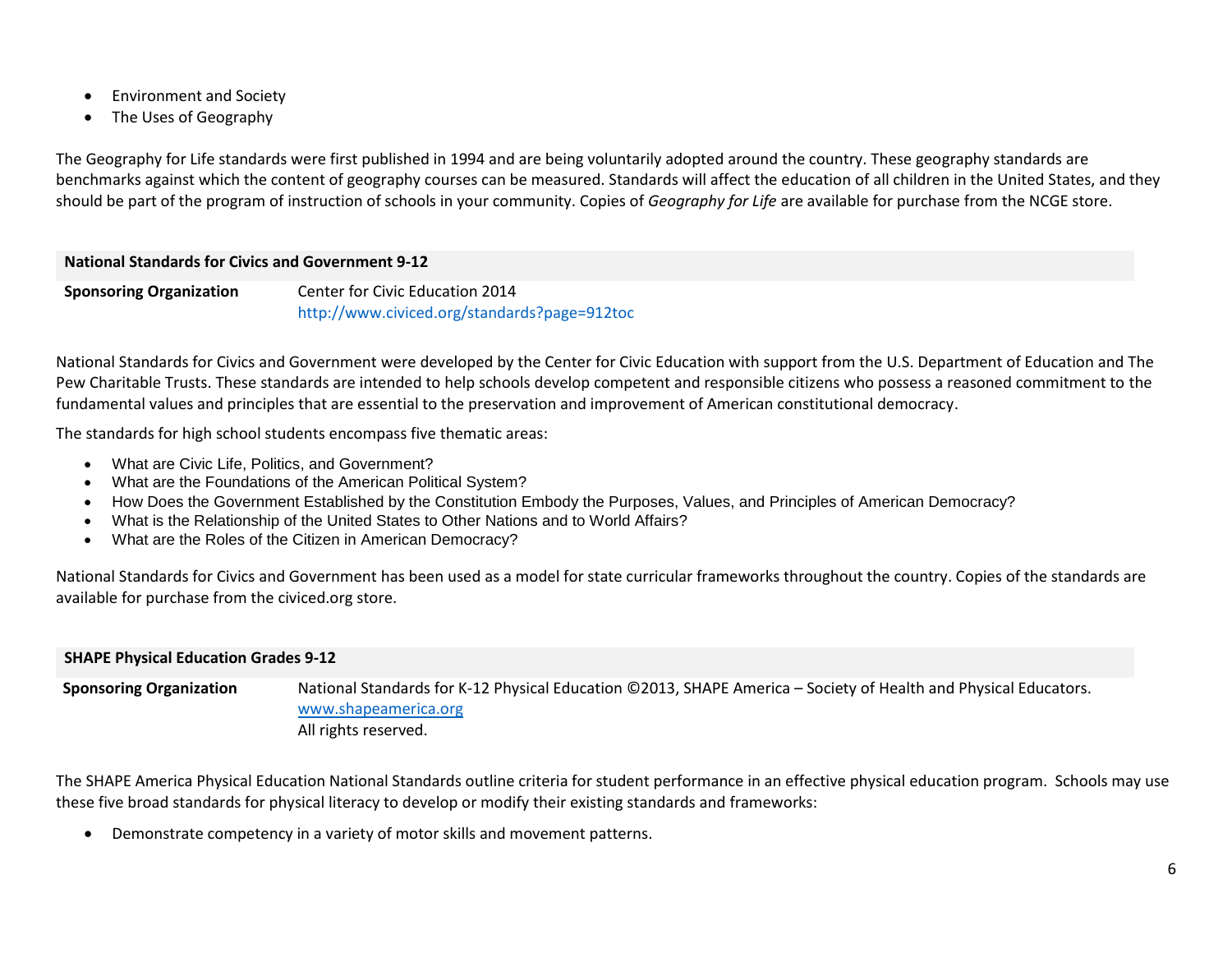- Environment and Society
- The Uses of Geography

The Geography for Life standards were first published in 1994 and are being voluntarily adopted around the country. These geography standards are benchmarks against which the content of geography courses can be measured. Standards will affect the education of all children in the United States, and they should be part of the program of instruction of schools in your community. Copies of *Geography for Life* are available for purchase from the NCGE store.

| **National Standards for Civics and Government 9-12** | |
|---|---|
| **Sponsoring Organization** | Center for Civic Education 2014<br>http://www.civiced.org/standards?page=912toc |

National Standards for Civics and Government were developed by the Center for Civic Education with support from the U.S. Department of Education and The Pew Charitable Trusts. These standards are intended to help schools develop competent and responsible citizens who possess a reasoned commitment to the fundamental values and principles that are essential to the preservation and improvement of American constitutional democracy.

The standards for high school students encompass five thematic areas:

- What are Civic Life, Politics, and Government?
- What are the Foundations of the American Political System?
- How Does the Government Established by the Constitution Embody the Purposes, Values, and Principles of American Democracy?
- What is the Relationship of the United States to Other Nations and to World Affairs?
- What are the Roles of the Citizen in American Democracy?

National Standards for Civics and Government has been used as a model for state curricular frameworks throughout the country. Copies of the standards are available for purchase from the civiced.org store.

| **SHAPE Physical Education Grades 9-12** | |
|---|---|
| **Sponsoring Organization** | National Standards for K-12 Physical Education ©2013, SHAPE America – Society of Health and Physical Educators.<br>www.shapeamerica.org<br>All rights reserved. |

The SHAPE America Physical Education National Standards outline criteria for student performance in an effective physical education program. Schools may use these five broad standards for physical literacy to develop or modify their existing standards and frameworks:

- Demonstrate competency in a variety of motor skills and movement patterns.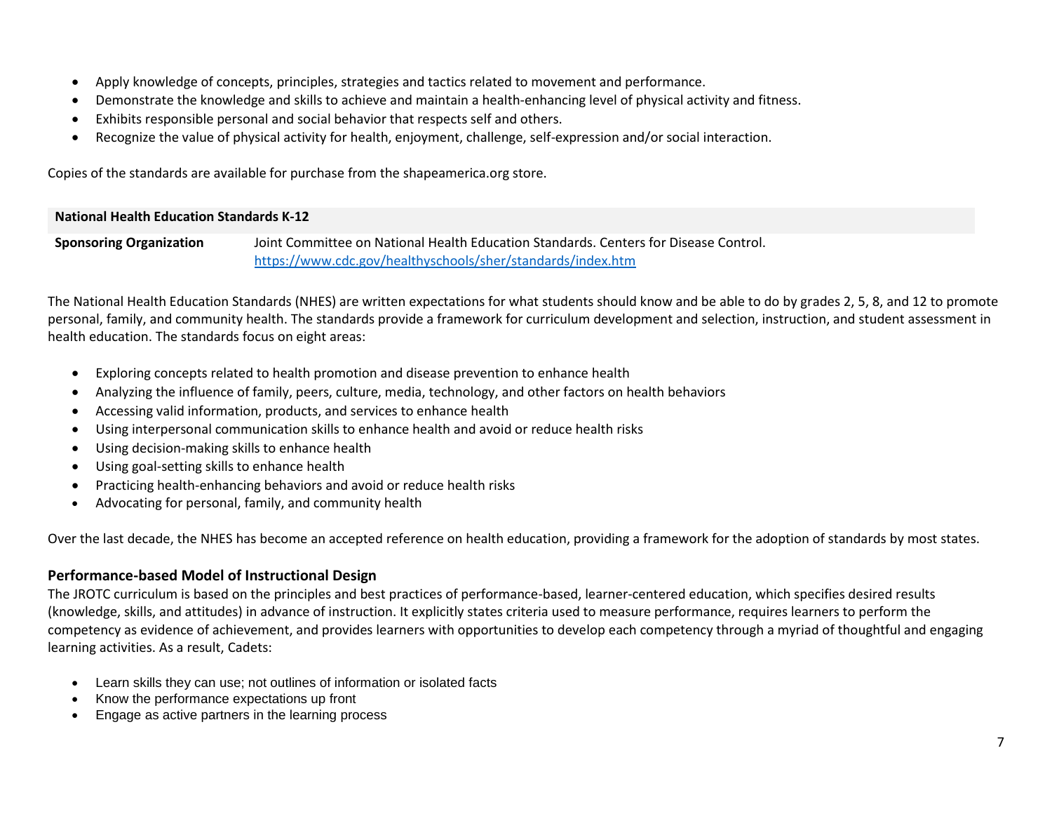- Apply knowledge of concepts, principles, strategies and tactics related to movement and performance.
- Demonstrate the knowledge and skills to achieve and maintain a health-enhancing level of physical activity and fitness.
- Exhibits responsible personal and social behavior that respects self and others.
- Recognize the value of physical activity for health, enjoyment, challenge, self-expression and/or social interaction.

Copies of the standards are available for purchase from the shapeamerica.org store.

| National Health Education Standards K-12 | |
| --- | --- |
| **Sponsoring Organization** | Joint Committee on National Health Education Standards. Centers for Disease Control. https://www.cdc.gov/healthyschools/sher/standards/index.htm |

The National Health Education Standards (NHES) are written expectations for what students should know and be able to do by grades 2, 5, 8, and 12 to promote personal, family, and community health. The standards provide a framework for curriculum development and selection, instruction, and student assessment in health education. The standards focus on eight areas:

- Exploring concepts related to health promotion and disease prevention to enhance health
- Analyzing the influence of family, peers, culture, media, technology, and other factors on health behaviors
- Accessing valid information, products, and services to enhance health
- Using interpersonal communication skills to enhance health and avoid or reduce health risks
- Using decision-making skills to enhance health
- Using goal-setting skills to enhance health
- Practicing health-enhancing behaviors and avoid or reduce health risks
- Advocating for personal, family, and community health

Over the last decade, the NHES has become an accepted reference on health education, providing a framework for the adoption of standards by most states.

### Performance-based Model of Instructional Design

The JROTC curriculum is based on the principles and best practices of performance-based, learner-centered education, which specifies desired results (knowledge, skills, and attitudes) in advance of instruction. It explicitly states criteria used to measure performance, requires learners to perform the competency as evidence of achievement, and provides learners with opportunities to develop each competency through a myriad of thoughtful and engaging learning activities. As a result, Cadets:

- Learn skills they can use; not outlines of information or isolated facts
- Know the performance expectations up front
- Engage as active partners in the learning process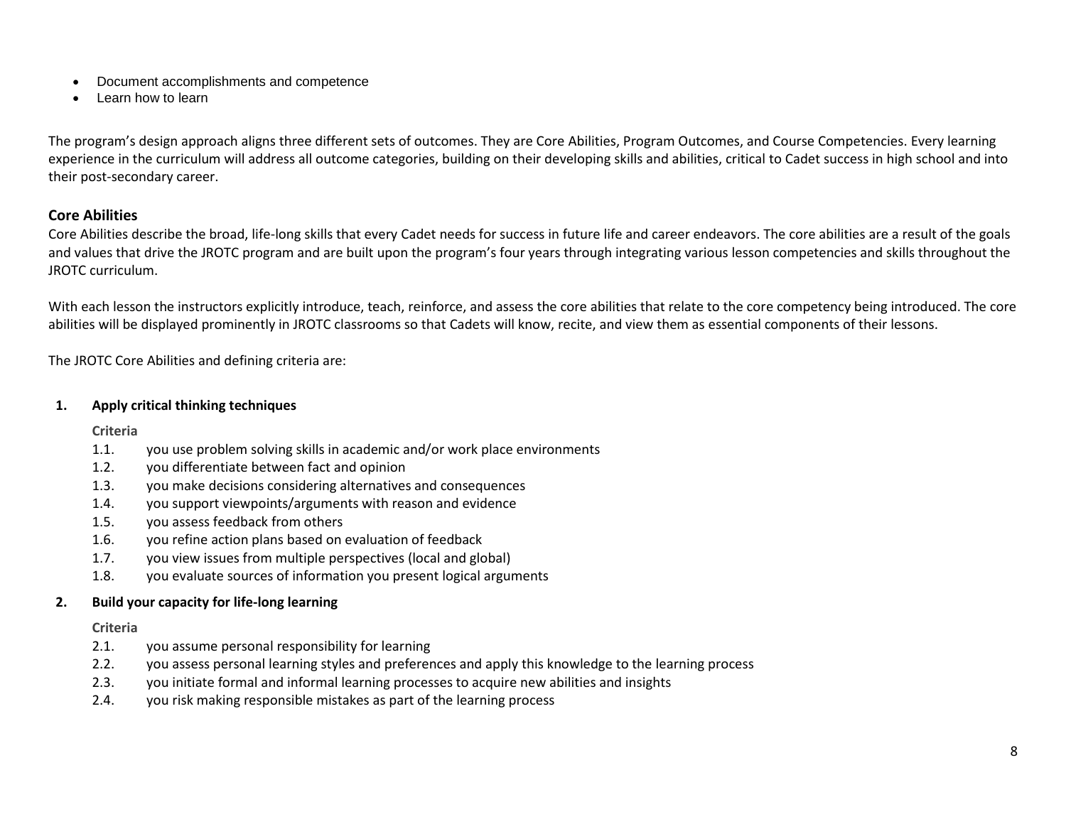- Document accomplishments and competence
- Learn how to learn

The program's design approach aligns three different sets of outcomes. They are Core Abilities, Program Outcomes, and Course Competencies. Every learning experience in the curriculum will address all outcome categories, building on their developing skills and abilities, critical to Cadet success in high school and into their post-secondary career.

## Core Abilities

Core Abilities describe the broad, life-long skills that every Cadet needs for success in future life and career endeavors. The core abilities are a result of the goals and values that drive the JROTC program and are built upon the program's four years through integrating various lesson competencies and skills throughout the JROTC curriculum.

With each lesson the instructors explicitly introduce, teach, reinforce, and assess the core abilities that relate to the core competency being introduced. The core abilities will be displayed prominently in JROTC classrooms so that Cadets will know, recite, and view them as essential components of their lessons.

The JROTC Core Abilities and defining criteria are:

**1. Apply critical thinking techniques**

**Criteria**

- 1.1. you use problem solving skills in academic and/or work place environments
- 1.2. you differentiate between fact and opinion
- 1.3. you make decisions considering alternatives and consequences
- 1.4. you support viewpoints/arguments with reason and evidence
- 1.5. you assess feedback from others
- 1.6. you refine action plans based on evaluation of feedback
- 1.7. you view issues from multiple perspectives (local and global)
- 1.8. you evaluate sources of information you present logical arguments

**2. Build your capacity for life-long learning**

**Criteria**

- 2.1. you assume personal responsibility for learning
- 2.2. you assess personal learning styles and preferences and apply this knowledge to the learning process
- 2.3. you initiate formal and informal learning processes to acquire new abilities and insights
- 2.4. you risk making responsible mistakes as part of the learning process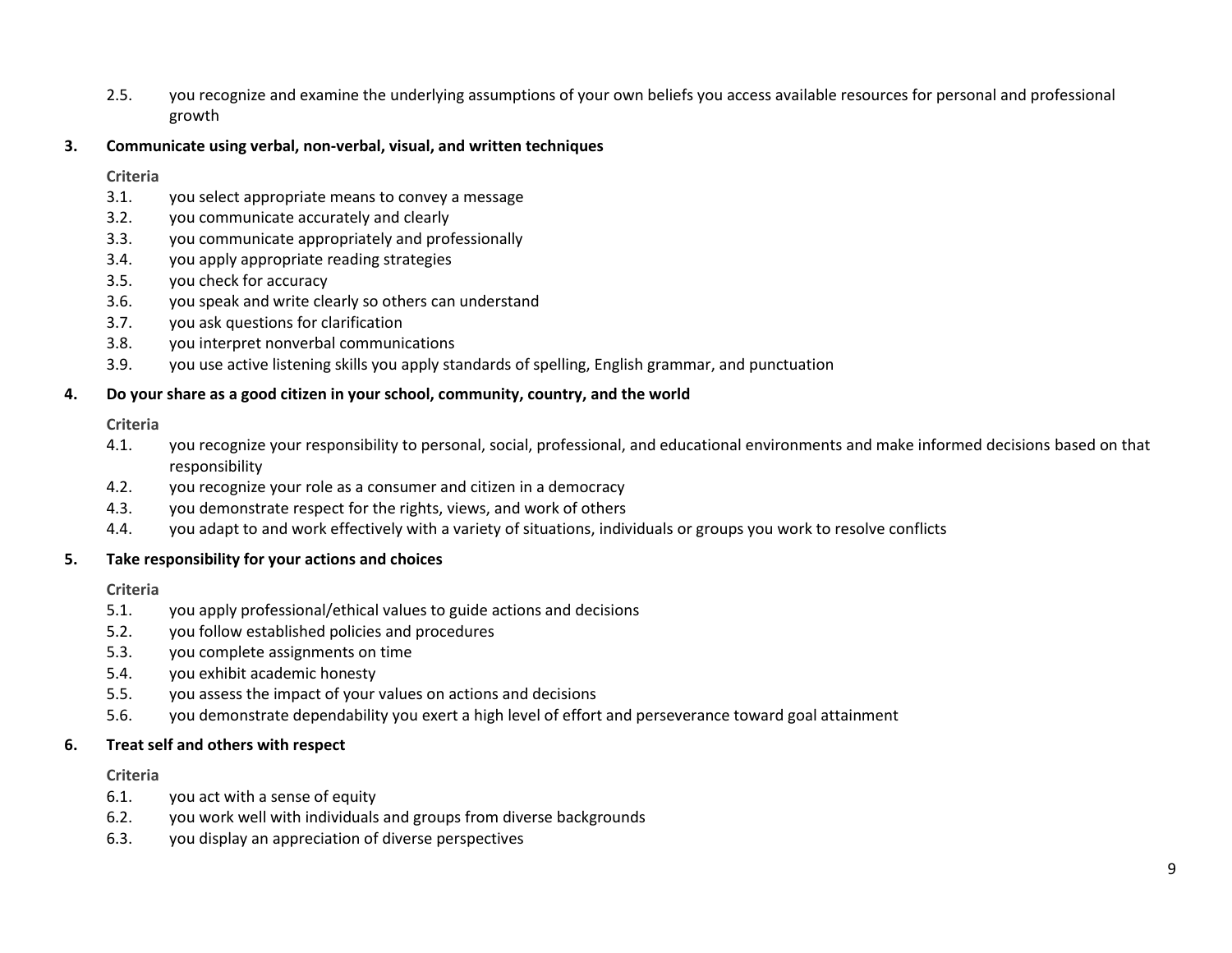2.5. you recognize and examine the underlying assumptions of your own beliefs you access available resources for personal and professional growth

**3. Communicate using verbal, non-verbal, visual, and written techniques**

**Criteria**

3.1. you select appropriate means to convey a message
3.2. you communicate accurately and clearly
3.3. you communicate appropriately and professionally
3.4. you apply appropriate reading strategies
3.5. you check for accuracy
3.6. you speak and write clearly so others can understand
3.7. you ask questions for clarification
3.8. you interpret nonverbal communications
3.9. you use active listening skills you apply standards of spelling, English grammar, and punctuation

**4. Do your share as a good citizen in your school, community, country, and the world**

**Criteria**

4.1. you recognize your responsibility to personal, social, professional, and educational environments and make informed decisions based on that responsibility
4.2. you recognize your role as a consumer and citizen in a democracy
4.3. you demonstrate respect for the rights, views, and work of others
4.4. you adapt to and work effectively with a variety of situations, individuals or groups you work to resolve conflicts

**5. Take responsibility for your actions and choices**

**Criteria**

5.1. you apply professional/ethical values to guide actions and decisions
5.2. you follow established policies and procedures
5.3. you complete assignments on time
5.4. you exhibit academic honesty
5.5. you assess the impact of your values on actions and decisions
5.6. you demonstrate dependability you exert a high level of effort and perseverance toward goal attainment

**6. Treat self and others with respect**

**Criteria**

6.1. you act with a sense of equity
6.2. you work well with individuals and groups from diverse backgrounds
6.3. you display an appreciation of diverse perspectives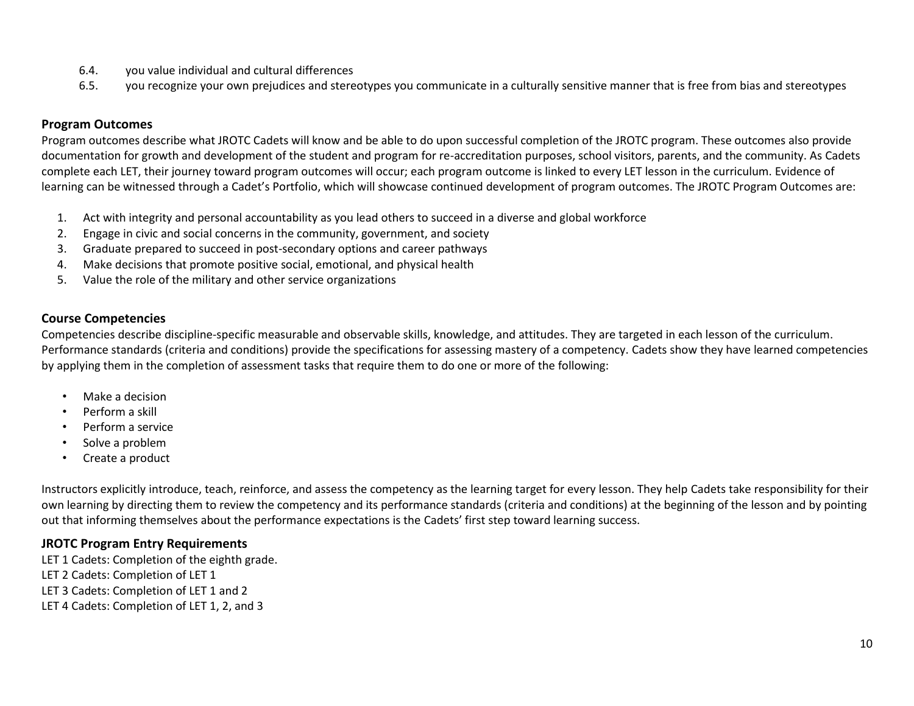6.4. you value individual and cultural differences

6.5. you recognize your own prejudices and stereotypes you communicate in a culturally sensitive manner that is free from bias and stereotypes

### Program Outcomes

Program outcomes describe what JROTC Cadets will know and be able to do upon successful completion of the JROTC program. These outcomes also provide documentation for growth and development of the student and program for re-accreditation purposes, school visitors, parents, and the community. As Cadets complete each LET, their journey toward program outcomes will occur; each program outcome is linked to every LET lesson in the curriculum. Evidence of learning can be witnessed through a Cadet's Portfolio, which will showcase continued development of program outcomes. The JROTC Program Outcomes are:

1. Act with integrity and personal accountability as you lead others to succeed in a diverse and global workforce
2. Engage in civic and social concerns in the community, government, and society
3. Graduate prepared to succeed in post-secondary options and career pathways
4. Make decisions that promote positive social, emotional, and physical health
5. Value the role of the military and other service organizations

### Course Competencies

Competencies describe discipline-specific measurable and observable skills, knowledge, and attitudes. They are targeted in each lesson of the curriculum. Performance standards (criteria and conditions) provide the specifications for assessing mastery of a competency. Cadets show they have learned competencies by applying them in the completion of assessment tasks that require them to do one or more of the following:

- Make a decision
- Perform a skill
- Perform a service
- Solve a problem
- Create a product

Instructors explicitly introduce, teach, reinforce, and assess the competency as the learning target for every lesson. They help Cadets take responsibility for their own learning by directing them to review the competency and its performance standards (criteria and conditions) at the beginning of the lesson and by pointing out that informing themselves about the performance expectations is the Cadets' first step toward learning success.

### JROTC Program Entry Requirements

LET 1 Cadets: Completion of the eighth grade.  
LET 2 Cadets: Completion of LET 1  
LET 3 Cadets: Completion of LET 1 and 2  
LET 4 Cadets: Completion of LET 1, 2, and 3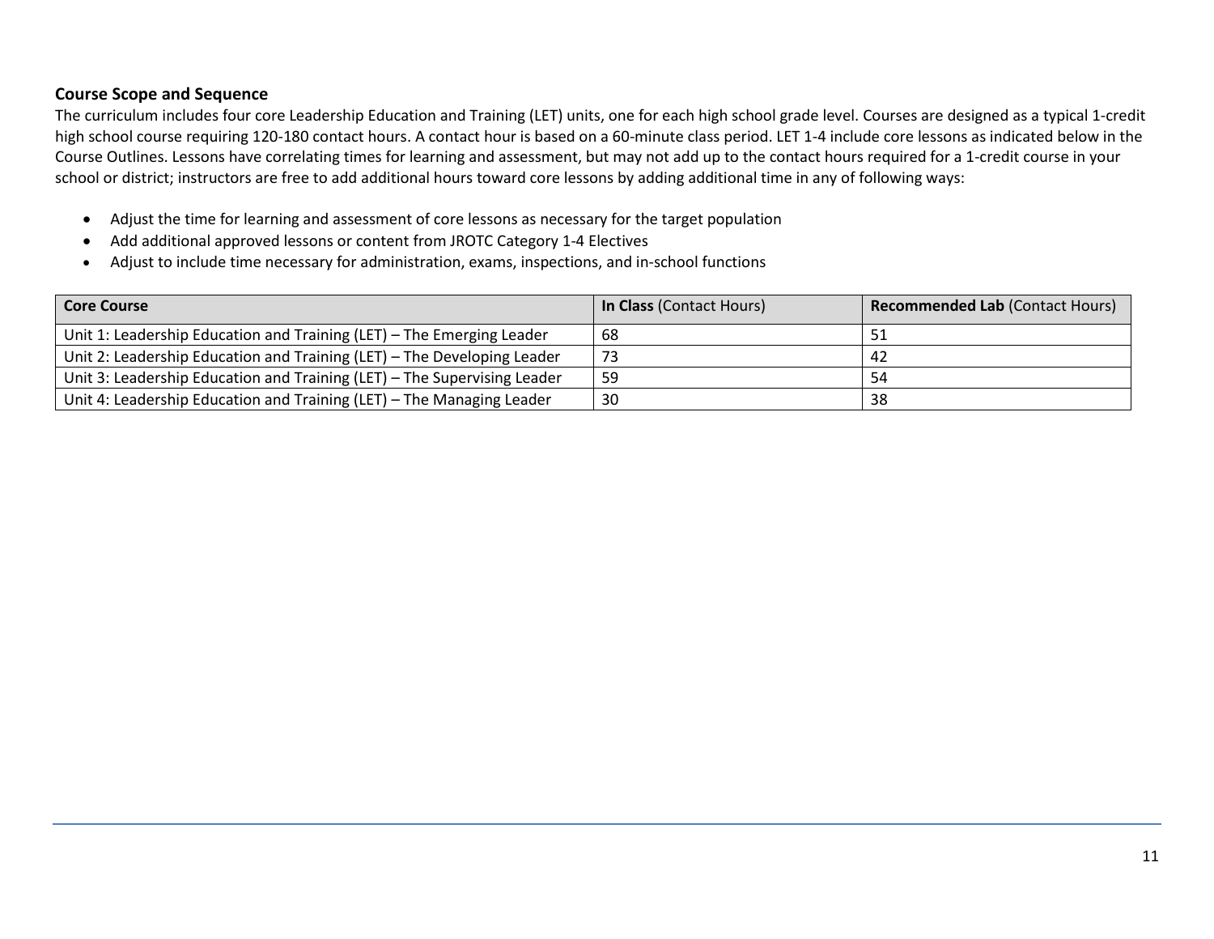### Course Scope and Sequence

The curriculum includes four core Leadership Education and Training (LET) units, one for each high school grade level. Courses are designed as a typical 1-credit high school course requiring 120-180 contact hours. A contact hour is based on a 60-minute class period. LET 1-4 include core lessons as indicated below in the Course Outlines. Lessons have correlating times for learning and assessment, but may not add up to the contact hours required for a 1-credit course in your school or district; instructors are free to add additional hours toward core lessons by adding additional time in any of following ways:

- Adjust the time for learning and assessment of core lessons as necessary for the target population
- Add additional approved lessons or content from JROTC Category 1-4 Electives
- Adjust to include time necessary for administration, exams, inspections, and in-school functions

| **Core Course** | **In Class** (Contact Hours) | **Recommended Lab** (Contact Hours) |
|---|---|---|
| Unit 1: Leadership Education and Training (LET) – The Emerging Leader | 68 | 51 |
| Unit 2: Leadership Education and Training (LET) – The Developing Leader | 73 | 42 |
| Unit 3: Leadership Education and Training (LET) – The Supervising Leader | 59 | 54 |
| Unit 4: Leadership Education and Training (LET) – The Managing Leader | 30 | 38 |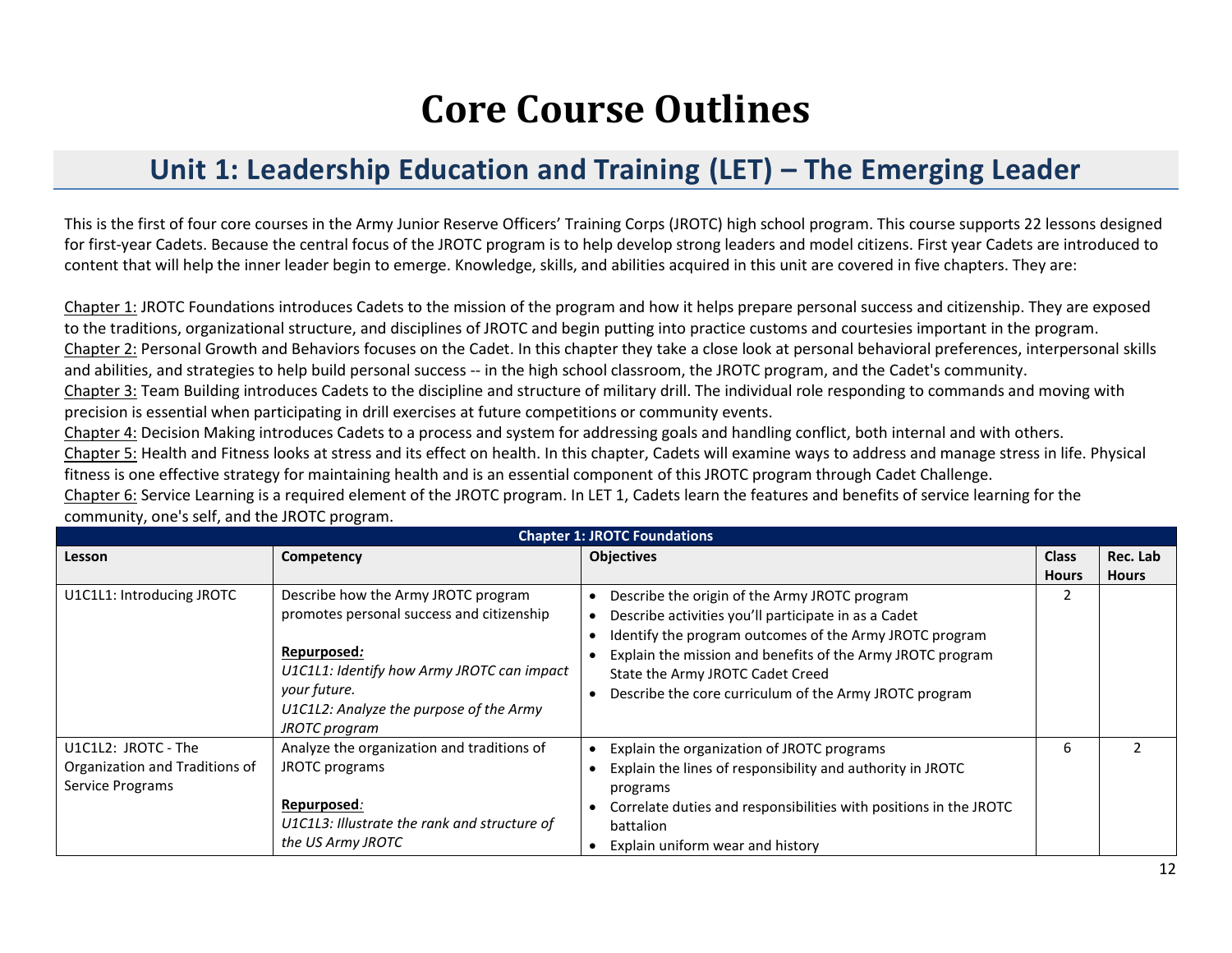# Core Course Outlines

## Unit 1: Leadership Education and Training (LET) – The Emerging Leader

This is the first of four core courses in the Army Junior Reserve Officers' Training Corps (JROTC) high school program. This course supports 22 lessons designed for first-year Cadets. Because the central focus of the JROTC program is to help develop strong leaders and model citizens. First year Cadets are introduced to content that will help the inner leader begin to emerge. Knowledge, skills, and abilities acquired in this unit are covered in five chapters. They are:

Chapter 1: JROTC Foundations introduces Cadets to the mission of the program and how it helps prepare personal success and citizenship. They are exposed to the traditions, organizational structure, and disciplines of JROTC and begin putting into practice customs and courtesies important in the program.
Chapter 2: Personal Growth and Behaviors focuses on the Cadet. In this chapter they take a close look at personal behavioral preferences, interpersonal skills and abilities, and strategies to help build personal success -- in the high school classroom, the JROTC program, and the Cadet's community.
Chapter 3: Team Building introduces Cadets to the discipline and structure of military drill. The individual role responding to commands and moving with precision is essential when participating in drill exercises at future competitions or community events.
Chapter 4: Decision Making introduces Cadets to a process and system for addressing goals and handling conflict, both internal and with others.
Chapter 5: Health and Fitness looks at stress and its effect on health. In this chapter, Cadets will examine ways to address and manage stress in life. Physical fitness is one effective strategy for maintaining health and is an essential component of this JROTC program through Cadet Challenge.
Chapter 6: Service Learning is a required element of the JROTC program. In LET 1, Cadets learn the features and benefits of service learning for the community, one's self, and the JROTC program.

| Chapter 1: JROTC Foundations | | | | |
|---|---|---|---|---|
| **Lesson** | **Competency** | **Objectives** | **Class Hours** | **Rec. Lab Hours** |
| U1C1L1: Introducing JROTC | Describe how the Army JROTC program promotes personal success and citizenship<br><br>**Repurposed:**<br>*U1C1L1: Identify how Army JROTC can impact your future.*<br>*U1C1L2: Analyze the purpose of the Army JROTC program* | • Describe the origin of the Army JROTC program<br>• Describe activities you'll participate in as a Cadet<br>• Identify the program outcomes of the Army JROTC program<br>• Explain the mission and benefits of the Army JROTC program State the Army JROTC Cadet Creed<br>• Describe the core curriculum of the Army JROTC program | 2 | |
| U1C1L2: JROTC - The Organization and Traditions of Service Programs | Analyze the organization and traditions of JROTC programs<br><br>**Repurposed:**<br>*U1C1L3: Illustrate the rank and structure of the US Army JROTC* | • Explain the organization of JROTC programs<br>• Explain the lines of responsibility and authority in JROTC programs<br>• Correlate duties and responsibilities with positions in the JROTC battalion<br>• Explain uniform wear and history | 6 | 2 |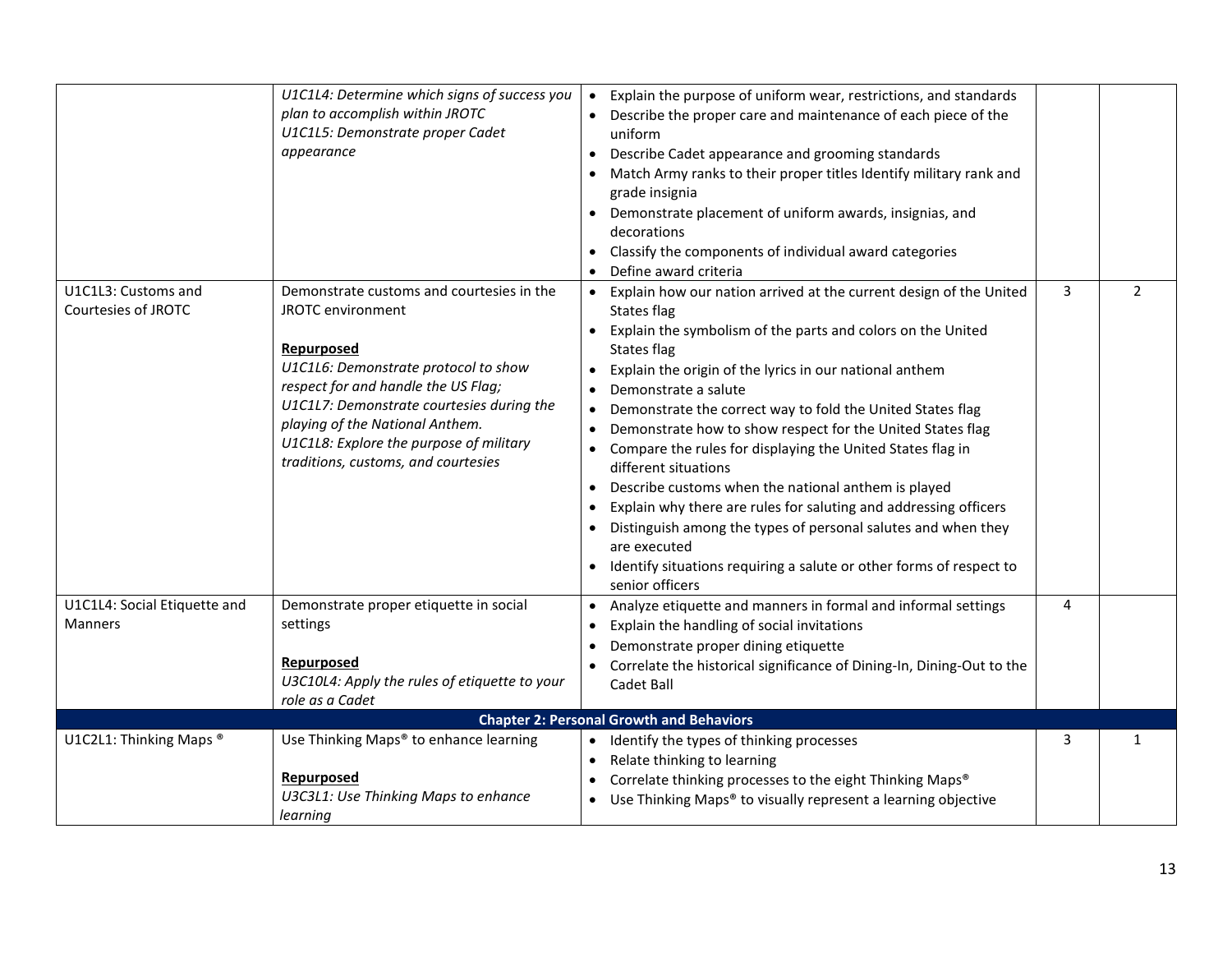| | | | | |
|---|---|---|---|---|
| | *U1C1L4: Determine which signs of success you plan to accomplish within JROTC*<br>*U1C1L5: Demonstrate proper Cadet appearance* | • Explain the purpose of uniform wear, restrictions, and standards<br>• Describe the proper care and maintenance of each piece of the uniform<br>• Describe Cadet appearance and grooming standards<br>• Match Army ranks to their proper titles Identify military rank and grade insignia<br>• Demonstrate placement of uniform awards, insignias, and decorations<br>• Classify the components of individual award categories<br>• Define award criteria | | |
| U1C1L3: Customs and Courtesies of JROTC | Demonstrate customs and courtesies in the JROTC environment<br><br>**Repurposed**<br>*U1C1L6: Demonstrate protocol to show respect for and handle the US Flag;*<br>*U1C1L7: Demonstrate courtesies during the playing of the National Anthem.*<br>*U1C1L8: Explore the purpose of military traditions, customs, and courtesies* | • Explain how our nation arrived at the current design of the United States flag<br>• Explain the symbolism of the parts and colors on the United States flag<br>• Explain the origin of the lyrics in our national anthem<br>• Demonstrate a salute<br>• Demonstrate the correct way to fold the United States flag<br>• Demonstrate how to show respect for the United States flag<br>• Compare the rules for displaying the United States flag in different situations<br>• Describe customs when the national anthem is played<br>• Explain why there are rules for saluting and addressing officers<br>• Distinguish among the types of personal salutes and when they are executed<br>• Identify situations requiring a salute or other forms of respect to senior officers | 3 | 2 |
| U1C1L4: Social Etiquette and Manners | Demonstrate proper etiquette in social settings<br><br>**Repurposed**<br>*U3C10L4: Apply the rules of etiquette to your role as a Cadet* | • Analyze etiquette and manners in formal and informal settings<br>• Explain the handling of social invitations<br>• Demonstrate proper dining etiquette<br>• Correlate the historical significance of Dining-In, Dining-Out to the Cadet Ball | 4 | |
| **Chapter 2: Personal Growth and Behaviors** | | | | |
| U1C2L1: Thinking Maps ® | Use Thinking Maps® to enhance learning<br><br>**Repurposed**<br>*U3C3L1: Use Thinking Maps to enhance learning* | • Identify the types of thinking processes<br>• Relate thinking to learning<br>• Correlate thinking processes to the eight Thinking Maps®<br>• Use Thinking Maps® to visually represent a learning objective | 3 | 1 |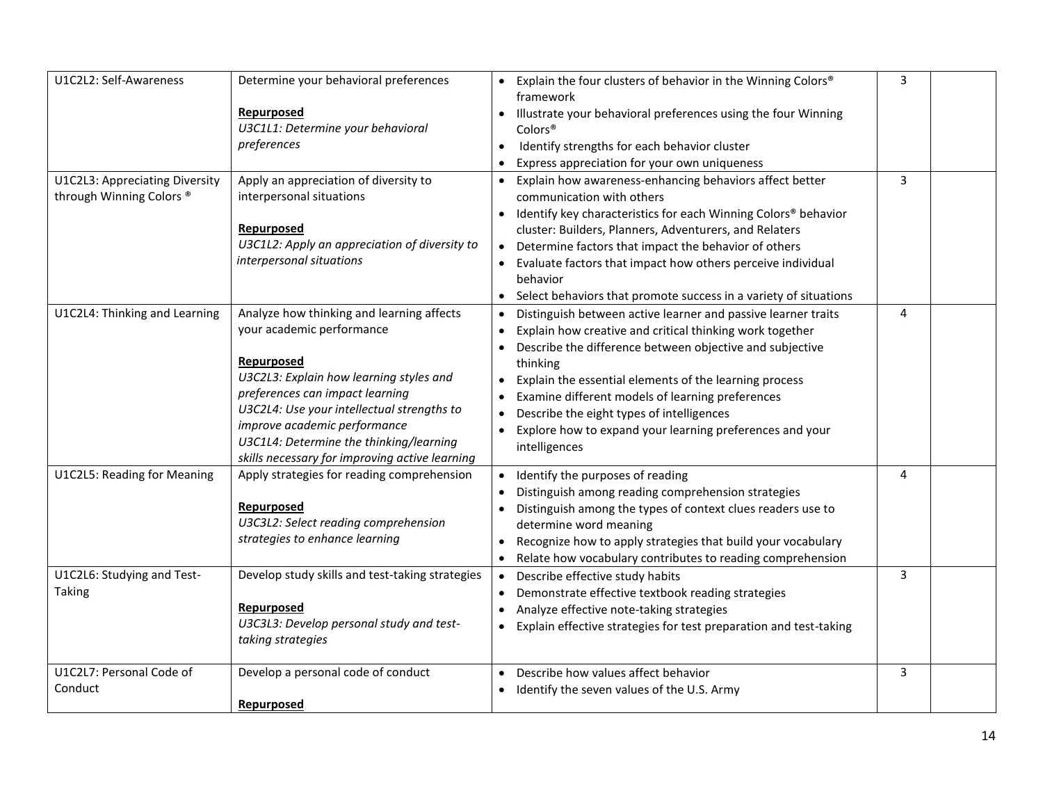| | | | | |
|---|---|---|---|---|
| U1C2L2: Self-Awareness | Determine your behavioral preferences<br><br>**Repurposed**<br>*U3C1L1: Determine your behavioral preferences* | • Explain the four clusters of behavior in the Winning Colors® framework<br>• Illustrate your behavioral preferences using the four Winning Colors®<br>• Identify strengths for each behavior cluster<br>• Express appreciation for your own uniqueness | 3 | |
| U1C2L3: Appreciating Diversity through Winning Colors ® | Apply an appreciation of diversity to interpersonal situations<br><br>**Repurposed**<br>*U3C1L2: Apply an appreciation of diversity to interpersonal situations* | • Explain how awareness-enhancing behaviors affect better communication with others<br>• Identify key characteristics for each Winning Colors® behavior cluster: Builders, Planners, Adventurers, and Relaters<br>• Determine factors that impact the behavior of others<br>• Evaluate factors that impact how others perceive individual behavior<br>• Select behaviors that promote success in a variety of situations | 3 | |
| U1C2L4: Thinking and Learning | Analyze how thinking and learning affects your academic performance<br><br>**Repurposed**<br>*U3C2L3: Explain how learning styles and preferences can impact learning*<br>*U3C2L4: Use your intellectual strengths to improve academic performance*<br>*U3C1L4: Determine the thinking/learning skills necessary for improving active learning* | • Distinguish between active learner and passive learner traits<br>• Explain how creative and critical thinking work together<br>• Describe the difference between objective and subjective thinking<br>• Explain the essential elements of the learning process<br>• Examine different models of learning preferences<br>• Describe the eight types of intelligences<br>• Explore how to expand your learning preferences and your intelligences | 4 | |
| U1C2L5: Reading for Meaning | Apply strategies for reading comprehension<br><br>**Repurposed**<br>*U3C3L2: Select reading comprehension strategies to enhance learning* | • Identify the purposes of reading<br>• Distinguish among reading comprehension strategies<br>• Distinguish among the types of context clues readers use to determine word meaning<br>• Recognize how to apply strategies that build your vocabulary<br>• Relate how vocabulary contributes to reading comprehension | 4 | |
| U1C2L6: Studying and Test-Taking | Develop study skills and test-taking strategies<br><br>**Repurposed**<br>*U3C3L3: Develop personal study and test-taking strategies* | • Describe effective study habits<br>• Demonstrate effective textbook reading strategies<br>• Analyze effective note-taking strategies<br>• Explain effective strategies for test preparation and test-taking | 3 | |
| U1C2L7: Personal Code of Conduct | Develop a personal code of conduct<br><br>**Repurposed** | • Describe how values affect behavior<br>• Identify the seven values of the U.S. Army | 3 | |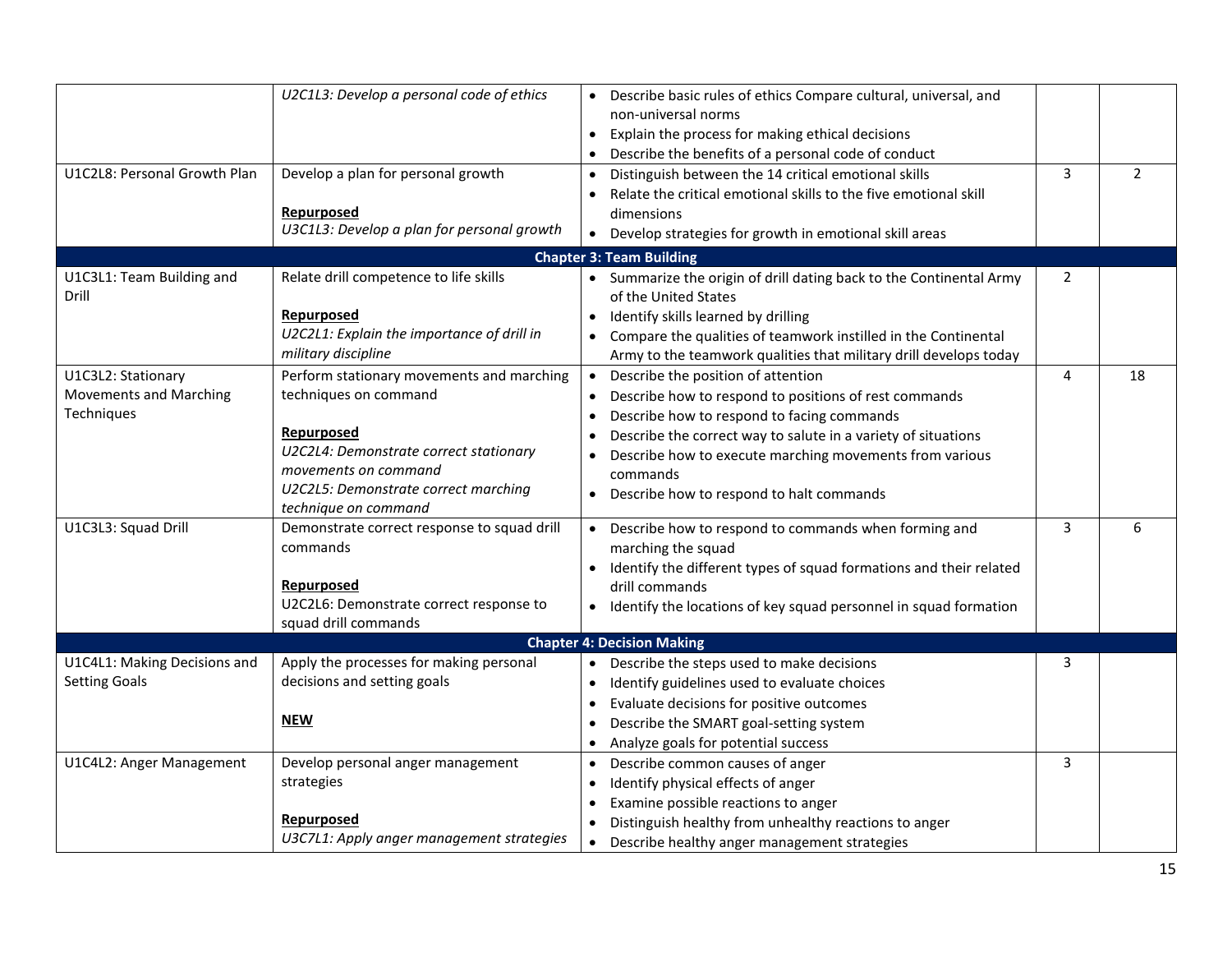| | | | | |
|---|---|---|---|---|
| | *U2C1L3: Develop a personal code of ethics* | • Describe basic rules of ethics Compare cultural, universal, and non-universal norms<br>• Explain the process for making ethical decisions<br>• Describe the benefits of a personal code of conduct | | |
| U1C2L8: Personal Growth Plan | Develop a plan for personal growth<br><br>**Repurposed**<br>*U3C1L3: Develop a plan for personal growth* | • Distinguish between the 14 critical emotional skills<br>• Relate the critical emotional skills to the five emotional skill dimensions<br>• Develop strategies for growth in emotional skill areas | 3 | 2 |
| **Chapter 3: Team Building** | | | | |
| U1C3L1: Team Building and Drill | Relate drill competence to life skills<br><br>**Repurposed**<br>*U2C2L1: Explain the importance of drill in military discipline* | • Summarize the origin of drill dating back to the Continental Army of the United States<br>• Identify skills learned by drilling<br>• Compare the qualities of teamwork instilled in the Continental Army to the teamwork qualities that military drill develops today | 2 | |
| U1C3L2: Stationary Movements and Marching Techniques | Perform stationary movements and marching techniques on command<br><br>**Repurposed**<br>*U2C2L4: Demonstrate correct stationary movements on command*<br>*U2C2L5: Demonstrate correct marching technique on command* | • Describe the position of attention<br>• Describe how to respond to positions of rest commands<br>• Describe how to respond to facing commands<br>• Describe the correct way to salute in a variety of situations<br>• Describe how to execute marching movements from various commands<br>• Describe how to respond to halt commands | 4 | 18 |
| U1C3L3: Squad Drill | Demonstrate correct response to squad drill commands<br><br>**Repurposed**<br>U2C2L6: Demonstrate correct response to squad drill commands | • Describe how to respond to commands when forming and marching the squad<br>• Identify the different types of squad formations and their related drill commands<br>• Identify the locations of key squad personnel in squad formation | 3 | 6 |
| **Chapter 4: Decision Making** | | | | |
| U1C4L1: Making Decisions and Setting Goals | Apply the processes for making personal decisions and setting goals<br><br>**NEW** | • Describe the steps used to make decisions<br>• Identify guidelines used to evaluate choices<br>• Evaluate decisions for positive outcomes<br>• Describe the SMART goal-setting system<br>• Analyze goals for potential success | 3 | |
| U1C4L2: Anger Management | Develop personal anger management strategies<br><br>**Repurposed**<br>*U3C7L1: Apply anger management strategies* | • Describe common causes of anger<br>• Identify physical effects of anger<br>• Examine possible reactions to anger<br>• Distinguish healthy from unhealthy reactions to anger<br>• Describe healthy anger management strategies | 3 | |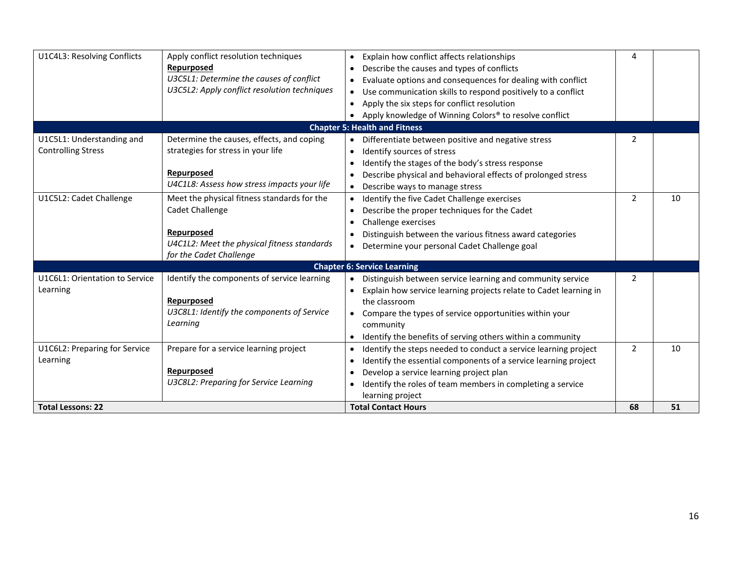| | | | | |
|---|---|---|---|---|
| U1C4L3: Resolving Conflicts | Apply conflict resolution techniques<br>**Repurposed**<br>*U3C5L1: Determine the causes of conflict*<br>*U3C5L2: Apply conflict resolution techniques* | • Explain how conflict affects relationships<br>• Describe the causes and types of conflicts<br>• Evaluate options and consequences for dealing with conflict<br>• Use communication skills to respond positively to a conflict<br>• Apply the six steps for conflict resolution<br>• Apply knowledge of Winning Colors® to resolve conflict | 4 | |
| | | **Chapter 5: Health and Fitness** | | |
| U1C5L1: Understanding and Controlling Stress | Determine the causes, effects, and coping strategies for stress in your life<br><br>**Repurposed**<br>*U4C1L8: Assess how stress impacts your life* | • Differentiate between positive and negative stress<br>• Identify sources of stress<br>• Identify the stages of the body's stress response<br>• Describe physical and behavioral effects of prolonged stress<br>• Describe ways to manage stress | 2 | |
| U1C5L2: Cadet Challenge | Meet the physical fitness standards for the Cadet Challenge<br><br>**Repurposed**<br>*U4C1L2: Meet the physical fitness standards for the Cadet Challenge* | • Identify the five Cadet Challenge exercises<br>• Describe the proper techniques for the Cadet<br>• Challenge exercises<br>• Distinguish between the various fitness award categories<br>• Determine your personal Cadet Challenge goal | 2 | 10 |
| | | **Chapter 6: Service Learning** | | |
| U1C6L1: Orientation to Service Learning | Identify the components of service learning<br><br>**Repurposed**<br>*U3C8L1: Identify the components of Service Learning* | • Distinguish between service learning and community service<br>• Explain how service learning projects relate to Cadet learning in the classroom<br>• Compare the types of service opportunities within your community<br>• Identify the benefits of serving others within a community | 2 | |
| U1C6L2: Preparing for Service Learning | Prepare for a service learning project<br><br>**Repurposed**<br>*U3C8L2: Preparing for Service Learning* | • Identify the steps needed to conduct a service learning project<br>• Identify the essential components of a service learning project<br>• Develop a service learning project plan<br>• Identify the roles of team members in completing a service learning project | 2 | 10 |
| **Total Lessons: 22** | | **Total Contact Hours** | **68** | **51** |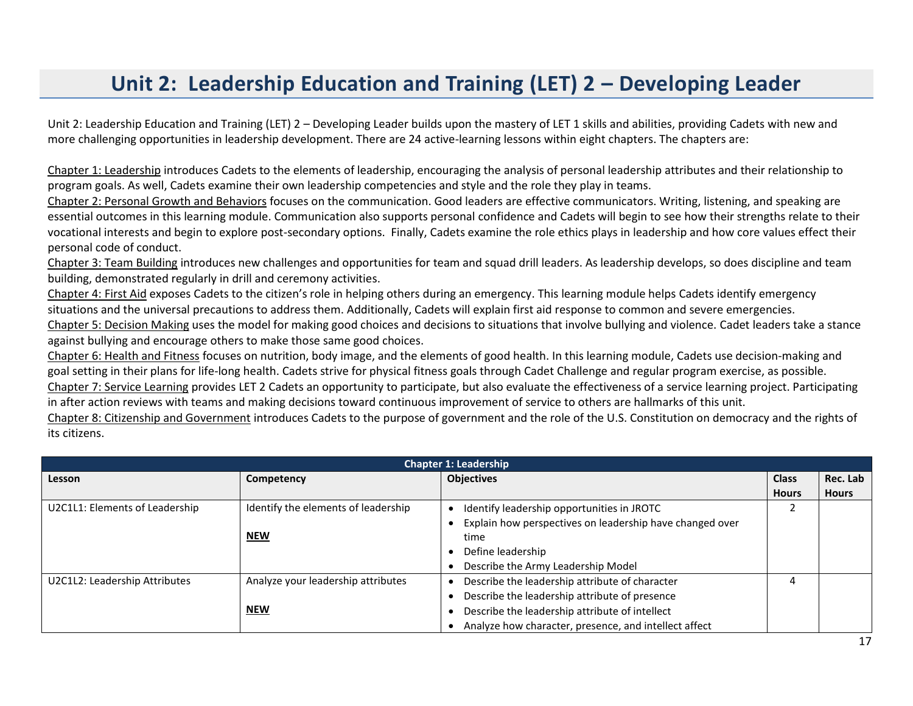# Unit 2: Leadership Education and Training (LET) 2 – Developing Leader

Unit 2: Leadership Education and Training (LET) 2 – Developing Leader builds upon the mastery of LET 1 skills and abilities, providing Cadets with new and more challenging opportunities in leadership development. There are 24 active-learning lessons within eight chapters. The chapters are:

Chapter 1: Leadership introduces Cadets to the elements of leadership, encouraging the analysis of personal leadership attributes and their relationship to program goals. As well, Cadets examine their own leadership competencies and style and the role they play in teams.
Chapter 2: Personal Growth and Behaviors focuses on the communication. Good leaders are effective communicators. Writing, listening, and speaking are essential outcomes in this learning module. Communication also supports personal confidence and Cadets will begin to see how their strengths relate to their vocational interests and begin to explore post-secondary options. Finally, Cadets examine the role ethics plays in leadership and how core values effect their personal code of conduct.
Chapter 3: Team Building introduces new challenges and opportunities for team and squad drill leaders. As leadership develops, so does discipline and team building, demonstrated regularly in drill and ceremony activities.
Chapter 4: First Aid exposes Cadets to the citizen's role in helping others during an emergency. This learning module helps Cadets identify emergency situations and the universal precautions to address them. Additionally, Cadets will explain first aid response to common and severe emergencies.
Chapter 5: Decision Making uses the model for making good choices and decisions to situations that involve bullying and violence. Cadet leaders take a stance against bullying and encourage others to make those same good choices.
Chapter 6: Health and Fitness focuses on nutrition, body image, and the elements of good health. In this learning module, Cadets use decision-making and goal setting in their plans for life-long health. Cadets strive for physical fitness goals through Cadet Challenge and regular program exercise, as possible.
Chapter 7: Service Learning provides LET 2 Cadets an opportunity to participate, but also evaluate the effectiveness of a service learning project. Participating in after action reviews with teams and making decisions toward continuous improvement of service to others are hallmarks of this unit.
Chapter 8: Citizenship and Government introduces Cadets to the purpose of government and the role of the U.S. Constitution on democracy and the rights of its citizens.

| Chapter 1: Leadership | | | | |
|---|---|---|---|---|
| **Lesson** | **Competency** | **Objectives** | **Class Hours** | **Rec. Lab Hours** |
| U2C1L1: Elements of Leadership | Identify the elements of leadership<br><br>**NEW** | • Identify leadership opportunities in JROTC<br>• Explain how perspectives on leadership have changed over time<br>• Define leadership<br>• Describe the Army Leadership Model | 2 | |
| U2C1L2: Leadership Attributes | Analyze your leadership attributes<br><br>**NEW** | • Describe the leadership attribute of character<br>• Describe the leadership attribute of presence<br>• Describe the leadership attribute of intellect<br>• Analyze how character, presence, and intellect affect | 4 | |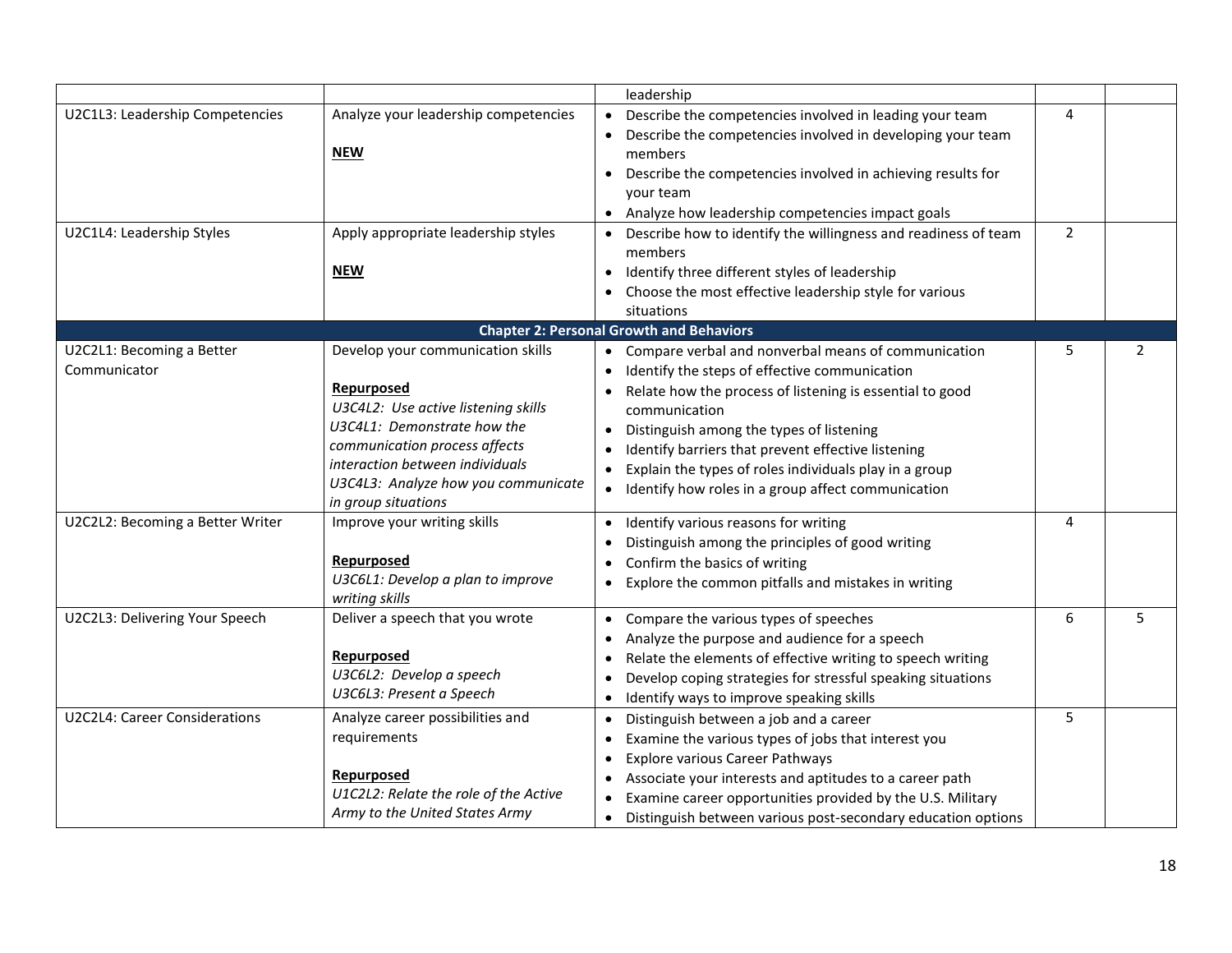| | | | | |
|---|---|---|---|---|
| | | leadership | | |
| U2C1L3: Leadership Competencies | Analyze your leadership competencies<br><br>**NEW** | • Describe the competencies involved in leading your team<br>• Describe the competencies involved in developing your team members<br>• Describe the competencies involved in achieving results for your team<br>• Analyze how leadership competencies impact goals | 4 | |
| U2C1L4: Leadership Styles | Apply appropriate leadership styles<br><br>**NEW** | • Describe how to identify the willingness and readiness of team members<br>• Identify three different styles of leadership<br>• Choose the most effective leadership style for various situations | 2 | |
| | | **Chapter 2: Personal Growth and Behaviors** | | |
| U2C2L1: Becoming a Better Communicator | Develop your communication skills<br><br>**Repurposed**<br>*U3C4L2: Use active listening skills*<br>*U3C4L1: Demonstrate how the communication process affects interaction between individuals*<br>*U3C4L3: Analyze how you communicate in group situations* | • Compare verbal and nonverbal means of communication<br>• Identify the steps of effective communication<br>• Relate how the process of listening is essential to good communication<br>• Distinguish among the types of listening<br>• Identify barriers that prevent effective listening<br>• Explain the types of roles individuals play in a group<br>• Identify how roles in a group affect communication | 5 | 2 |
| U2C2L2: Becoming a Better Writer | Improve your writing skills<br><br>**Repurposed**<br>*U3C6L1: Develop a plan to improve writing skills* | • Identify various reasons for writing<br>• Distinguish among the principles of good writing<br>• Confirm the basics of writing<br>• Explore the common pitfalls and mistakes in writing | 4 | |
| U2C2L3: Delivering Your Speech | Deliver a speech that you wrote<br><br>**Repurposed**<br>*U3C6L2: Develop a speech*<br>*U3C6L3: Present a Speech* | • Compare the various types of speeches<br>• Analyze the purpose and audience for a speech<br>• Relate the elements of effective writing to speech writing<br>• Develop coping strategies for stressful speaking situations<br>• Identify ways to improve speaking skills | 6 | 5 |
| U2C2L4: Career Considerations | Analyze career possibilities and requirements<br><br>**Repurposed**<br>*U1C2L2: Relate the role of the Active Army to the United States Army* | • Distinguish between a job and a career<br>• Examine the various types of jobs that interest you<br>• Explore various Career Pathways<br>• Associate your interests and aptitudes to a career path<br>• Examine career opportunities provided by the U.S. Military<br>• Distinguish between various post-secondary education options | 5 | |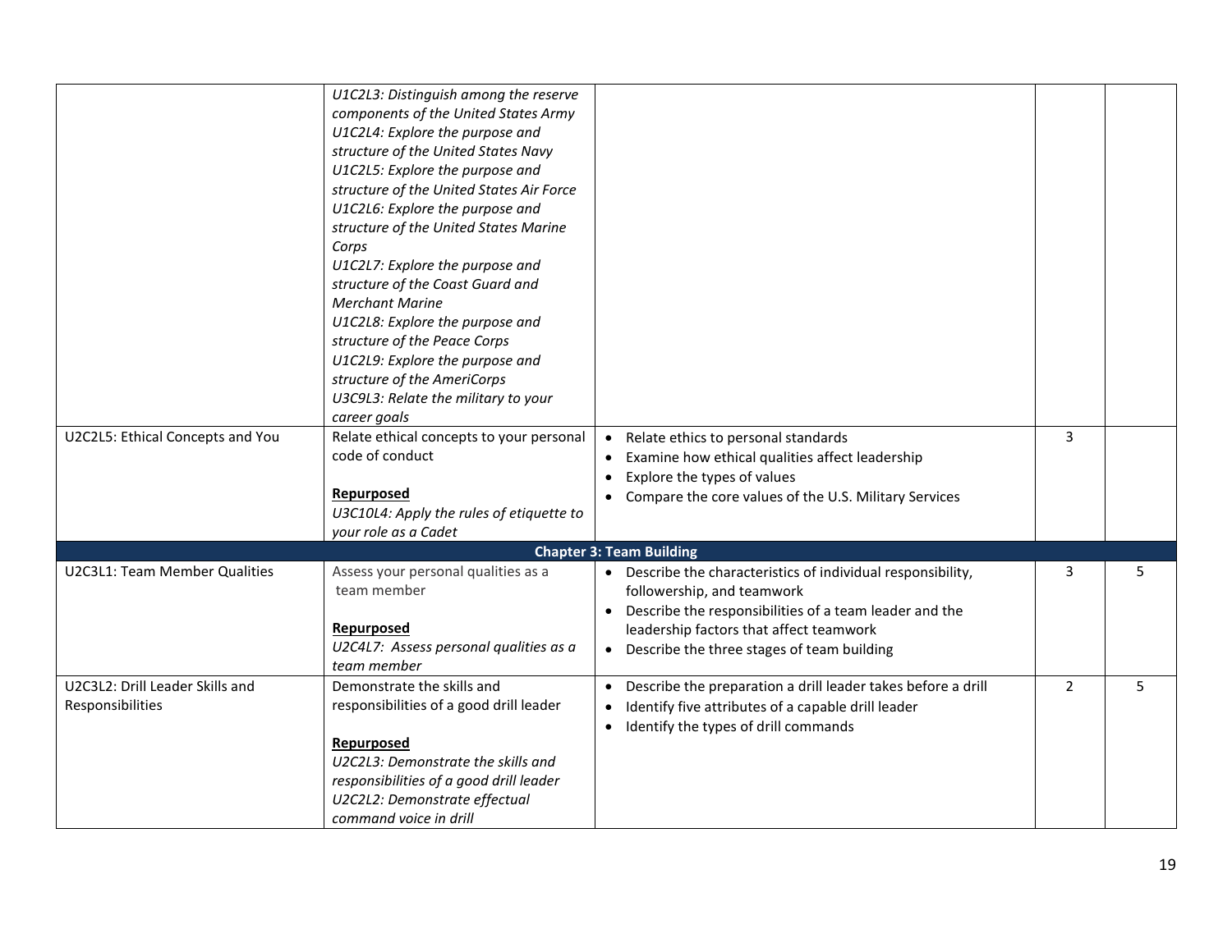| | | | | |
|---|---|---|---|---|
| | *U1C2L3: Distinguish among the reserve components of the United States Army*<br>*U1C2L4: Explore the purpose and structure of the United States Navy*<br>*U1C2L5: Explore the purpose and structure of the United States Air Force*<br>*U1C2L6: Explore the purpose and structure of the United States Marine Corps*<br>*U1C2L7: Explore the purpose and structure of the Coast Guard and Merchant Marine*<br>*U1C2L8: Explore the purpose and structure of the Peace Corps*<br>*U1C2L9: Explore the purpose and structure of the AmeriCorps*<br>*U3C9L3: Relate the military to your career goals* | | | |
| U2C2L5: Ethical Concepts and You | Relate ethical concepts to your personal code of conduct<br><br>**Repurposed**<br>*U3C10L4: Apply the rules of etiquette to your role as a Cadet* | • Relate ethics to personal standards<br>• Examine how ethical qualities affect leadership<br>• Explore the types of values<br>• Compare the core values of the U.S. Military Services | 3 | |
| **Chapter 3: Team Building** | | | | |
| U2C3L1: Team Member Qualities | Assess your personal qualities as a team member<br><br>**Repurposed**<br>*U2C4L7: Assess personal qualities as a team member* | • Describe the characteristics of individual responsibility, followership, and teamwork<br>• Describe the responsibilities of a team leader and the leadership factors that affect teamwork<br>• Describe the three stages of team building | 3 | 5 |
| U2C3L2: Drill Leader Skills and Responsibilities | Demonstrate the skills and responsibilities of a good drill leader<br><br>**Repurposed**<br>*U2C2L3: Demonstrate the skills and responsibilities of a good drill leader*<br>*U2C2L2: Demonstrate effectual command voice in drill* | • Describe the preparation a drill leader takes before a drill<br>• Identify five attributes of a capable drill leader<br>• Identify the types of drill commands | 2 | 5 |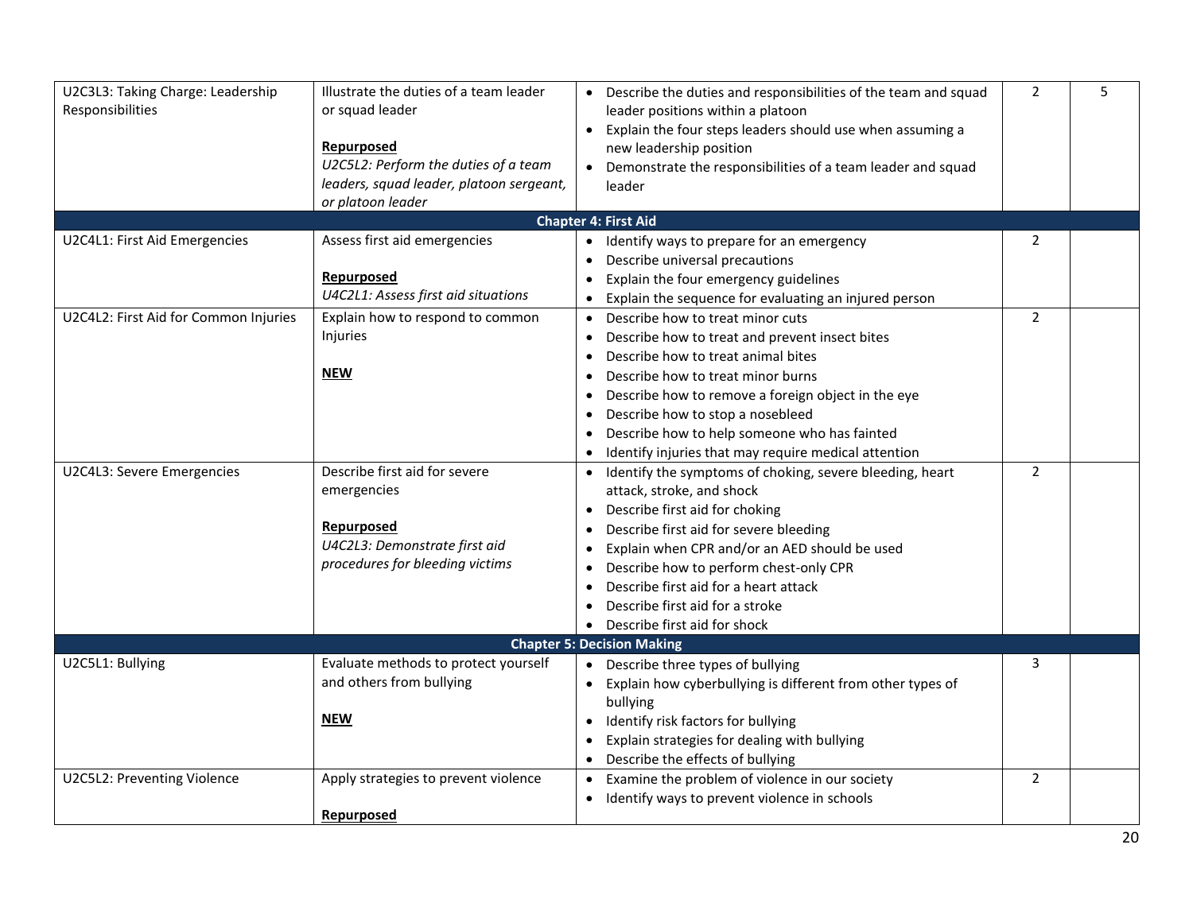| | | | | |
|---|---|---|---|---|
| U2C3L3: Taking Charge: Leadership Responsibilities | Illustrate the duties of a team leader or squad leader<br><br>**Repurposed**<br>*U2C5L2: Perform the duties of a team leaders, squad leader, platoon sergeant, or platoon leader* | • Describe the duties and responsibilities of the team and squad leader positions within a platoon<br>• Explain the four steps leaders should use when assuming a new leadership position<br>• Demonstrate the responsibilities of a team leader and squad leader | 2 | 5 |
| **Chapter 4: First Aid** | | | | |
| U2C4L1: First Aid Emergencies | Assess first aid emergencies<br><br>**Repurposed**<br>*U4C2L1: Assess first aid situations* | • Identify ways to prepare for an emergency<br>• Describe universal precautions<br>• Explain the four emergency guidelines<br>• Explain the sequence for evaluating an injured person | 2 | |
| U2C4L2: First Aid for Common Injuries | Explain how to respond to common Injuries<br><br>**NEW** | • Describe how to treat minor cuts<br>• Describe how to treat and prevent insect bites<br>• Describe how to treat animal bites<br>• Describe how to treat minor burns<br>• Describe how to remove a foreign object in the eye<br>• Describe how to stop a nosebleed<br>• Describe how to help someone who has fainted<br>• Identify injuries that may require medical attention | 2 | |
| U2C4L3: Severe Emergencies | Describe first aid for severe emergencies<br><br>**Repurposed**<br>*U4C2L3: Demonstrate first aid procedures for bleeding victims* | • Identify the symptoms of choking, severe bleeding, heart attack, stroke, and shock<br>• Describe first aid for choking<br>• Describe first aid for severe bleeding<br>• Explain when CPR and/or an AED should be used<br>• Describe how to perform chest-only CPR<br>• Describe first aid for a heart attack<br>• Describe first aid for a stroke<br>• Describe first aid for shock | 2 | |
| **Chapter 5: Decision Making** | | | | |
| U2C5L1: Bullying | Evaluate methods to protect yourself and others from bullying<br><br>**NEW** | • Describe three types of bullying<br>• Explain how cyberbullying is different from other types of bullying<br>• Identify risk factors for bullying<br>• Explain strategies for dealing with bullying<br>• Describe the effects of bullying | 3 | |
| U2C5L2: Preventing Violence | Apply strategies to prevent violence<br><br>**Repurposed** | • Examine the problem of violence in our society<br>• Identify ways to prevent violence in schools | 2 | |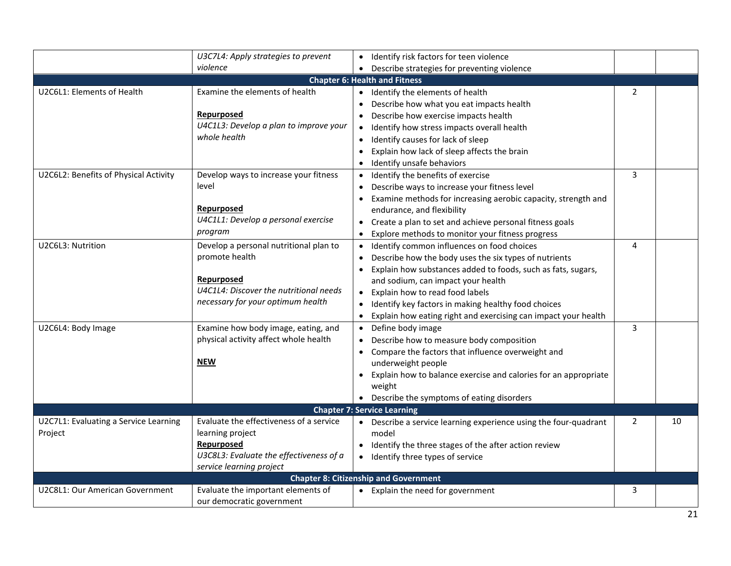| | | | | |
|---|---|---|---|---|
| | *U3C7L4: Apply strategies to prevent violence* | • Identify risk factors for teen violence<br>• Describe strategies for preventing violence | | |
| **Chapter 6: Health and Fitness** | | | | |
| U2C6L1: Elements of Health | Examine the elements of health<br><br>**Repurposed**<br>*U4C1L3: Develop a plan to improve your whole health* | • Identify the elements of health<br>• Describe how what you eat impacts health<br>• Describe how exercise impacts health<br>• Identify how stress impacts overall health<br>• Identify causes for lack of sleep<br>• Explain how lack of sleep affects the brain<br>• Identify unsafe behaviors | 2 | |
| U2C6L2: Benefits of Physical Activity | Develop ways to increase your fitness level<br><br>**Repurposed**<br>*U4C1L1: Develop a personal exercise program* | • Identify the benefits of exercise<br>• Describe ways to increase your fitness level<br>• Examine methods for increasing aerobic capacity, strength and endurance, and flexibility<br>• Create a plan to set and achieve personal fitness goals<br>• Explore methods to monitor your fitness progress | 3 | |
| U2C6L3: Nutrition | Develop a personal nutritional plan to promote health<br><br>**Repurposed**<br>*U4C1L4: Discover the nutritional needs necessary for your optimum health* | • Identify common influences on food choices<br>• Describe how the body uses the six types of nutrients<br>• Explain how substances added to foods, such as fats, sugars, and sodium, can impact your health<br>• Explain how to read food labels<br>• Identify key factors in making healthy food choices<br>• Explain how eating right and exercising can impact your health | 4 | |
| U2C6L4: Body Image | Examine how body image, eating, and physical activity affect whole health<br><br>**NEW** | • Define body image<br>• Describe how to measure body composition<br>• Compare the factors that influence overweight and underweight people<br>• Explain how to balance exercise and calories for an appropriate weight<br>• Describe the symptoms of eating disorders | 3 | |
| **Chapter 7: Service Learning** | | | | |
| U2C7L1: Evaluating a Service Learning Project | Evaluate the effectiveness of a service learning project<br>**Repurposed**<br>*U3C8L3: Evaluate the effectiveness of a service learning project* | • Describe a service learning experience using the four-quadrant model<br>• Identify the three stages of the after action review<br>• Identify three types of service | 2 | 10 |
| **Chapter 8: Citizenship and Government** | | | | |
| U2C8L1: Our American Government | Evaluate the important elements of our democratic government | • Explain the need for government | 3 | |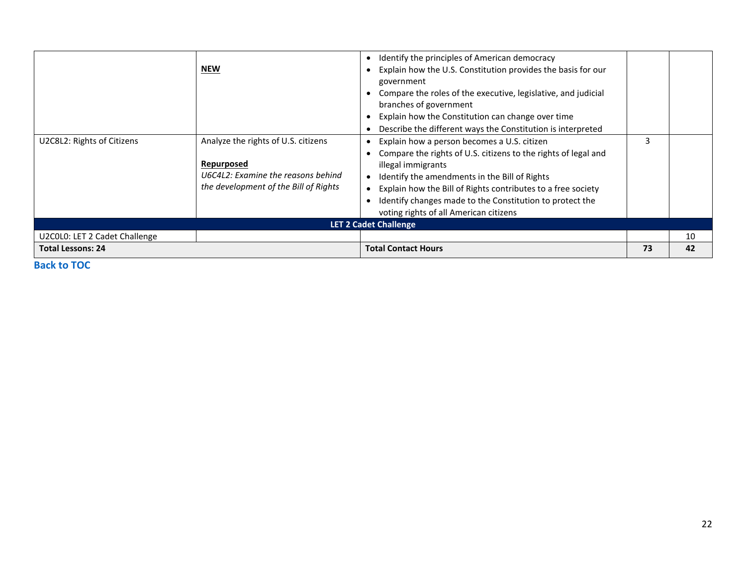| | | | | |
|---|---|---|---|---|
| | **NEW** | • Identify the principles of American democracy<br>• Explain how the U.S. Constitution provides the basis for our government<br>• Compare the roles of the executive, legislative, and judicial branches of government<br>• Explain how the Constitution can change over time<br>• Describe the different ways the Constitution is interpreted | | |
| U2C8L2: Rights of Citizens | Analyze the rights of U.S. citizens<br><br>**Repurposed**<br>*U6C4L2: Examine the reasons behind the development of the Bill of Rights* | • Explain how a person becomes a U.S. citizen<br>• Compare the rights of U.S. citizens to the rights of legal and illegal immigrants<br>• Identify the amendments in the Bill of Rights<br>• Explain how the Bill of Rights contributes to a free society<br>• Identify changes made to the Constitution to protect the voting rights of all American citizens | 3 | |
| **LET 2 Cadet Challenge** | | | | |
| U2C0L0: LET 2 Cadet Challenge | | | | 10 |
| **Total Lessons: 24** | | **Total Contact Hours** | **73** | **42** |

**Back to TOC**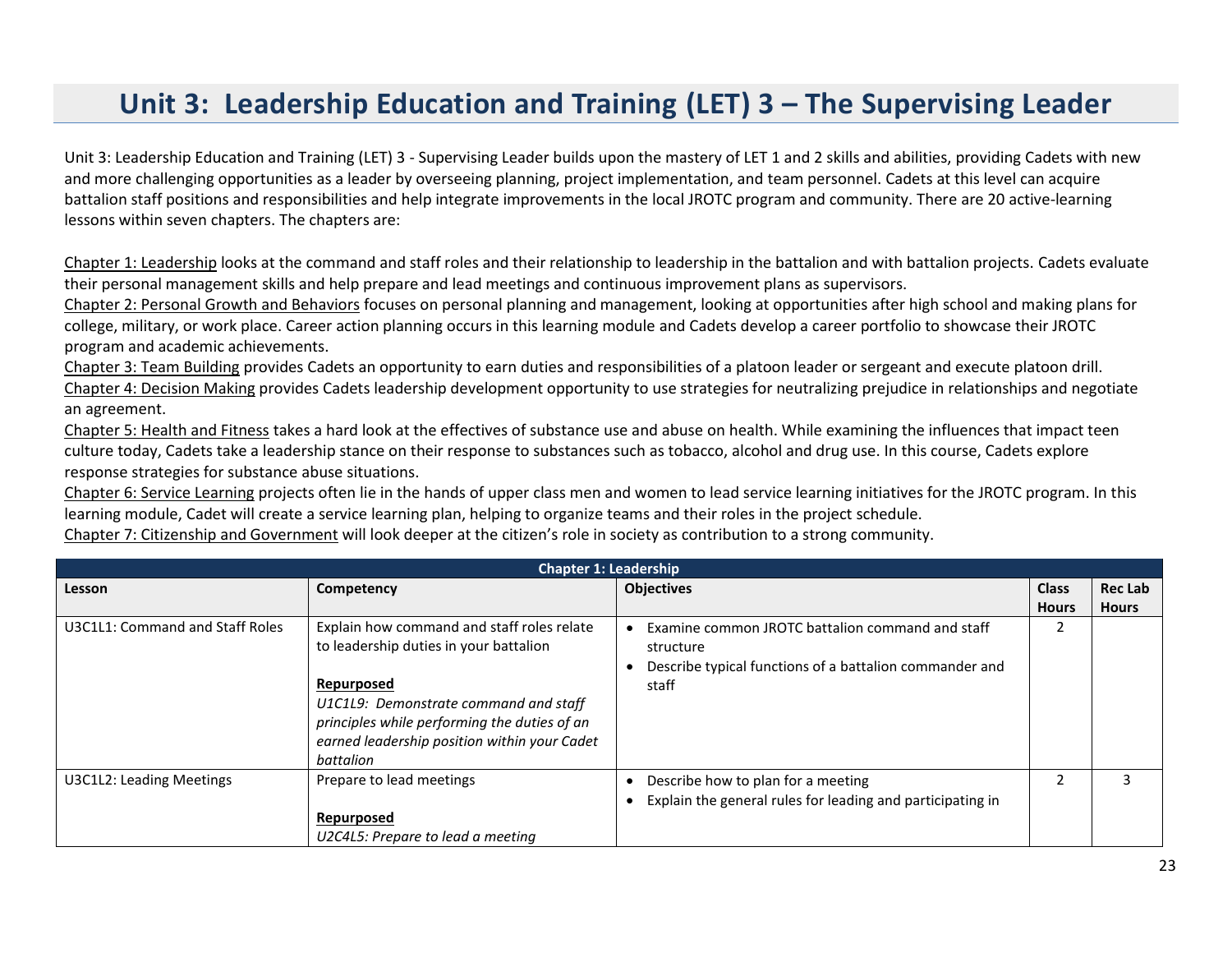# Unit 3: Leadership Education and Training (LET) 3 – The Supervising Leader

Unit 3: Leadership Education and Training (LET) 3 - Supervising Leader builds upon the mastery of LET 1 and 2 skills and abilities, providing Cadets with new and more challenging opportunities as a leader by overseeing planning, project implementation, and team personnel. Cadets at this level can acquire battalion staff positions and responsibilities and help integrate improvements in the local JROTC program and community. There are 20 active-learning lessons within seven chapters. The chapters are:

Chapter 1: Leadership looks at the command and staff roles and their relationship to leadership in the battalion and with battalion projects. Cadets evaluate their personal management skills and help prepare and lead meetings and continuous improvement plans as supervisors.
Chapter 2: Personal Growth and Behaviors focuses on personal planning and management, looking at opportunities after high school and making plans for college, military, or work place. Career action planning occurs in this learning module and Cadets develop a career portfolio to showcase their JROTC program and academic achievements.
Chapter 3: Team Building provides Cadets an opportunity to earn duties and responsibilities of a platoon leader or sergeant and execute platoon drill.
Chapter 4: Decision Making provides Cadets leadership development opportunity to use strategies for neutralizing prejudice in relationships and negotiate an agreement.
Chapter 5: Health and Fitness takes a hard look at the effectives of substance use and abuse on health. While examining the influences that impact teen culture today, Cadets take a leadership stance on their response to substances such as tobacco, alcohol and drug use. In this course, Cadets explore response strategies for substance abuse situations.
Chapter 6: Service Learning projects often lie in the hands of upper class men and women to lead service learning initiatives for the JROTC program. In this learning module, Cadet will create a service learning plan, helping to organize teams and their roles in the project schedule.
Chapter 7: Citizenship and Government will look deeper at the citizen's role in society as contribution to a strong community.

| Chapter 1: Leadership | | | | |
|---|---|---|---|---|
| **Lesson** | **Competency** | **Objectives** | **Class Hours** | **Rec Lab Hours** |
| U3C1L1: Command and Staff Roles | Explain how command and staff roles relate to leadership duties in your battalion<br><br>**Repurposed**<br>*U1C1L9: Demonstrate command and staff principles while performing the duties of an earned leadership position within your Cadet battalion* | • Examine common JROTC battalion command and staff structure<br>• Describe typical functions of a battalion commander and staff | 2 | |
| U3C1L2: Leading Meetings | Prepare to lead meetings<br><br>**Repurposed**<br>*U2C4L5: Prepare to lead a meeting* | • Describe how to plan for a meeting<br>• Explain the general rules for leading and participating in | 2 | 3 |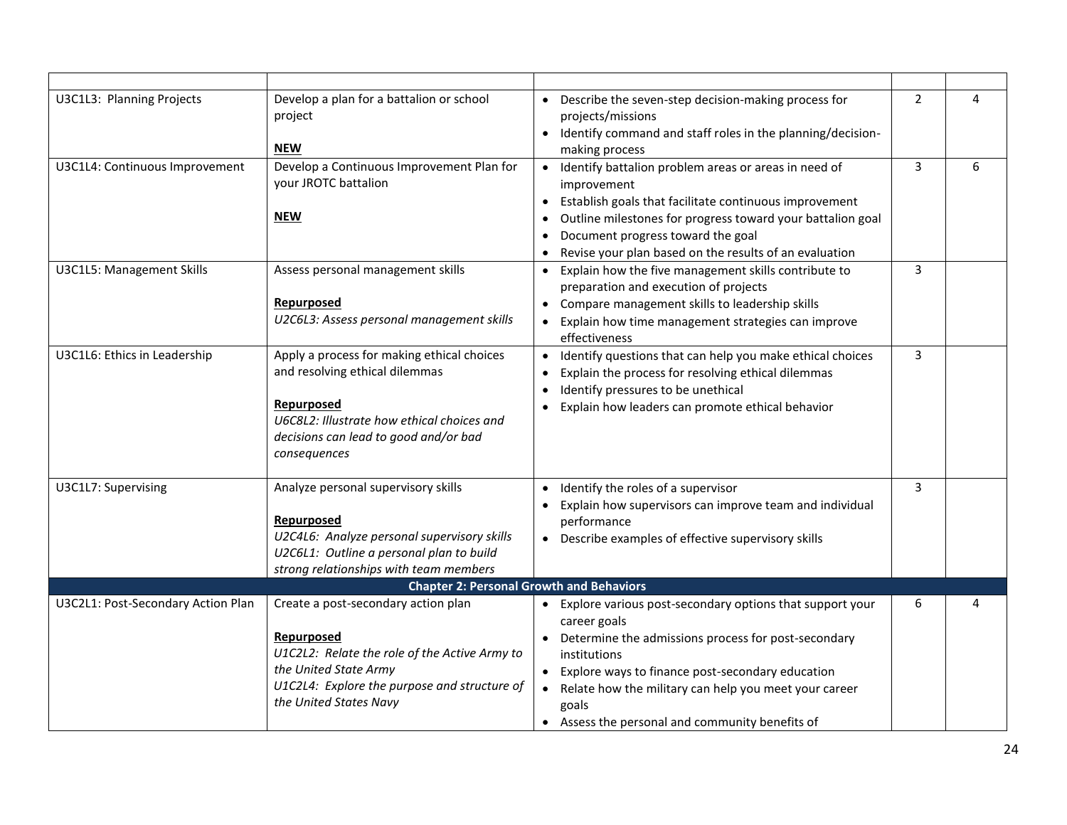| | | | | |
|---|---|---|---|---|
| U3C1L3: Planning Projects | Develop a plan for a battalion or school project<br><br>**NEW** | • Describe the seven-step decision-making process for projects/missions<br>• Identify command and staff roles in the planning/decision-making process | 2 | 4 |
| U3C1L4: Continuous Improvement | Develop a Continuous Improvement Plan for your JROTC battalion<br><br>**NEW** | • Identify battalion problem areas or areas in need of improvement<br>• Establish goals that facilitate continuous improvement<br>• Outline milestones for progress toward your battalion goal<br>• Document progress toward the goal<br>• Revise your plan based on the results of an evaluation | 3 | 6 |
| U3C1L5: Management Skills | Assess personal management skills<br><br>**Repurposed**<br>*U2C6L3: Assess personal management skills* | • Explain how the five management skills contribute to preparation and execution of projects<br>• Compare management skills to leadership skills<br>• Explain how time management strategies can improve effectiveness | 3 | |
| U3C1L6: Ethics in Leadership | Apply a process for making ethical choices and resolving ethical dilemmas<br><br>**Repurposed**<br>*U6C8L2: Illustrate how ethical choices and decisions can lead to good and/or bad consequences* | • Identify questions that can help you make ethical choices<br>• Explain the process for resolving ethical dilemmas<br>• Identify pressures to be unethical<br>• Explain how leaders can promote ethical behavior | 3 | |
| U3C1L7: Supervising | Analyze personal supervisory skills<br><br>**Repurposed**<br>*U2C4L6: Analyze personal supervisory skills*<br>*U2C6L1: Outline a personal plan to build strong relationships with team members* | • Identify the roles of a supervisor<br>• Explain how supervisors can improve team and individual performance<br>• Describe examples of effective supervisory skills | 3 | |
| **Chapter 2: Personal Growth and Behaviors** | | | | |
| U3C2L1: Post-Secondary Action Plan | Create a post-secondary action plan<br><br>**Repurposed**<br>*U1C2L2: Relate the role of the Active Army to the United State Army*<br>*U1C2L4: Explore the purpose and structure of the United States Navy* | • Explore various post-secondary options that support your career goals<br>• Determine the admissions process for post-secondary institutions<br>• Explore ways to finance post-secondary education<br>• Relate how the military can help you meet your career goals<br>• Assess the personal and community benefits of | 6 | 4 |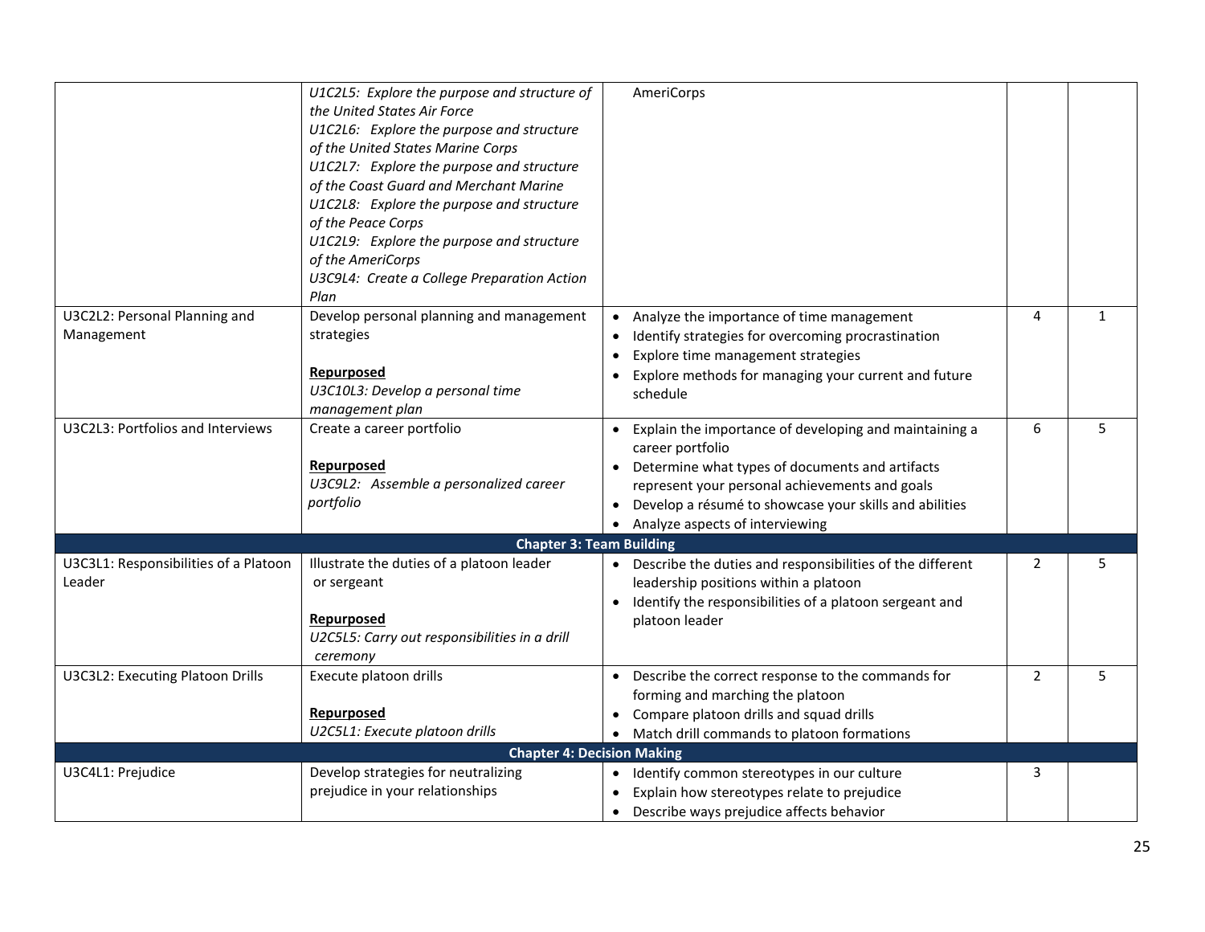| | | | | |
|---|---|---|---|---|
| | *U1C2L5: Explore the purpose and structure of the United States Air Force*<br>*U1C2L6: Explore the purpose and structure of the United States Marine Corps*<br>*U1C2L7: Explore the purpose and structure of the Coast Guard and Merchant Marine*<br>*U1C2L8: Explore the purpose and structure of the Peace Corps*<br>*U1C2L9: Explore the purpose and structure of the AmeriCorps*<br>*U3C9L4: Create a College Preparation Action Plan* | AmeriCorps | | |
| U3C2L2: Personal Planning and Management | Develop personal planning and management strategies<br><br>**Repurposed**<br>*U3C10L3: Develop a personal time management plan* | • Analyze the importance of time management<br>• Identify strategies for overcoming procrastination<br>• Explore time management strategies<br>• Explore methods for managing your current and future schedule | 4 | 1 |
| U3C2L3: Portfolios and Interviews | Create a career portfolio<br><br>**Repurposed**<br>*U3C9L2: Assemble a personalized career portfolio* | • Explain the importance of developing and maintaining a career portfolio<br>• Determine what types of documents and artifacts represent your personal achievements and goals<br>• Develop a résumé to showcase your skills and abilities<br>• Analyze aspects of interviewing | 6 | 5 |
| **Chapter 3: Team Building** | | | | |
| U3C3L1: Responsibilities of a Platoon Leader | Illustrate the duties of a platoon leader or sergeant<br><br>**Repurposed**<br>*U2C5L5: Carry out responsibilities in a drill ceremony* | • Describe the duties and responsibilities of the different leadership positions within a platoon<br>• Identify the responsibilities of a platoon sergeant and platoon leader | 2 | 5 |
| U3C3L2: Executing Platoon Drills | Execute platoon drills<br><br>**Repurposed**<br>*U2C5L1: Execute platoon drills* | • Describe the correct response to the commands for forming and marching the platoon<br>• Compare platoon drills and squad drills<br>• Match drill commands to platoon formations | 2 | 5 |
| **Chapter 4: Decision Making** | | | | |
| U3C4L1: Prejudice | Develop strategies for neutralizing prejudice in your relationships | • Identify common stereotypes in our culture<br>• Explain how stereotypes relate to prejudice<br>• Describe ways prejudice affects behavior | 3 | |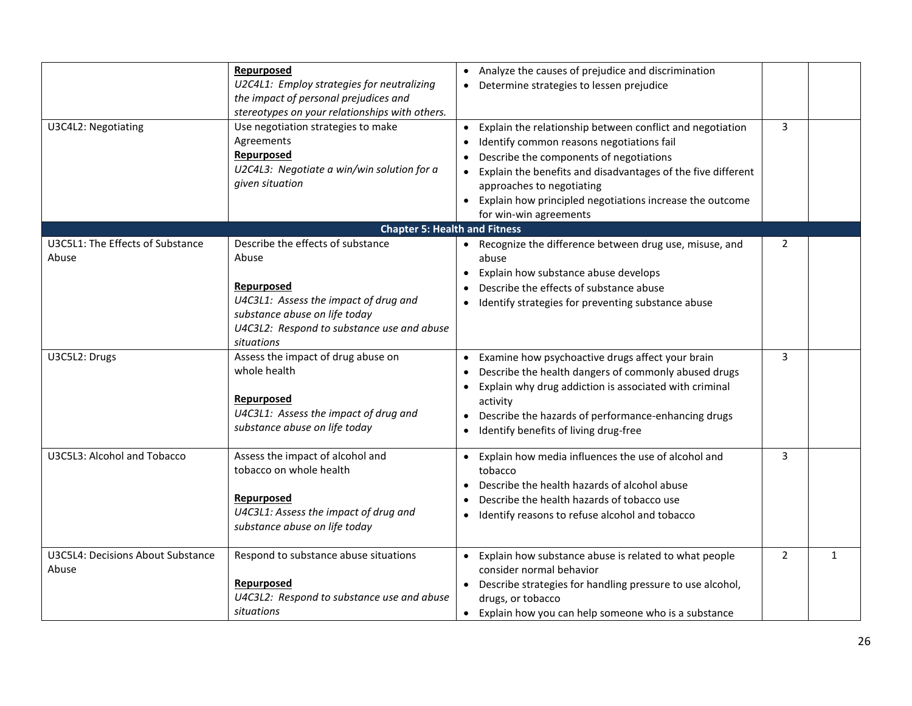| | | | | |
|---|---|---|---|---|
| | **Repurposed**<br>*U2C4L1: Employ strategies for neutralizing the impact of personal prejudices and stereotypes on your relationships with others.* | • Analyze the causes of prejudice and discrimination<br>• Determine strategies to lessen prejudice | | |
| U3C4L2: Negotiating | Use negotiation strategies to make Agreements<br>**Repurposed**<br>*U2C4L3: Negotiate a win/win solution for a given situation* | • Explain the relationship between conflict and negotiation<br>• Identify common reasons negotiations fail<br>• Describe the components of negotiations<br>• Explain the benefits and disadvantages of the five different approaches to negotiating<br>• Explain how principled negotiations increase the outcome for win-win agreements | 3 | |
| **Chapter 5: Health and Fitness** | | | | |
| U3C5L1: The Effects of Substance Abuse | Describe the effects of substance Abuse<br><br>**Repurposed**<br>*U4C3L1: Assess the impact of drug and substance abuse on life today*<br>*U4C3L2: Respond to substance use and abuse situations* | • Recognize the difference between drug use, misuse, and abuse<br>• Explain how substance abuse develops<br>• Describe the effects of substance abuse<br>• Identify strategies for preventing substance abuse | 2 | |
| U3C5L2: Drugs | Assess the impact of drug abuse on whole health<br><br>**Repurposed**<br>*U4C3L1: Assess the impact of drug and substance abuse on life today* | • Examine how psychoactive drugs affect your brain<br>• Describe the health dangers of commonly abused drugs<br>• Explain why drug addiction is associated with criminal activity<br>• Describe the hazards of performance-enhancing drugs<br>• Identify benefits of living drug-free | 3 | |
| U3C5L3: Alcohol and Tobacco | Assess the impact of alcohol and tobacco on whole health<br><br>**Repurposed**<br>*U4C3L1: Assess the impact of drug and substance abuse on life today* | • Explain how media influences the use of alcohol and tobacco<br>• Describe the health hazards of alcohol abuse<br>• Describe the health hazards of tobacco use<br>• Identify reasons to refuse alcohol and tobacco | 3 | |
| U3C5L4: Decisions About Substance Abuse | Respond to substance abuse situations<br><br>**Repurposed**<br>*U4C3L2: Respond to substance use and abuse situations* | • Explain how substance abuse is related to what people consider normal behavior<br>• Describe strategies for handling pressure to use alcohol, drugs, or tobacco<br>• Explain how you can help someone who is a substance | 2 | 1 |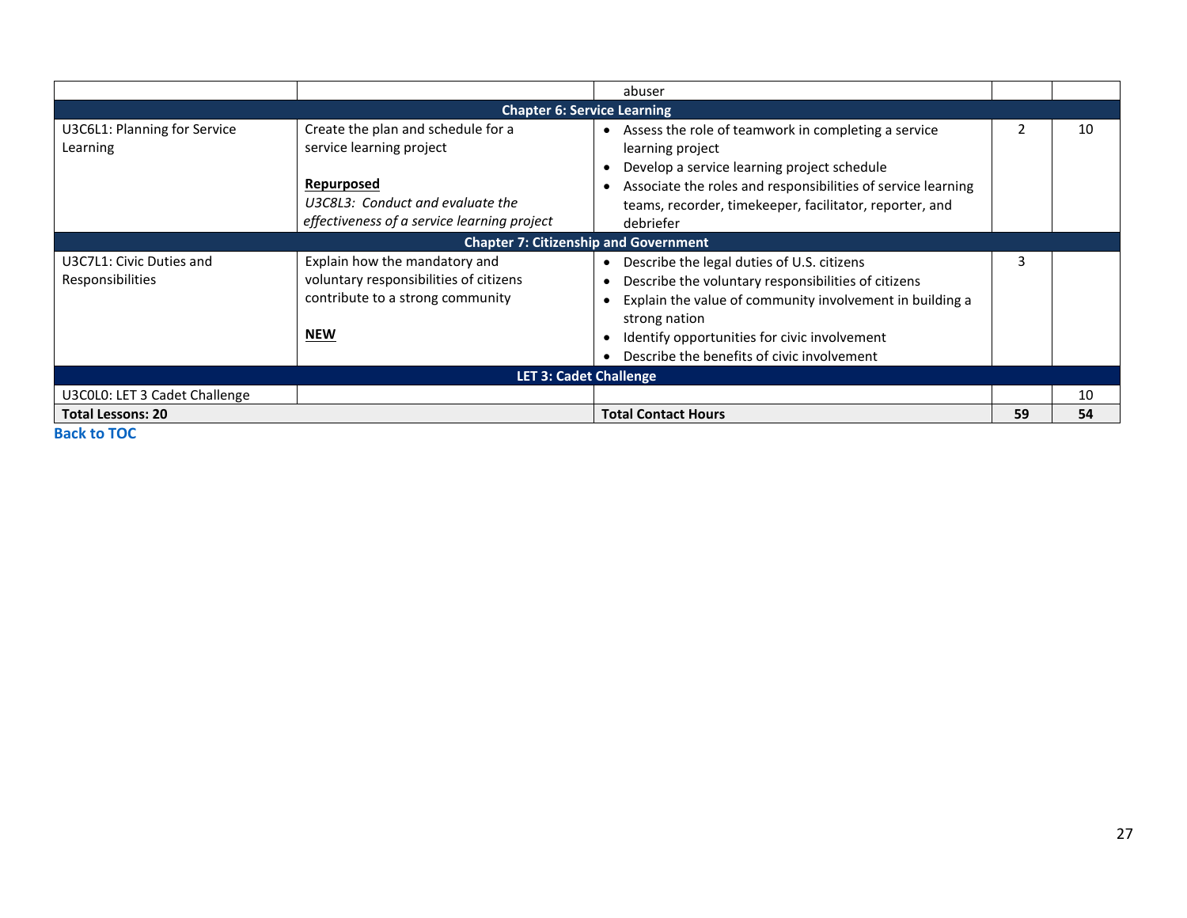| | | | | |
|---|---|---|---|---|
| | | abuser | | |
| **Chapter 6: Service Learning** | | | | |
| U3C6L1: Planning for Service Learning | Create the plan and schedule for a service learning project<br><br>**Repurposed**<br>*U3C8L3: Conduct and evaluate the effectiveness of a service learning project* | • Assess the role of teamwork in completing a service learning project<br>• Develop a service learning project schedule<br>• Associate the roles and responsibilities of service learning teams, recorder, timekeeper, facilitator, reporter, and debriefer | 2 | 10 |
| **Chapter 7: Citizenship and Government** | | | | |
| U3C7L1: Civic Duties and Responsibilities | Explain how the mandatory and voluntary responsibilities of citizens contribute to a strong community<br><br>**NEW** | • Describe the legal duties of U.S. citizens<br>• Describe the voluntary responsibilities of citizens<br>• Explain the value of community involvement in building a strong nation<br>• Identify opportunities for civic involvement<br>• Describe the benefits of civic involvement | 3 | |
| **LET 3: Cadet Challenge** | | | | |
| U3C0L0: LET 3 Cadet Challenge | | | | 10 |
| **Total Lessons: 20** | | **Total Contact Hours** | **59** | **54** |

**Back to TOC**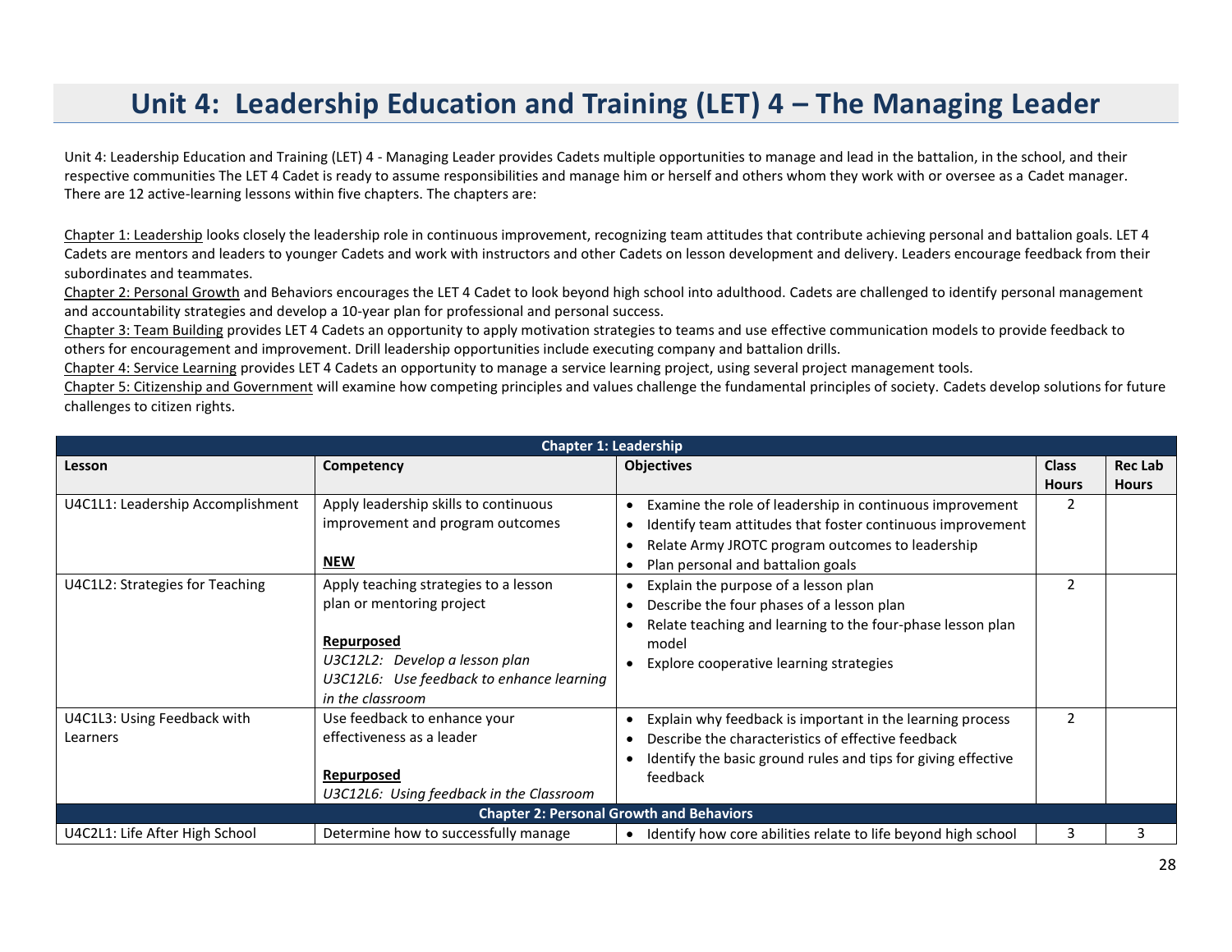# Unit 4: Leadership Education and Training (LET) 4 – The Managing Leader

Unit 4: Leadership Education and Training (LET) 4 - Managing Leader provides Cadets multiple opportunities to manage and lead in the battalion, in the school, and their respective communities The LET 4 Cadet is ready to assume responsibilities and manage him or herself and others whom they work with or oversee as a Cadet manager. There are 12 active-learning lessons within five chapters. The chapters are:

Chapter 1: Leadership looks closely the leadership role in continuous improvement, recognizing team attitudes that contribute achieving personal and battalion goals. LET 4 Cadets are mentors and leaders to younger Cadets and work with instructors and other Cadets on lesson development and delivery. Leaders encourage feedback from their subordinates and teammates.
Chapter 2: Personal Growth and Behaviors encourages the LET 4 Cadet to look beyond high school into adulthood. Cadets are challenged to identify personal management and accountability strategies and develop a 10-year plan for professional and personal success.
Chapter 3: Team Building provides LET 4 Cadets an opportunity to apply motivation strategies to teams and use effective communication models to provide feedback to others for encouragement and improvement. Drill leadership opportunities include executing company and battalion drills.
Chapter 4: Service Learning provides LET 4 Cadets an opportunity to manage a service learning project, using several project management tools.
Chapter 5: Citizenship and Government will examine how competing principles and values challenge the fundamental principles of society. Cadets develop solutions for future challenges to citizen rights.

| **Chapter 1: Leadership** | | | | |
|---|---|---|---|---|
| **Lesson** | **Competency** | **Objectives** | **Class Hours** | **Rec Lab Hours** |
| U4C1L1: Leadership Accomplishment | Apply leadership skills to continuous improvement and program outcomes<br><br>**NEW** | • Examine the role of leadership in continuous improvement<br>• Identify team attitudes that foster continuous improvement<br>• Relate Army JROTC program outcomes to leadership<br>• Plan personal and battalion goals | 2 | |
| U4C1L2: Strategies for Teaching | Apply teaching strategies to a lesson plan or mentoring project<br><br>**Repurposed**<br>*U3C12L2: Develop a lesson plan*<br>*U3C12L6: Use feedback to enhance learning in the classroom* | • Explain the purpose of a lesson plan<br>• Describe the four phases of a lesson plan<br>• Relate teaching and learning to the four-phase lesson plan model<br>• Explore cooperative learning strategies | 2 | |
| U4C1L3: Using Feedback with Learners | Use feedback to enhance your effectiveness as a leader<br><br>**Repurposed**<br>*U3C12L6: Using feedback in the Classroom* | • Explain why feedback is important in the learning process<br>• Describe the characteristics of effective feedback<br>• Identify the basic ground rules and tips for giving effective feedback | 2 | |
| **Chapter 2: Personal Growth and Behaviors** | | | | |
| U4C2L1: Life After High School | Determine how to successfully manage | • Identify how core abilities relate to life beyond high school | 3 | 3 |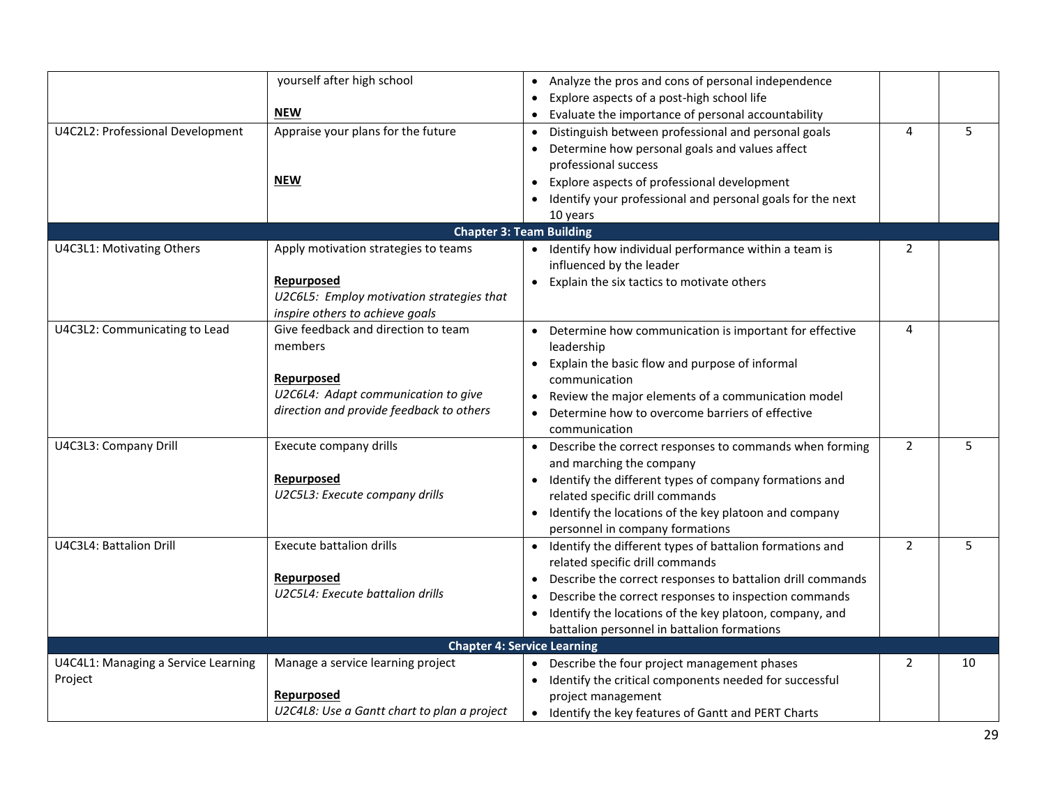| | | | | |
|---|---|---|---|---|
| | yourself after high school<br><br>**NEW** | • Analyze the pros and cons of personal independence<br>• Explore aspects of a post-high school life<br>• Evaluate the importance of personal accountability | | |
| U4C2L2: Professional Development | Appraise your plans for the future<br><br>**NEW** | • Distinguish between professional and personal goals<br>• Determine how personal goals and values affect professional success<br>• Explore aspects of professional development<br>• Identify your professional and personal goals for the next 10 years | 4 | 5 |
| **Chapter 3: Team Building** | | | | |
| U4C3L1: Motivating Others | Apply motivation strategies to teams<br><br>**Repurposed**<br>*U2C6L5: Employ motivation strategies that inspire others to achieve goals* | • Identify how individual performance within a team is influenced by the leader<br>• Explain the six tactics to motivate others | 2 | |
| U4C3L2: Communicating to Lead | Give feedback and direction to team members<br><br>**Repurposed**<br>*U2C6L4: Adapt communication to give direction and provide feedback to others* | • Determine how communication is important for effective leadership<br>• Explain the basic flow and purpose of informal communication<br>• Review the major elements of a communication model<br>• Determine how to overcome barriers of effective communication | 4 | |
| U4C3L3: Company Drill | Execute company drills<br><br>**Repurposed**<br>*U2C5L3: Execute company drills* | • Describe the correct responses to commands when forming and marching the company<br>• Identify the different types of company formations and related specific drill commands<br>• Identify the locations of the key platoon and company personnel in company formations | 2 | 5 |
| U4C3L4: Battalion Drill | Execute battalion drills<br><br>**Repurposed**<br>*U2C5L4: Execute battalion drills* | • Identify the different types of battalion formations and related specific drill commands<br>• Describe the correct responses to battalion drill commands<br>• Describe the correct responses to inspection commands<br>• Identify the locations of the key platoon, company, and battalion personnel in battalion formations | 2 | 5 |
| **Chapter 4: Service Learning** | | | | |
| U4C4L1: Managing a Service Learning Project | Manage a service learning project<br><br>**Repurposed**<br>*U2C4L8: Use a Gantt chart to plan a project* | • Describe the four project management phases<br>• Identify the critical components needed for successful project management<br>• Identify the key features of Gantt and PERT Charts | 2 | 10 |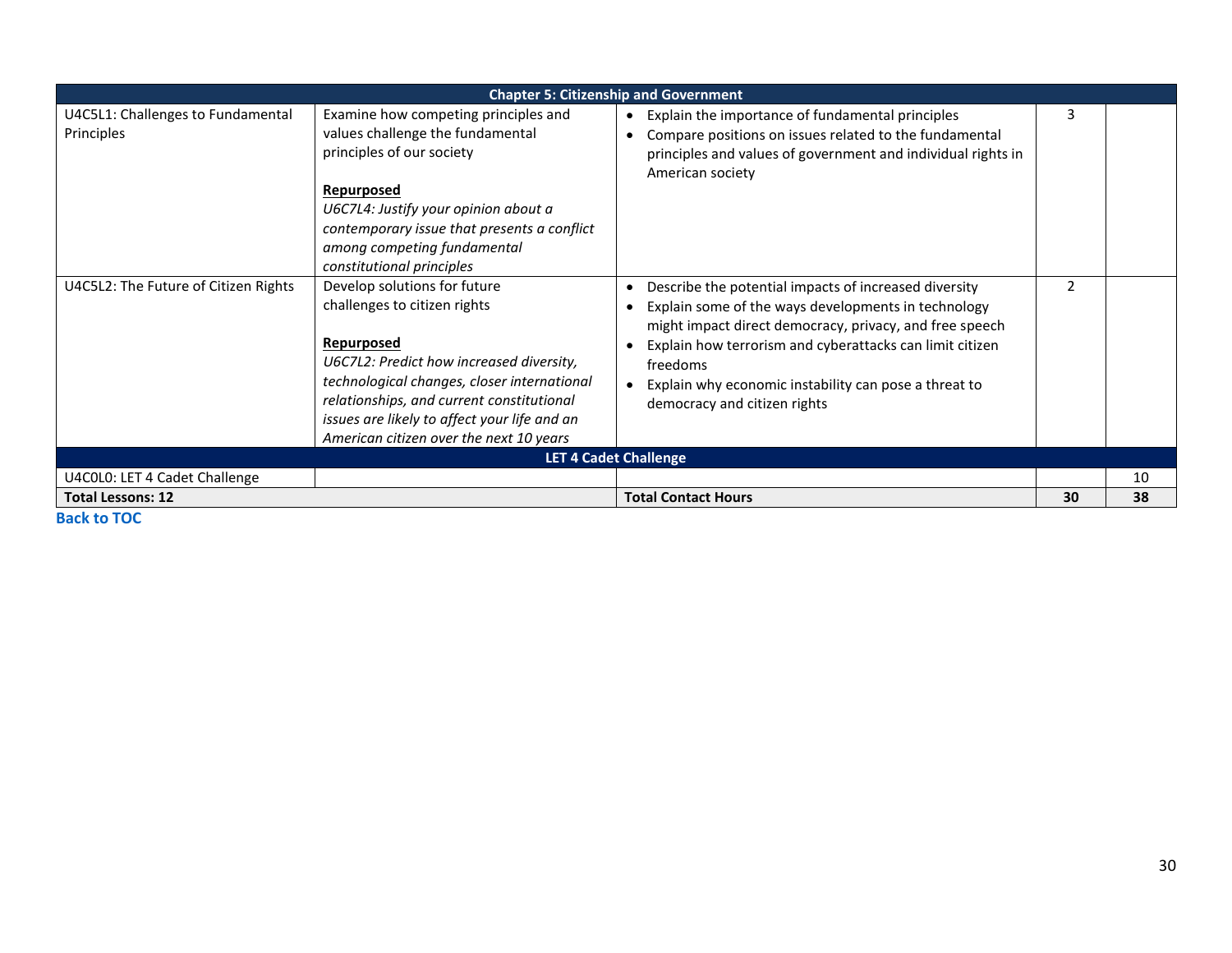| Chapter 5: Citizenship and Government | | | | |
|---|---|---|---|---|
| U4C5L1: Challenges to Fundamental Principles | Examine how competing principles and values challenge the fundamental principles of our society<br><br>**Repurposed**<br>*U6C7L4: Justify your opinion about a contemporary issue that presents a conflict among competing fundamental constitutional principles* | • Explain the importance of fundamental principles<br>• Compare positions on issues related to the fundamental principles and values of government and individual rights in American society | 3 | |
| U4C5L2: The Future of Citizen Rights | Develop solutions for future challenges to citizen rights<br><br>**Repurposed**<br>*U6C7L2: Predict how increased diversity, technological changes, closer international relationships, and current constitutional issues are likely to affect your life and an American citizen over the next 10 years* | • Describe the potential impacts of increased diversity<br>• Explain some of the ways developments in technology might impact direct democracy, privacy, and free speech<br>• Explain how terrorism and cyberattacks can limit citizen freedoms<br>• Explain why economic instability can pose a threat to democracy and citizen rights | 2 | |
| **LET 4 Cadet Challenge** | | | | |
| U4C0L0: LET 4 Cadet Challenge | | | | 10 |
| **Total Lessons: 12** | | **Total Contact Hours** | **30** | **38** |

**Back to TOC**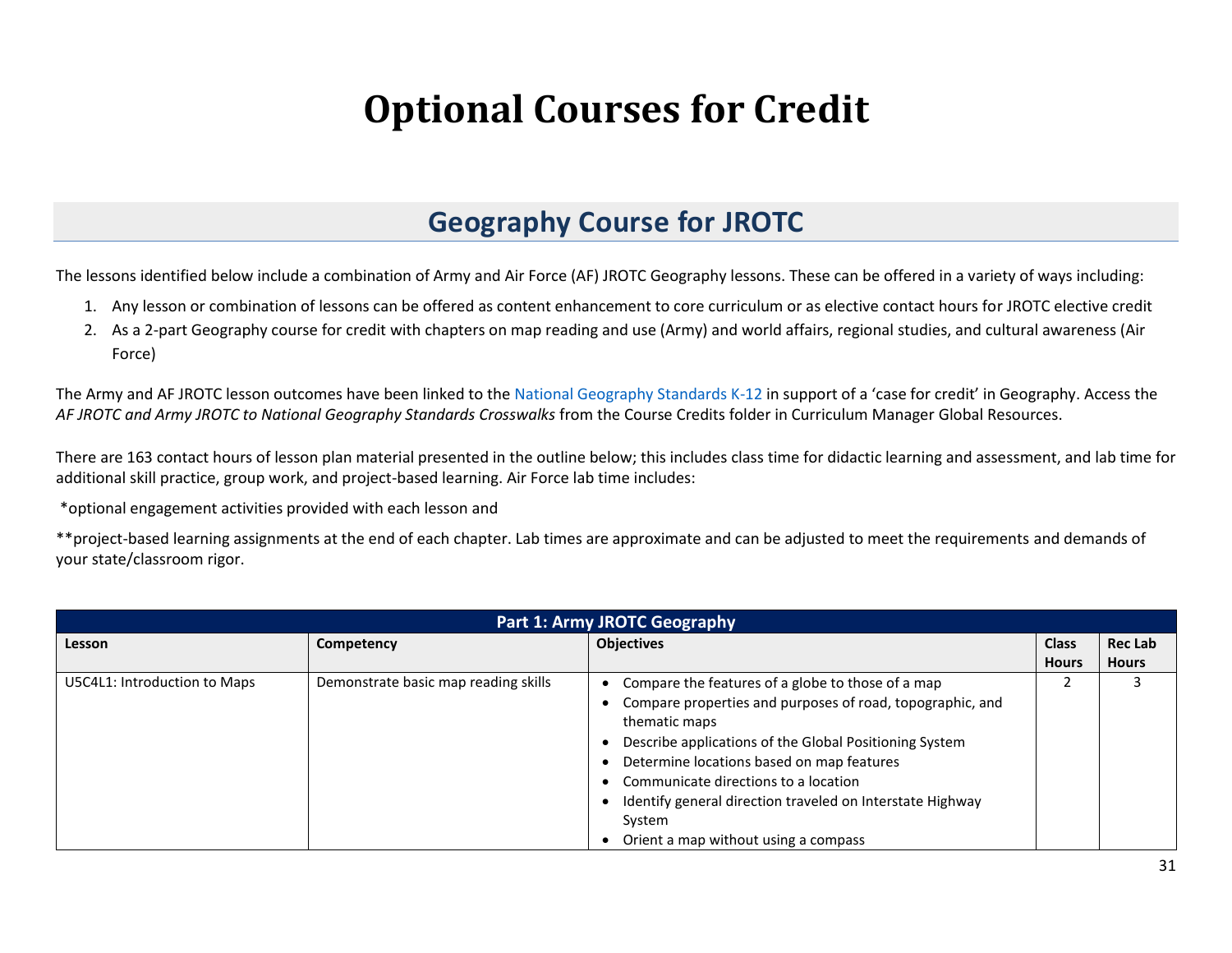# Optional Courses for Credit

## Geography Course for JROTC

The lessons identified below include a combination of Army and Air Force (AF) JROTC Geography lessons. These can be offered in a variety of ways including:

1. Any lesson or combination of lessons can be offered as content enhancement to core curriculum or as elective contact hours for JROTC elective credit
2. As a 2-part Geography course for credit with chapters on map reading and use (Army) and world affairs, regional studies, and cultural awareness (Air Force)

The Army and AF JROTC lesson outcomes have been linked to the National Geography Standards K-12 in support of a 'case for credit' in Geography. Access the *AF JROTC and Army JROTC to National Geography Standards Crosswalks* from the Course Credits folder in Curriculum Manager Global Resources.

There are 163 contact hours of lesson plan material presented in the outline below; this includes class time for didactic learning and assessment, and lab time for additional skill practice, group work, and project-based learning. Air Force lab time includes:

*optional engagement activities provided with each lesson and

**project-based learning assignments at the end of each chapter. Lab times are approximate and can be adjusted to meet the requirements and demands of your state/classroom rigor.

| Part 1: Army JROTC Geography | | | | |
|---|---|---|---|---|
| **Lesson** | **Competency** | **Objectives** | **Class Hours** | **Rec Lab Hours** |
| U5C4L1: Introduction to Maps | Demonstrate basic map reading skills | • Compare the features of a globe to those of a map<br>• Compare properties and purposes of road, topographic, and thematic maps<br>• Describe applications of the Global Positioning System<br>• Determine locations based on map features<br>• Communicate directions to a location<br>• Identify general direction traveled on Interstate Highway System<br>• Orient a map without using a compass | 2 | 3 |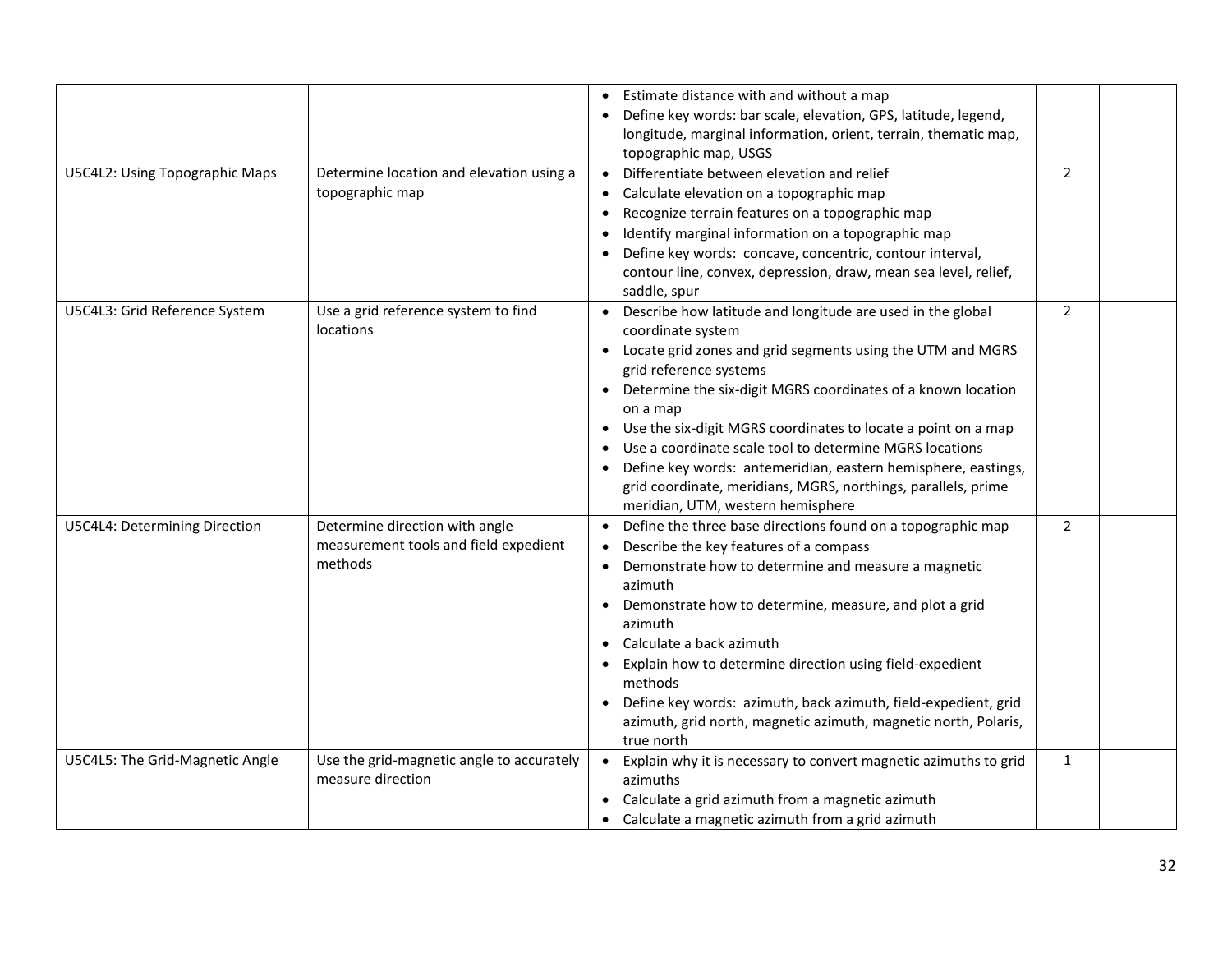| | | | | |
|---|---|---|---|---|
| | | • Estimate distance with and without a map<br>• Define key words: bar scale, elevation, GPS, latitude, legend, longitude, marginal information, orient, terrain, thematic map, topographic map, USGS | | |
| U5C4L2: Using Topographic Maps | Determine location and elevation using a topographic map | • Differentiate between elevation and relief<br>• Calculate elevation on a topographic map<br>• Recognize terrain features on a topographic map<br>• Identify marginal information on a topographic map<br>• Define key words: concave, concentric, contour interval, contour line, convex, depression, draw, mean sea level, relief, saddle, spur | 2 | |
| U5C4L3: Grid Reference System | Use a grid reference system to find locations | • Describe how latitude and longitude are used in the global coordinate system<br>• Locate grid zones and grid segments using the UTM and MGRS grid reference systems<br>• Determine the six-digit MGRS coordinates of a known location on a map<br>• Use the six-digit MGRS coordinates to locate a point on a map<br>• Use a coordinate scale tool to determine MGRS locations<br>• Define key words: antemeridian, eastern hemisphere, eastings, grid coordinate, meridians, MGRS, northings, parallels, prime meridian, UTM, western hemisphere | 2 | |
| U5C4L4: Determining Direction | Determine direction with angle measurement tools and field expedient methods | • Define the three base directions found on a topographic map<br>• Describe the key features of a compass<br>• Demonstrate how to determine and measure a magnetic azimuth<br>• Demonstrate how to determine, measure, and plot a grid azimuth<br>• Calculate a back azimuth<br>• Explain how to determine direction using field-expedient methods<br>• Define key words: azimuth, back azimuth, field-expedient, grid azimuth, grid north, magnetic azimuth, magnetic north, Polaris, true north | 2 | |
| U5C4L5: The Grid-Magnetic Angle | Use the grid-magnetic angle to accurately measure direction | • Explain why it is necessary to convert magnetic azimuths to grid azimuths<br>• Calculate a grid azimuth from a magnetic azimuth<br>• Calculate a magnetic azimuth from a grid azimuth | 1 | |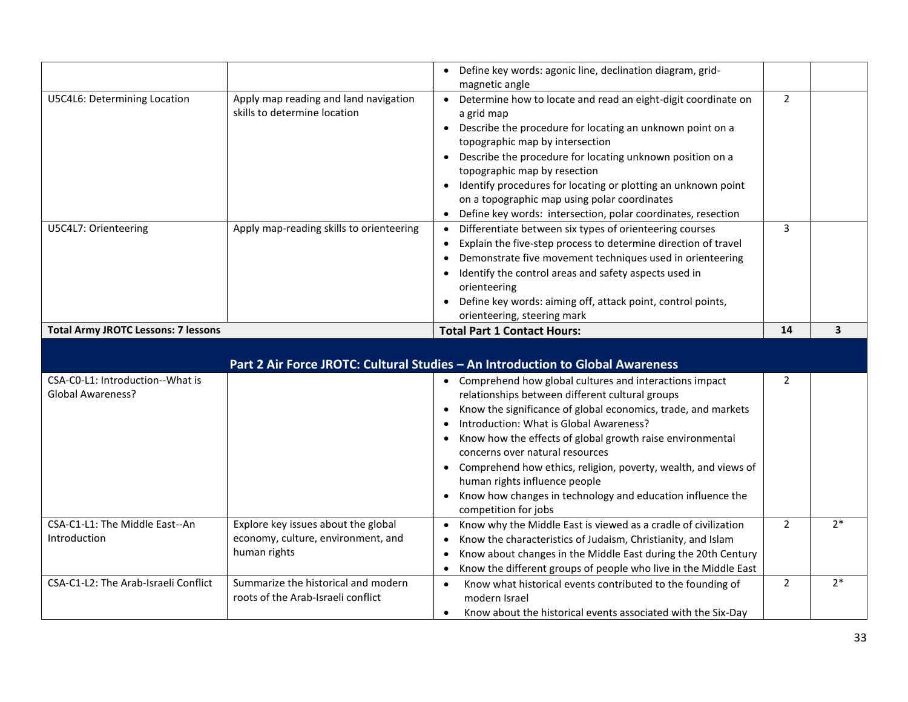| | | | | |
|---|---|---|---|---|
| | | • Define key words: agonic line, declination diagram, grid-magnetic angle | | |
| U5C4L6: Determining Location | Apply map reading and land navigation skills to determine location | • Determine how to locate and read an eight-digit coordinate on a grid map<br>• Describe the procedure for locating an unknown point on a topographic map by intersection<br>• Describe the procedure for locating unknown position on a topographic map by resection<br>• Identify procedures for locating or plotting an unknown point on a topographic map using polar coordinates<br>• Define key words: intersection, polar coordinates, resection | 2 | |
| U5C4L7: Orienteering | Apply map-reading skills to orienteering | • Differentiate between six types of orienteering courses<br>• Explain the five-step process to determine direction of travel<br>• Demonstrate five movement techniques used in orienteering<br>• Identify the control areas and safety aspects used in orienteering<br>• Define key words: aiming off, attack point, control points, orienteering, steering mark | 3 | |
| **Total Army JROTC Lessons: 7 lessons** | | **Total Part 1 Contact Hours:** | **14** | **3** |
| **Part 2 Air Force JROTC: Cultural Studies – An Introduction to Global Awareness** | | | | |
| CSA-C0-L1: Introduction--What is Global Awareness? | | • Comprehend how global cultures and interactions impact relationships between different cultural groups<br>• Know the significance of global economics, trade, and markets<br>• Introduction: What is Global Awareness?<br>• Know how the effects of global growth raise environmental concerns over natural resources<br>• Comprehend how ethics, religion, poverty, wealth, and views of human rights influence people<br>• Know how changes in technology and education influence the competition for jobs | 2 | |
| CSA-C1-L1: The Middle East--An Introduction | Explore key issues about the global economy, culture, environment, and human rights | • Know why the Middle East is viewed as a cradle of civilization<br>• Know the characteristics of Judaism, Christianity, and Islam<br>• Know about changes in the Middle East during the 20th Century<br>• Know the different groups of people who live in the Middle East | 2 | 2* |
| CSA-C1-L2: The Arab-Israeli Conflict | Summarize the historical and modern roots of the Arab-Israeli conflict | • Know what historical events contributed to the founding of modern Israel<br>• Know about the historical events associated with the Six-Day | 2 | 2* |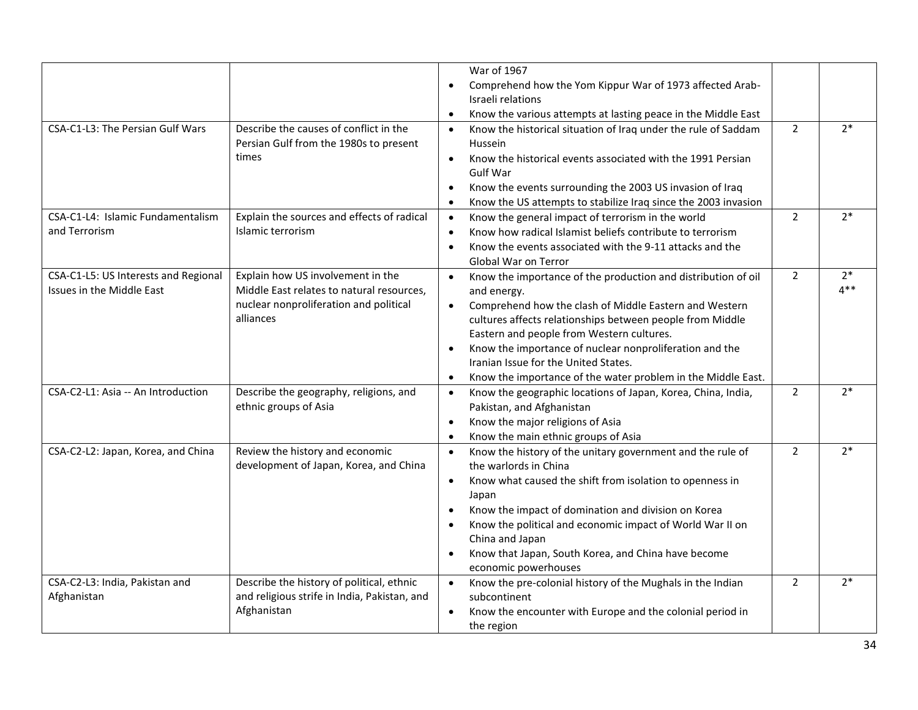| | | War of 1967<br>• Comprehend how the Yom Kippur War of 1973 affected Arab-Israeli relations<br>• Know the various attempts at lasting peace in the Middle East | | |
|---|---|---|---|---|
| CSA-C1-L3: The Persian Gulf Wars | Describe the causes of conflict in the Persian Gulf from the 1980s to present times | • Know the historical situation of Iraq under the rule of Saddam Hussein<br>• Know the historical events associated with the 1991 Persian Gulf War<br>• Know the events surrounding the 2003 US invasion of Iraq<br>• Know the US attempts to stabilize Iraq since the 2003 invasion | 2 | 2* |
| CSA-C1-L4: Islamic Fundamentalism and Terrorism | Explain the sources and effects of radical Islamic terrorism | • Know the general impact of terrorism in the world<br>• Know how radical Islamist beliefs contribute to terrorism<br>• Know the events associated with the 9-11 attacks and the Global War on Terror | 2 | 2* |
| CSA-C1-L5: US Interests and Regional Issues in the Middle East | Explain how US involvement in the Middle East relates to natural resources, nuclear nonproliferation and political alliances | • Know the importance of the production and distribution of oil and energy.<br>• Comprehend how the clash of Middle Eastern and Western cultures affects relationships between people from Middle Eastern and people from Western cultures.<br>• Know the importance of nuclear nonproliferation and the Iranian Issue for the United States.<br>• Know the importance of the water problem in the Middle East. | 2 | 2*<br>4** |
| CSA-C2-L1: Asia -- An Introduction | Describe the geography, religions, and ethnic groups of Asia | • Know the geographic locations of Japan, Korea, China, India, Pakistan, and Afghanistan<br>• Know the major religions of Asia<br>• Know the main ethnic groups of Asia | 2 | 2* |
| CSA-C2-L2: Japan, Korea, and China | Review the history and economic development of Japan, Korea, and China | • Know the history of the unitary government and the rule of the warlords in China<br>• Know what caused the shift from isolation to openness in Japan<br>• Know the impact of domination and division on Korea<br>• Know the political and economic impact of World War II on China and Japan<br>• Know that Japan, South Korea, and China have become economic powerhouses | 2 | 2* |
| CSA-C2-L3: India, Pakistan and Afghanistan | Describe the history of political, ethnic and religious strife in India, Pakistan, and Afghanistan | • Know the pre-colonial history of the Mughals in the Indian subcontinent<br>• Know the encounter with Europe and the colonial period in the region | 2 | 2* |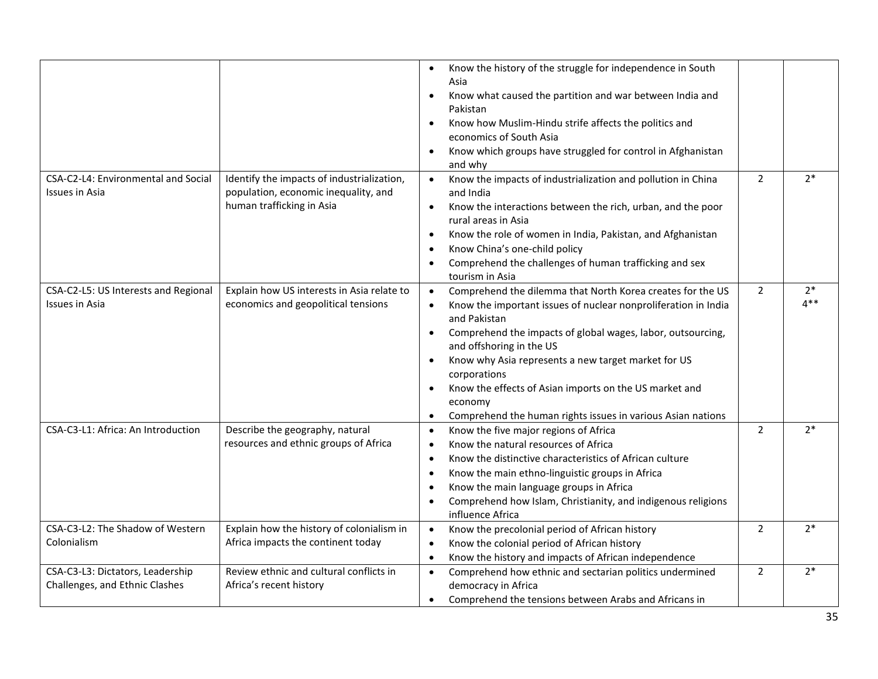| | | | | |
|---|---|---|---|---|
| | | • Know the history of the struggle for independence in South Asia<br>• Know what caused the partition and war between India and Pakistan<br>• Know how Muslim-Hindu strife affects the politics and economics of South Asia<br>• Know which groups have struggled for control in Afghanistan and why | | |
| CSA-C2-L4: Environmental and Social Issues in Asia | Identify the impacts of industrialization, population, economic inequality, and human trafficking in Asia | • Know the impacts of industrialization and pollution in China and India<br>• Know the interactions between the rich, urban, and the poor rural areas in Asia<br>• Know the role of women in India, Pakistan, and Afghanistan<br>• Know China's one-child policy<br>• Comprehend the challenges of human trafficking and sex tourism in Asia | 2 | 2* |
| CSA-C2-L5: US Interests and Regional Issues in Asia | Explain how US interests in Asia relate to economics and geopolitical tensions | • Comprehend the dilemma that North Korea creates for the US<br>• Know the important issues of nuclear nonproliferation in India and Pakistan<br>• Comprehend the impacts of global wages, labor, outsourcing, and offshoring in the US<br>• Know why Asia represents a new target market for US corporations<br>• Know the effects of Asian imports on the US market and economy<br>• Comprehend the human rights issues in various Asian nations | 2 | 2*<br>4** |
| CSA-C3-L1: Africa: An Introduction | Describe the geography, natural resources and ethnic groups of Africa | • Know the five major regions of Africa<br>• Know the natural resources of Africa<br>• Know the distinctive characteristics of African culture<br>• Know the main ethno-linguistic groups in Africa<br>• Know the main language groups in Africa<br>• Comprehend how Islam, Christianity, and indigenous religions influence Africa | 2 | 2* |
| CSA-C3-L2: The Shadow of Western Colonialism | Explain how the history of colonialism in Africa impacts the continent today | • Know the precolonial period of African history<br>• Know the colonial period of African history<br>• Know the history and impacts of African independence | 2 | 2* |
| CSA-C3-L3: Dictators, Leadership Challenges, and Ethnic Clashes | Review ethnic and cultural conflicts in Africa's recent history | • Comprehend how ethnic and sectarian politics undermined democracy in Africa<br>• Comprehend the tensions between Arabs and Africans in | 2 | 2* |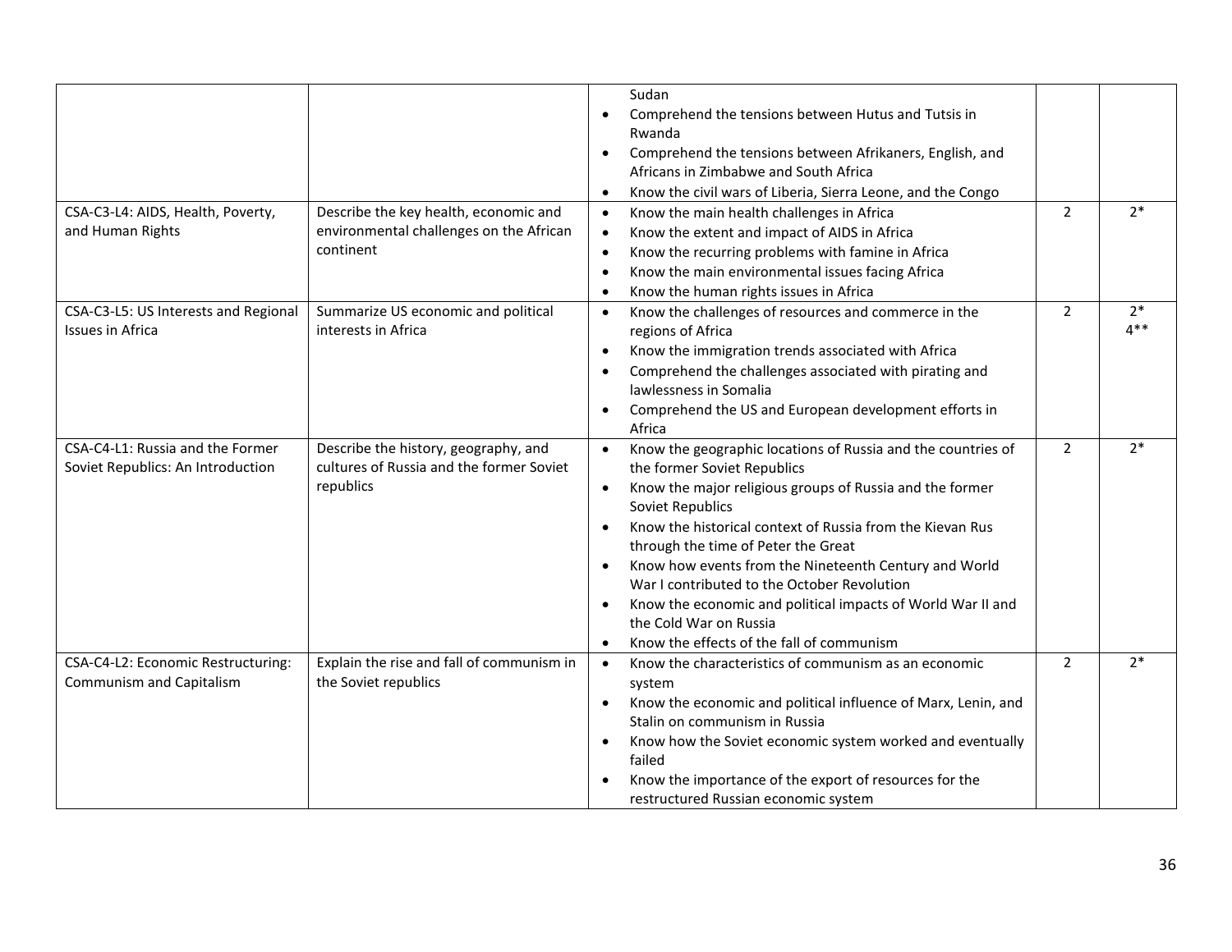| | | | | |
|---|---|---|---|---|
| | | Sudan<br>• Comprehend the tensions between Hutus and Tutsis in Rwanda<br>• Comprehend the tensions between Afrikaners, English, and Africans in Zimbabwe and South Africa<br>• Know the civil wars of Liberia, Sierra Leone, and the Congo | | |
| CSA-C3-L4: AIDS, Health, Poverty, and Human Rights | Describe the key health, economic and environmental challenges on the African continent | • Know the main health challenges in Africa<br>• Know the extent and impact of AIDS in Africa<br>• Know the recurring problems with famine in Africa<br>• Know the main environmental issues facing Africa<br>• Know the human rights issues in Africa | 2 | 2* |
| CSA-C3-L5: US Interests and Regional Issues in Africa | Summarize US economic and political interests in Africa | • Know the challenges of resources and commerce in the regions of Africa<br>• Know the immigration trends associated with Africa<br>• Comprehend the challenges associated with pirating and lawlessness in Somalia<br>• Comprehend the US and European development efforts in Africa | 2 | 2*<br>4** |
| CSA-C4-L1: Russia and the Former Soviet Republics: An Introduction | Describe the history, geography, and cultures of Russia and the former Soviet republics | • Know the geographic locations of Russia and the countries of the former Soviet Republics<br>• Know the major religious groups of Russia and the former Soviet Republics<br>• Know the historical context of Russia from the Kievan Rus through the time of Peter the Great<br>• Know how events from the Nineteenth Century and World War I contributed to the October Revolution<br>• Know the economic and political impacts of World War II and the Cold War on Russia<br>• Know the effects of the fall of communism | 2 | 2* |
| CSA-C4-L2: Economic Restructuring: Communism and Capitalism | Explain the rise and fall of communism in the Soviet republics | • Know the characteristics of communism as an economic system<br>• Know the economic and political influence of Marx, Lenin, and Stalin on communism in Russia<br>• Know how the Soviet economic system worked and eventually failed<br>• Know the importance of the export of resources for the restructured Russian economic system | 2 | 2* |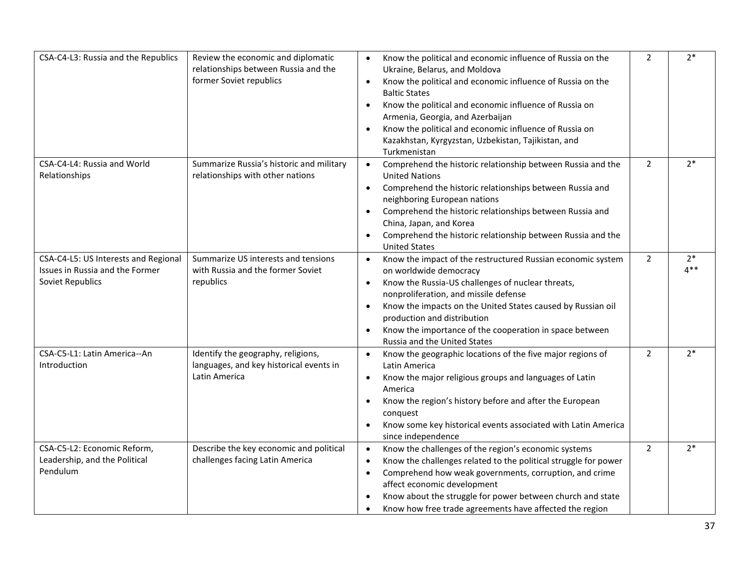| | | | | |
|---|---|---|---|---|
| CSA-C4-L3: Russia and the Republics | Review the economic and diplomatic relationships between Russia and the former Soviet republics | • Know the political and economic influence of Russia on the Ukraine, Belarus, and Moldova<br>• Know the political and economic influence of Russia on the Baltic States<br>• Know the political and economic influence of Russia on Armenia, Georgia, and Azerbaijan<br>• Know the political and economic influence of Russia on Kazakhstan, Kyrgyzstan, Uzbekistan, Tajikistan, and Turkmenistan | 2 | 2* |
| CSA-C4-L4: Russia and World Relationships | Summarize Russia's historic and military relationships with other nations | • Comprehend the historic relationship between Russia and the United Nations<br>• Comprehend the historic relationships between Russia and neighboring European nations<br>• Comprehend the historic relationships between Russia and China, Japan, and Korea<br>• Comprehend the historic relationship between Russia and the United States | 2 | 2* |
| CSA-C4-L5: US Interests and Regional Issues in Russia and the Former Soviet Republics | Summarize US interests and tensions with Russia and the former Soviet republics | • Know the impact of the restructured Russian economic system on worldwide democracy<br>• Know the Russia-US challenges of nuclear threats, nonproliferation, and missile defense<br>• Know the impacts on the United States caused by Russian oil production and distribution<br>• Know the importance of the cooperation in space between Russia and the United States | 2 | 2*<br>4** |
| CSA-C5-L1: Latin America--An Introduction | Identify the geography, religions, languages, and key historical events in Latin America | • Know the geographic locations of the five major regions of Latin America<br>• Know the major religious groups and languages of Latin America<br>• Know the region's history before and after the European conquest<br>• Know some key historical events associated with Latin America since independence | 2 | 2* |
| CSA-C5-L2: Economic Reform, Leadership, and the Political Pendulum | Describe the key economic and political challenges facing Latin America | • Know the challenges of the region's economic systems<br>• Know the challenges related to the political struggle for power<br>• Comprehend how weak governments, corruption, and crime affect economic development<br>• Know about the struggle for power between church and state<br>• Know how free trade agreements have affected the region | 2 | 2* |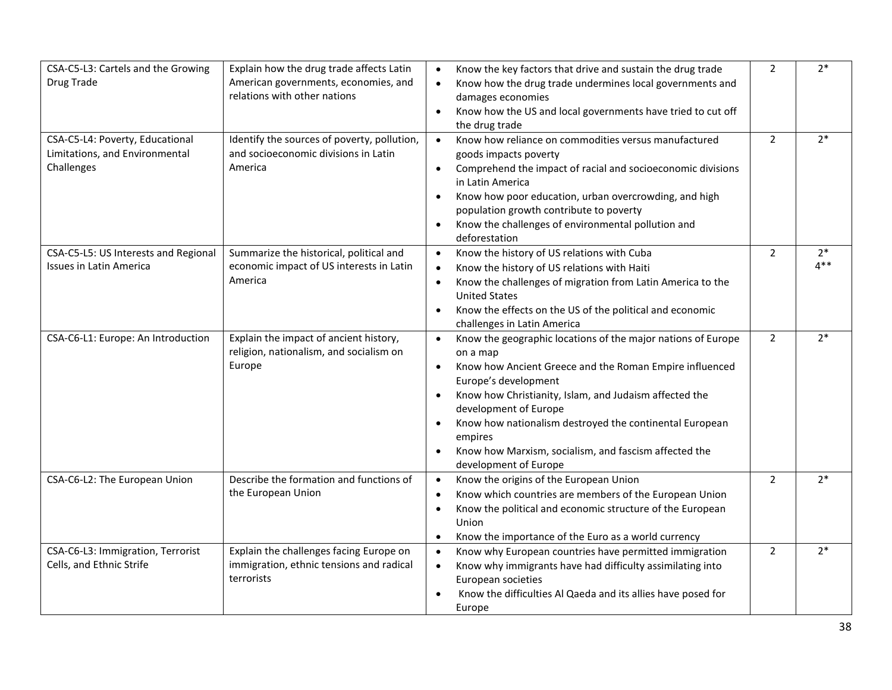| | | | | |
|---|---|---|---|---|
| CSA-C5-L3: Cartels and the Growing Drug Trade | Explain how the drug trade affects Latin American governments, economies, and relations with other nations | • Know the key factors that drive and sustain the drug trade<br>• Know how the drug trade undermines local governments and damages economies<br>• Know how the US and local governments have tried to cut off the drug trade | 2 | 2* |
| CSA-C5-L4: Poverty, Educational Limitations, and Environmental Challenges | Identify the sources of poverty, pollution, and socioeconomic divisions in Latin America | • Know how reliance on commodities versus manufactured goods impacts poverty<br>• Comprehend the impact of racial and socioeconomic divisions in Latin America<br>• Know how poor education, urban overcrowding, and high population growth contribute to poverty<br>• Know the challenges of environmental pollution and deforestation | 2 | 2* |
| CSA-C5-L5: US Interests and Regional Issues in Latin America | Summarize the historical, political and economic impact of US interests in Latin America | • Know the history of US relations with Cuba<br>• Know the history of US relations with Haiti<br>• Know the challenges of migration from Latin America to the United States<br>• Know the effects on the US of the political and economic challenges in Latin America | 2 | 2*<br>4** |
| CSA-C6-L1: Europe: An Introduction | Explain the impact of ancient history, religion, nationalism, and socialism on Europe | • Know the geographic locations of the major nations of Europe on a map<br>• Know how Ancient Greece and the Roman Empire influenced Europe's development<br>• Know how Christianity, Islam, and Judaism affected the development of Europe<br>• Know how nationalism destroyed the continental European empires<br>• Know how Marxism, socialism, and fascism affected the development of Europe | 2 | 2* |
| CSA-C6-L2: The European Union | Describe the formation and functions of the European Union | • Know the origins of the European Union<br>• Know which countries are members of the European Union<br>• Know the political and economic structure of the European Union<br>• Know the importance of the Euro as a world currency | 2 | 2* |
| CSA-C6-L3: Immigration, Terrorist Cells, and Ethnic Strife | Explain the challenges facing Europe on immigration, ethnic tensions and radical terrorists | • Know why European countries have permitted immigration<br>• Know why immigrants have had difficulty assimilating into European societies<br>• Know the difficulties Al Qaeda and its allies have posed for Europe | 2 | 2* |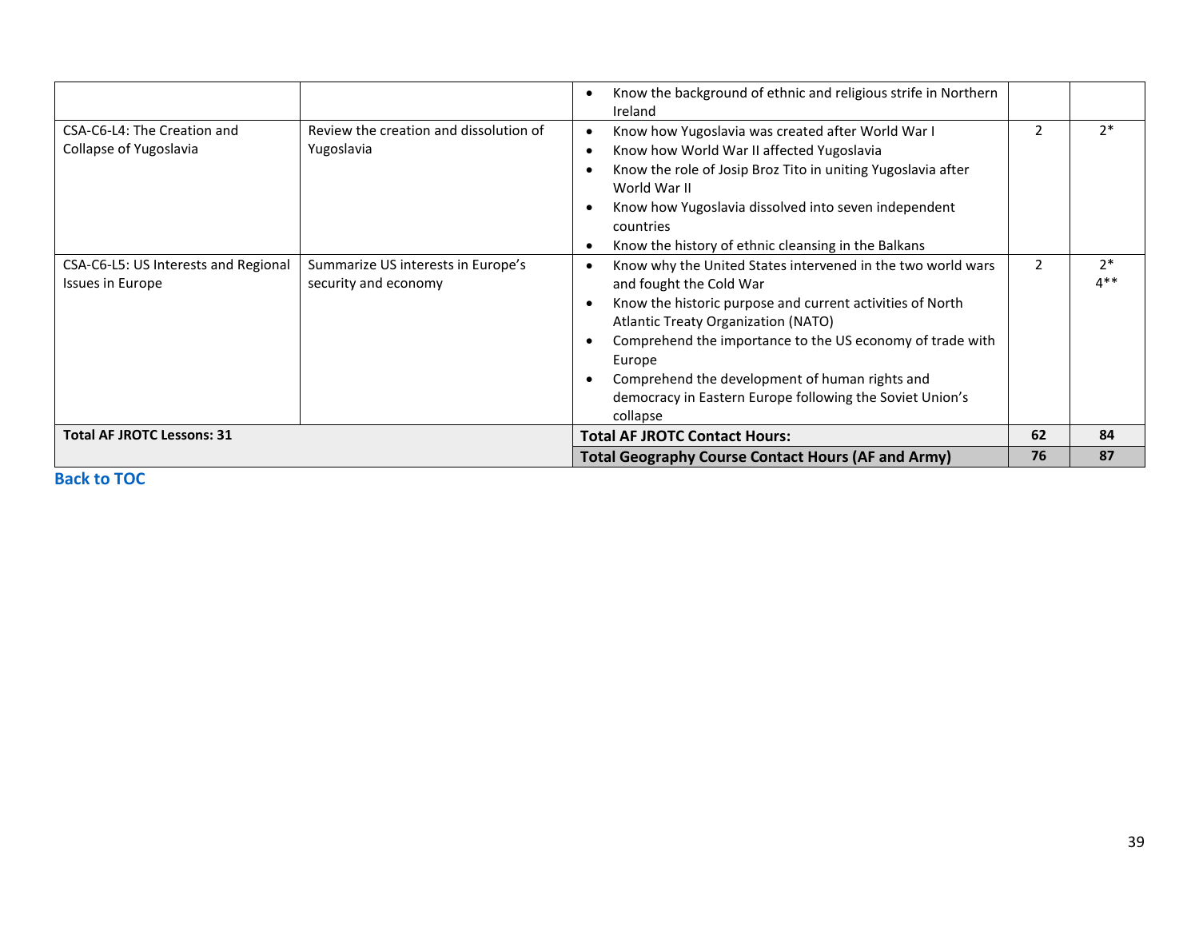| | | | | |
|---|---|---|---|---|
| | | • Know the background of ethnic and religious strife in Northern Ireland | | |
| CSA-C6-L4: The Creation and Collapse of Yugoslavia | Review the creation and dissolution of Yugoslavia | • Know how Yugoslavia was created after World War I<br>• Know how World War II affected Yugoslavia<br>• Know the role of Josip Broz Tito in uniting Yugoslavia after World War II<br>• Know how Yugoslavia dissolved into seven independent countries<br>• Know the history of ethnic cleansing in the Balkans | 2 | 2* |
| CSA-C6-L5: US Interests and Regional Issues in Europe | Summarize US interests in Europe's security and economy | • Know why the United States intervened in the two world wars and fought the Cold War<br>• Know the historic purpose and current activities of North Atlantic Treaty Organization (NATO)<br>• Comprehend the importance to the US economy of trade with Europe<br>• Comprehend the development of human rights and democracy in Eastern Europe following the Soviet Union's collapse | 2 | 2*<br>4** |
| **Total AF JROTC Lessons: 31** | | **Total AF JROTC Contact Hours:** | **62** | **84** |
| | | **Total Geography Course Contact Hours (AF and Army)** | **76** | **87** |

**Back to TOC**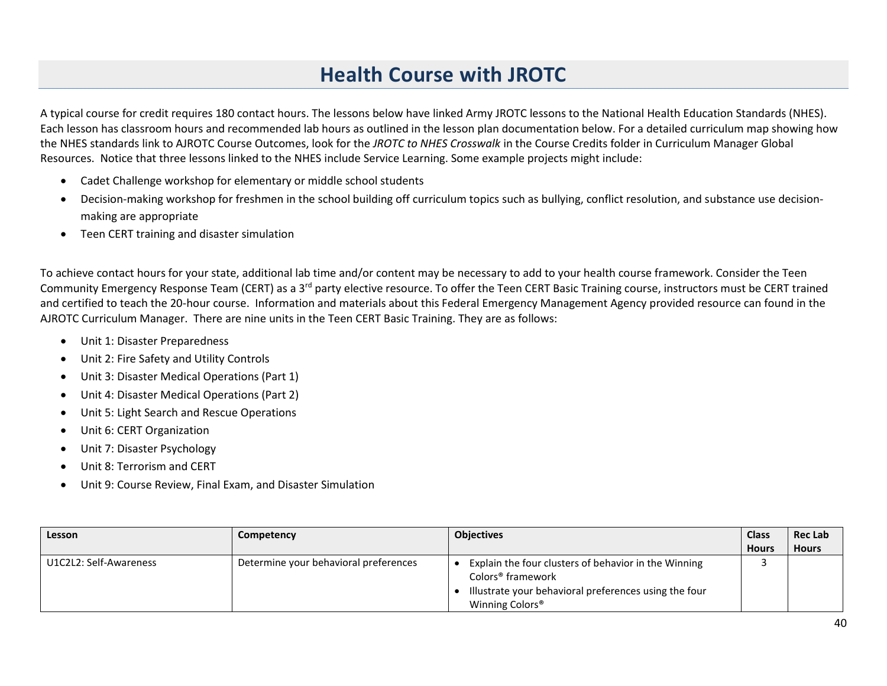# Health Course with JROTC

A typical course for credit requires 180 contact hours. The lessons below have linked Army JROTC lessons to the National Health Education Standards (NHES). Each lesson has classroom hours and recommended lab hours as outlined in the lesson plan documentation below. For a detailed curriculum map showing how the NHES standards link to AJROTC Course Outcomes, look for the *JROTC to NHES Crosswalk* in the Course Credits folder in Curriculum Manager Global Resources. Notice that three lessons linked to the NHES include Service Learning. Some example projects might include:

- Cadet Challenge workshop for elementary or middle school students
- Decision-making workshop for freshmen in the school building off curriculum topics such as bullying, conflict resolution, and substance use decision-making are appropriate
- Teen CERT training and disaster simulation

To achieve contact hours for your state, additional lab time and/or content may be necessary to add to your health course framework. Consider the Teen Community Emergency Response Team (CERT) as a 3rd party elective resource. To offer the Teen CERT Basic Training course, instructors must be CERT trained and certified to teach the 20-hour course. Information and materials about this Federal Emergency Management Agency provided resource can found in the AJROTC Curriculum Manager. There are nine units in the Teen CERT Basic Training. They are as follows:

- Unit 1: Disaster Preparedness
- Unit 2: Fire Safety and Utility Controls
- Unit 3: Disaster Medical Operations (Part 1)
- Unit 4: Disaster Medical Operations (Part 2)
- Unit 5: Light Search and Rescue Operations
- Unit 6: CERT Organization
- Unit 7: Disaster Psychology
- Unit 8: Terrorism and CERT
- Unit 9: Course Review, Final Exam, and Disaster Simulation

| Lesson | Competency | Objectives | Class Hours | Rec Lab Hours |
|---|---|---|---|---|
| U1C2L2: Self-Awareness | Determine your behavioral preferences | • Explain the four clusters of behavior in the Winning Colors® framework<br>• Illustrate your behavioral preferences using the four Winning Colors® | 3 | |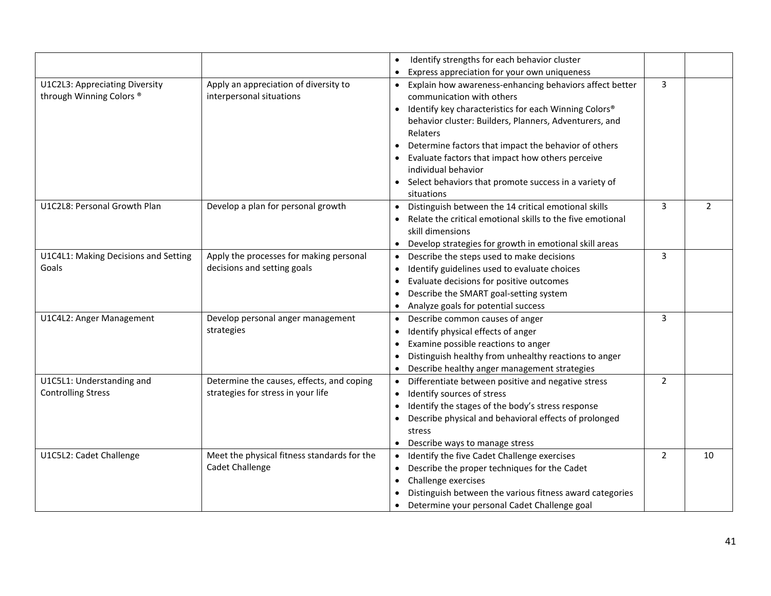| | | | | |
|---|---|---|---|---|
| | | • Identify strengths for each behavior cluster<br>• Express appreciation for your own uniqueness | | |
| U1C2L3: Appreciating Diversity through Winning Colors ® | Apply an appreciation of diversity to interpersonal situations | • Explain how awareness-enhancing behaviors affect better communication with others<br>• Identify key characteristics for each Winning Colors® behavior cluster: Builders, Planners, Adventurers, and Relaters<br>• Determine factors that impact the behavior of others<br>• Evaluate factors that impact how others perceive individual behavior<br>• Select behaviors that promote success in a variety of situations | 3 | |
| U1C2L8: Personal Growth Plan | Develop a plan for personal growth | • Distinguish between the 14 critical emotional skills<br>• Relate the critical emotional skills to the five emotional skill dimensions<br>• Develop strategies for growth in emotional skill areas | 3 | 2 |
| U1C4L1: Making Decisions and Setting Goals | Apply the processes for making personal decisions and setting goals | • Describe the steps used to make decisions<br>• Identify guidelines used to evaluate choices<br>• Evaluate decisions for positive outcomes<br>• Describe the SMART goal-setting system<br>• Analyze goals for potential success | 3 | |
| U1C4L2: Anger Management | Develop personal anger management strategies | • Describe common causes of anger<br>• Identify physical effects of anger<br>• Examine possible reactions to anger<br>• Distinguish healthy from unhealthy reactions to anger<br>• Describe healthy anger management strategies | 3 | |
| U1C5L1: Understanding and Controlling Stress | Determine the causes, effects, and coping strategies for stress in your life | • Differentiate between positive and negative stress<br>• Identify sources of stress<br>• Identify the stages of the body's stress response<br>• Describe physical and behavioral effects of prolonged stress<br>• Describe ways to manage stress | 2 | |
| U1C5L2: Cadet Challenge | Meet the physical fitness standards for the Cadet Challenge | • Identify the five Cadet Challenge exercises<br>• Describe the proper techniques for the Cadet<br>• Challenge exercises<br>• Distinguish between the various fitness award categories<br>• Determine your personal Cadet Challenge goal | 2 | 10 |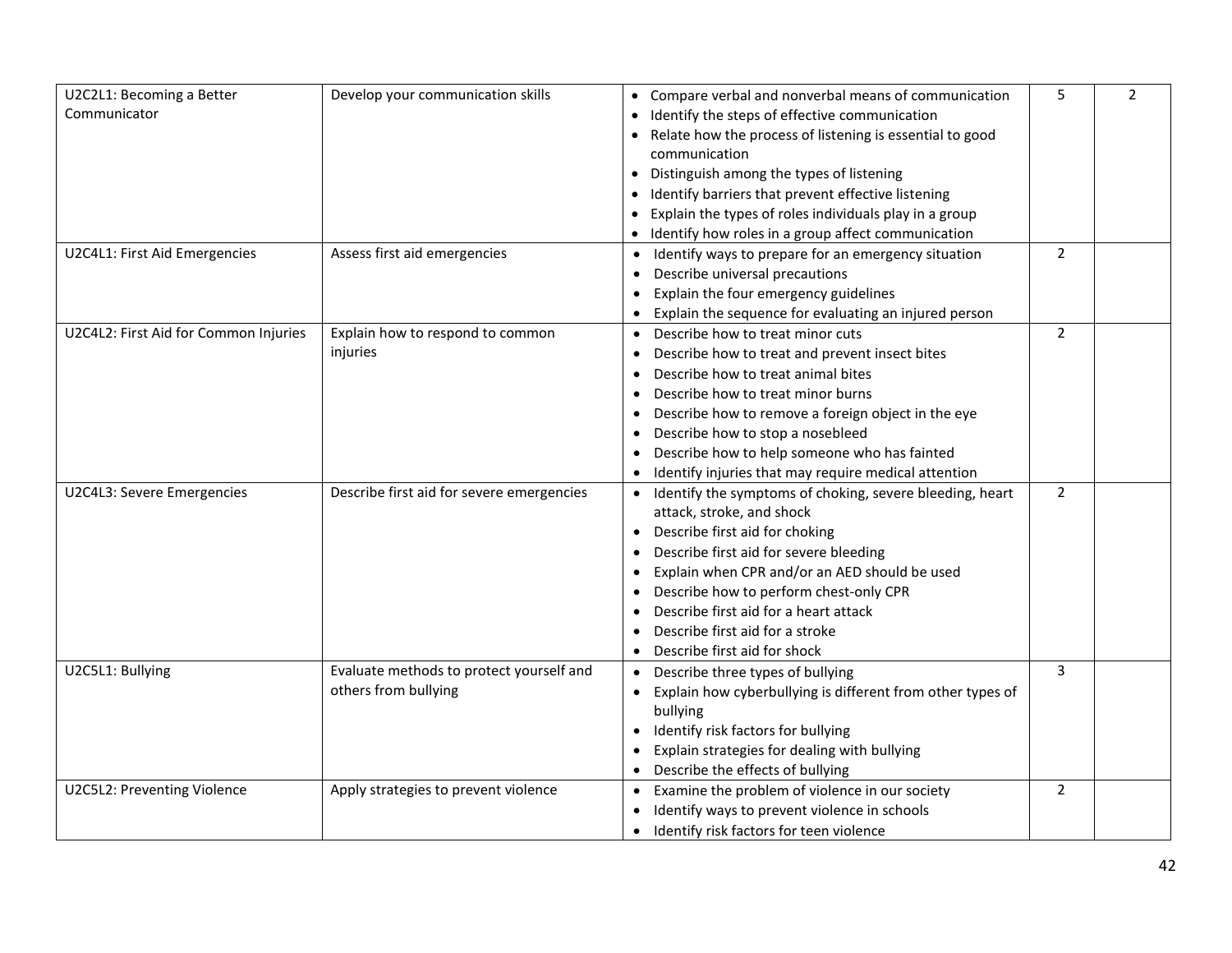| | | | | |
|---|---|---|---|---|
| U2C2L1: Becoming a Better Communicator | Develop your communication skills | • Compare verbal and nonverbal means of communication<br>• Identify the steps of effective communication<br>• Relate how the process of listening is essential to good communication<br>• Distinguish among the types of listening<br>• Identify barriers that prevent effective listening<br>• Explain the types of roles individuals play in a group<br>• Identify how roles in a group affect communication | 5 | 2 |
| U2C4L1: First Aid Emergencies | Assess first aid emergencies | • Identify ways to prepare for an emergency situation<br>• Describe universal precautions<br>• Explain the four emergency guidelines<br>• Explain the sequence for evaluating an injured person | 2 | |
| U2C4L2: First Aid for Common Injuries | Explain how to respond to common injuries | • Describe how to treat minor cuts<br>• Describe how to treat and prevent insect bites<br>• Describe how to treat animal bites<br>• Describe how to treat minor burns<br>• Describe how to remove a foreign object in the eye<br>• Describe how to stop a nosebleed<br>• Describe how to help someone who has fainted<br>• Identify injuries that may require medical attention | 2 | |
| U2C4L3: Severe Emergencies | Describe first aid for severe emergencies | • Identify the symptoms of choking, severe bleeding, heart attack, stroke, and shock<br>• Describe first aid for choking<br>• Describe first aid for severe bleeding<br>• Explain when CPR and/or an AED should be used<br>• Describe how to perform chest-only CPR<br>• Describe first aid for a heart attack<br>• Describe first aid for a stroke<br>• Describe first aid for shock | 2 | |
| U2C5L1: Bullying | Evaluate methods to protect yourself and others from bullying | • Describe three types of bullying<br>• Explain how cyberbullying is different from other types of bullying<br>• Identify risk factors for bullying<br>• Explain strategies for dealing with bullying<br>• Describe the effects of bullying | 3 | |
| U2C5L2: Preventing Violence | Apply strategies to prevent violence | • Examine the problem of violence in our society<br>• Identify ways to prevent violence in schools<br>• Identify risk factors for teen violence | 2 | |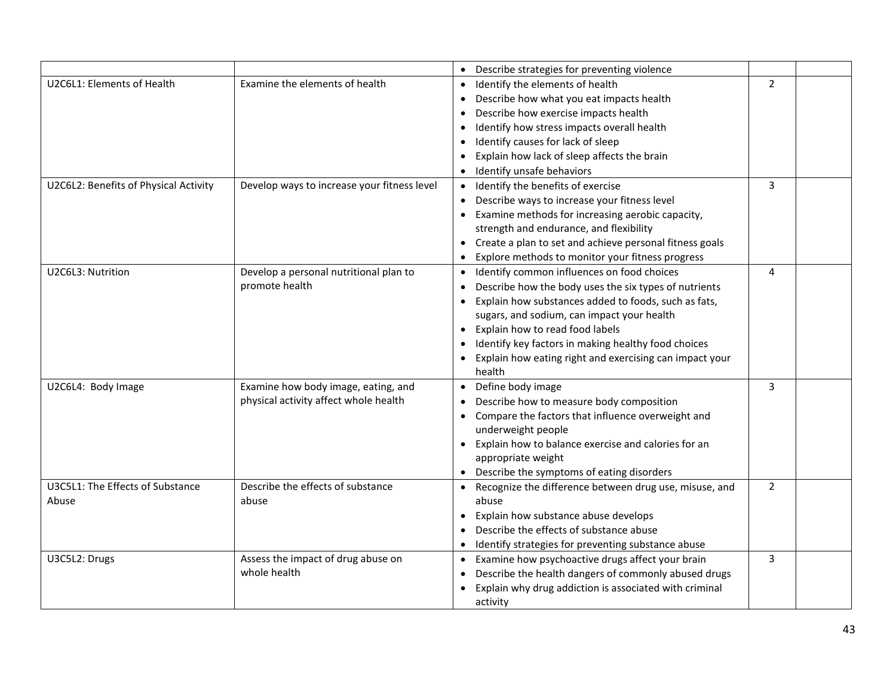| | | | | |
|---|---|---|---|---|
| | | • Describe strategies for preventing violence | | |
| U2C6L1: Elements of Health | Examine the elements of health | • Identify the elements of health<br>• Describe how what you eat impacts health<br>• Describe how exercise impacts health<br>• Identify how stress impacts overall health<br>• Identify causes for lack of sleep<br>• Explain how lack of sleep affects the brain<br>• Identify unsafe behaviors | 2 | |
| U2C6L2: Benefits of Physical Activity | Develop ways to increase your fitness level | • Identify the benefits of exercise<br>• Describe ways to increase your fitness level<br>• Examine methods for increasing aerobic capacity, strength and endurance, and flexibility<br>• Create a plan to set and achieve personal fitness goals<br>• Explore methods to monitor your fitness progress | 3 | |
| U2C6L3: Nutrition | Develop a personal nutritional plan to promote health | • Identify common influences on food choices<br>• Describe how the body uses the six types of nutrients<br>• Explain how substances added to foods, such as fats, sugars, and sodium, can impact your health<br>• Explain how to read food labels<br>• Identify key factors in making healthy food choices<br>• Explain how eating right and exercising can impact your health | 4 | |
| U2C6L4: Body Image | Examine how body image, eating, and physical activity affect whole health | • Define body image<br>• Describe how to measure body composition<br>• Compare the factors that influence overweight and underweight people<br>• Explain how to balance exercise and calories for an appropriate weight<br>• Describe the symptoms of eating disorders | 3 | |
| U3C5L1: The Effects of Substance Abuse | Describe the effects of substance abuse | • Recognize the difference between drug use, misuse, and abuse<br>• Explain how substance abuse develops<br>• Describe the effects of substance abuse<br>• Identify strategies for preventing substance abuse | 2 | |
| U3C5L2: Drugs | Assess the impact of drug abuse on whole health | • Examine how psychoactive drugs affect your brain<br>• Describe the health dangers of commonly abused drugs<br>• Explain why drug addiction is associated with criminal activity | 3 | |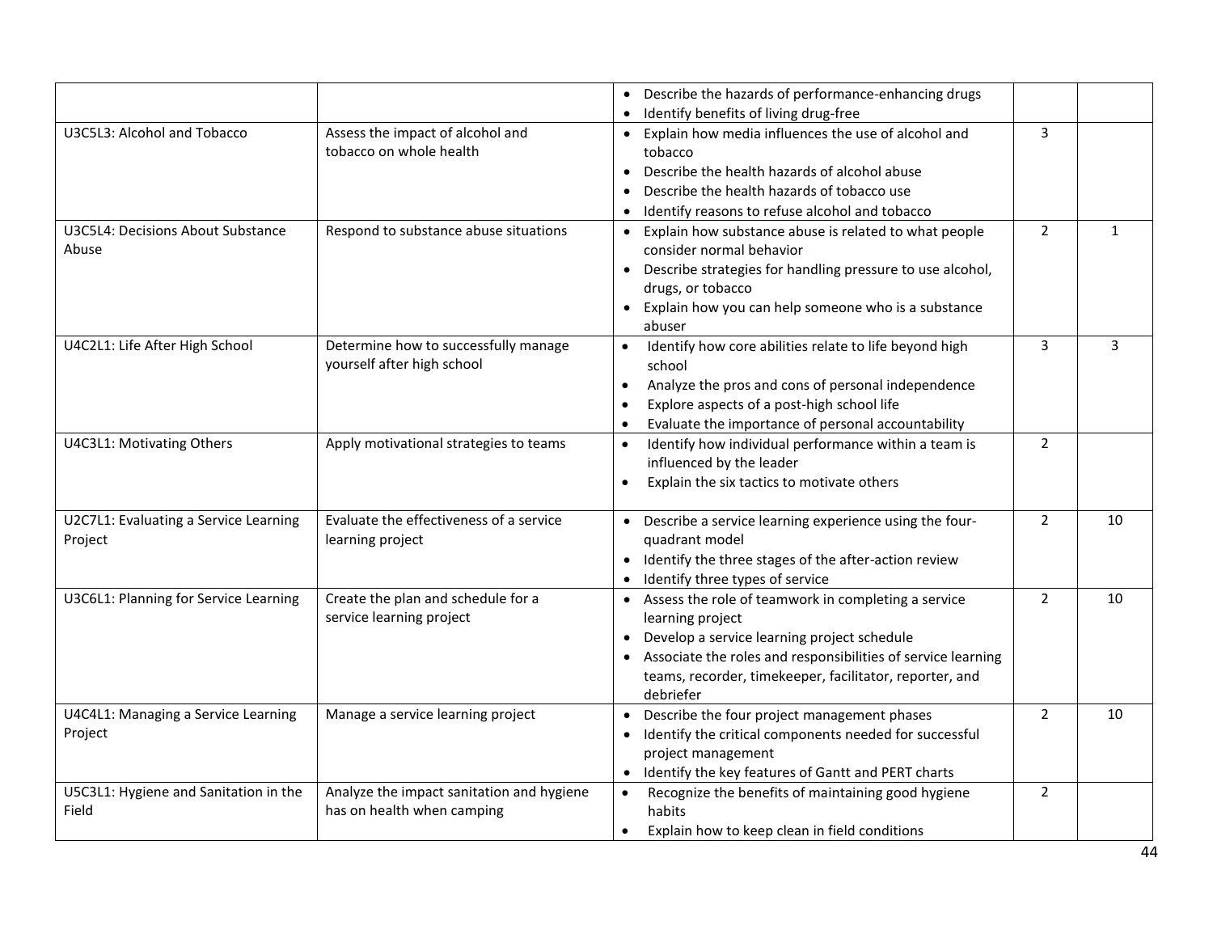| | | | | |
|---|---|---|---|---|
| | | • Describe the hazards of performance-enhancing drugs<br>• Identify benefits of living drug-free | | |
| U3C5L3: Alcohol and Tobacco | Assess the impact of alcohol and tobacco on whole health | • Explain how media influences the use of alcohol and tobacco<br>• Describe the health hazards of alcohol abuse<br>• Describe the health hazards of tobacco use<br>• Identify reasons to refuse alcohol and tobacco | 3 | |
| U3C5L4: Decisions About Substance Abuse | Respond to substance abuse situations | • Explain how substance abuse is related to what people consider normal behavior<br>• Describe strategies for handling pressure to use alcohol, drugs, or tobacco<br>• Explain how you can help someone who is a substance abuser | 2 | 1 |
| U4C2L1: Life After High School | Determine how to successfully manage yourself after high school | • Identify how core abilities relate to life beyond high school<br>• Analyze the pros and cons of personal independence<br>• Explore aspects of a post-high school life<br>• Evaluate the importance of personal accountability | 3 | 3 |
| U4C3L1: Motivating Others | Apply motivational strategies to teams | • Identify how individual performance within a team is influenced by the leader<br>• Explain the six tactics to motivate others | 2 | |
| U2C7L1: Evaluating a Service Learning Project | Evaluate the effectiveness of a service learning project | • Describe a service learning experience using the four-quadrant model<br>• Identify the three stages of the after-action review<br>• Identify three types of service | 2 | 10 |
| U3C6L1: Planning for Service Learning | Create the plan and schedule for a service learning project | • Assess the role of teamwork in completing a service learning project<br>• Develop a service learning project schedule<br>• Associate the roles and responsibilities of service learning teams, recorder, timekeeper, facilitator, reporter, and debriefer | 2 | 10 |
| U4C4L1: Managing a Service Learning Project | Manage a service learning project | • Describe the four project management phases<br>• Identify the critical components needed for successful project management<br>• Identify the key features of Gantt and PERT charts | 2 | 10 |
| U5C3L1: Hygiene and Sanitation in the Field | Analyze the impact sanitation and hygiene has on health when camping | • Recognize the benefits of maintaining good hygiene habits<br>• Explain how to keep clean in field conditions | 2 | |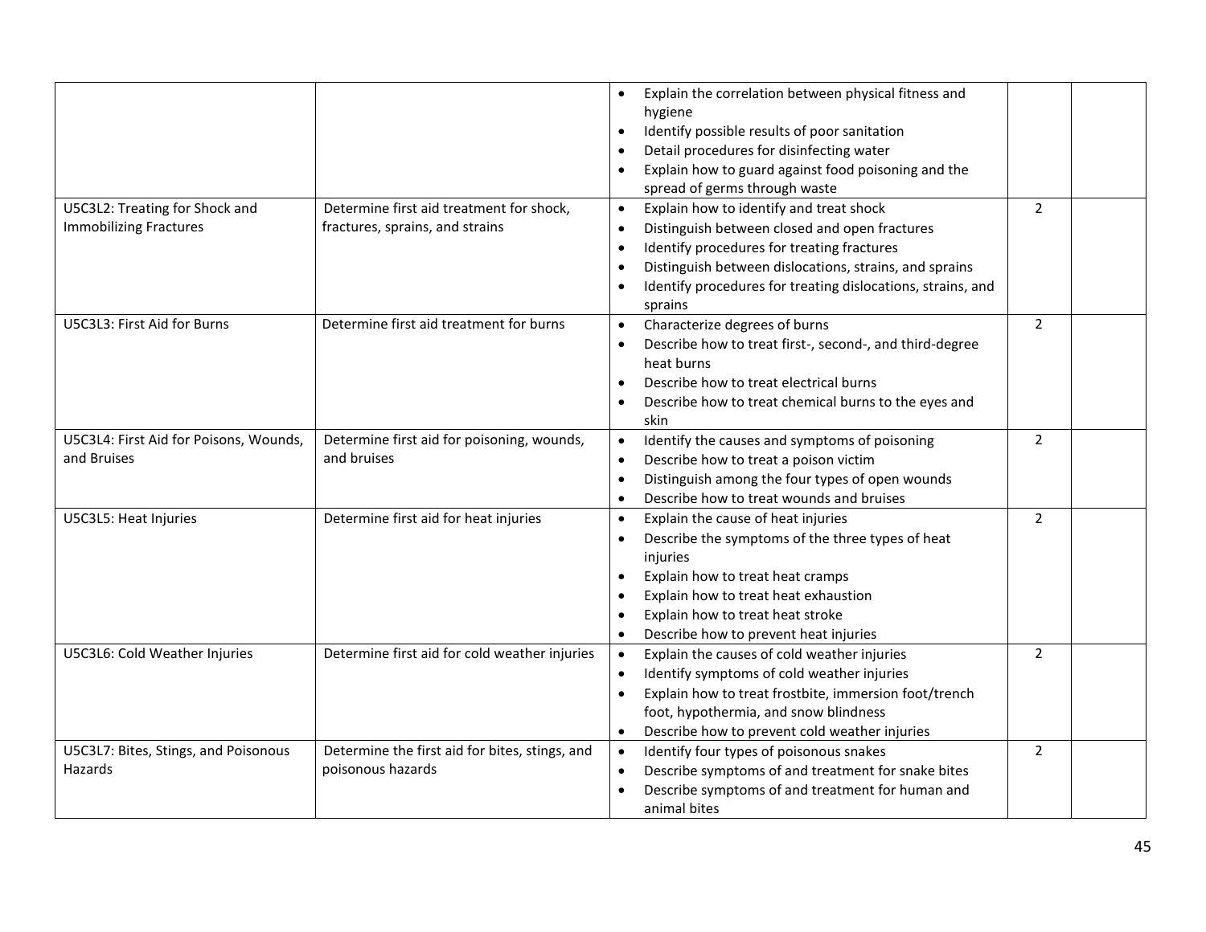| | | | | |
|---|---|---|---|---|
| | | • Explain the correlation between physical fitness and hygiene<br>• Identify possible results of poor sanitation<br>• Detail procedures for disinfecting water<br>• Explain how to guard against food poisoning and the spread of germs through waste | | |
| U5C3L2: Treating for Shock and Immobilizing Fractures | Determine first aid treatment for shock, fractures, sprains, and strains | • Explain how to identify and treat shock<br>• Distinguish between closed and open fractures<br>• Identify procedures for treating fractures<br>• Distinguish between dislocations, strains, and sprains<br>• Identify procedures for treating dislocations, strains, and sprains | 2 | |
| U5C3L3: First Aid for Burns | Determine first aid treatment for burns | • Characterize degrees of burns<br>• Describe how to treat first-, second-, and third-degree heat burns<br>• Describe how to treat electrical burns<br>• Describe how to treat chemical burns to the eyes and skin | 2 | |
| U5C3L4: First Aid for Poisons, Wounds, and Bruises | Determine first aid for poisoning, wounds, and bruises | • Identify the causes and symptoms of poisoning<br>• Describe how to treat a poison victim<br>• Distinguish among the four types of open wounds<br>• Describe how to treat wounds and bruises | 2 | |
| U5C3L5: Heat Injuries | Determine first aid for heat injuries | • Explain the cause of heat injuries<br>• Describe the symptoms of the three types of heat injuries<br>• Explain how to treat heat cramps<br>• Explain how to treat heat exhaustion<br>• Explain how to treat heat stroke<br>• Describe how to prevent heat injuries | 2 | |
| U5C3L6: Cold Weather Injuries | Determine first aid for cold weather injuries | • Explain the causes of cold weather injuries<br>• Identify symptoms of cold weather injuries<br>• Explain how to treat frostbite, immersion foot/trench foot, hypothermia, and snow blindness<br>• Describe how to prevent cold weather injuries | 2 | |
| U5C3L7: Bites, Stings, and Poisonous Hazards | Determine the first aid for bites, stings, and poisonous hazards | • Identify four types of poisonous snakes<br>• Describe symptoms of and treatment for snake bites<br>• Describe symptoms of and treatment for human and animal bites | 2 | |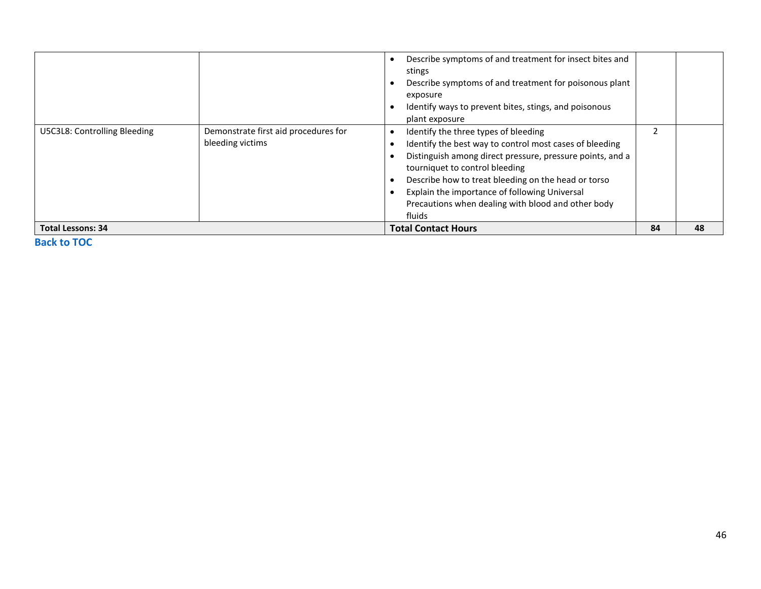| | | | | |
|---|---|---|---|---|
| | | • Describe symptoms of and treatment for insect bites and stings<br>• Describe symptoms of and treatment for poisonous plant exposure<br>• Identify ways to prevent bites, stings, and poisonous plant exposure | | |
| U5C3L8: Controlling Bleeding | Demonstrate first aid procedures for bleeding victims | • Identify the three types of bleeding<br>• Identify the best way to control most cases of bleeding<br>• Distinguish among direct pressure, pressure points, and a tourniquet to control bleeding<br>• Describe how to treat bleeding on the head or torso<br>• Explain the importance of following Universal Precautions when dealing with blood and other body fluids | 2 | |
| **Total Lessons: 34** | | **Total Contact Hours** | **84** | **48** |

**Back to TOC**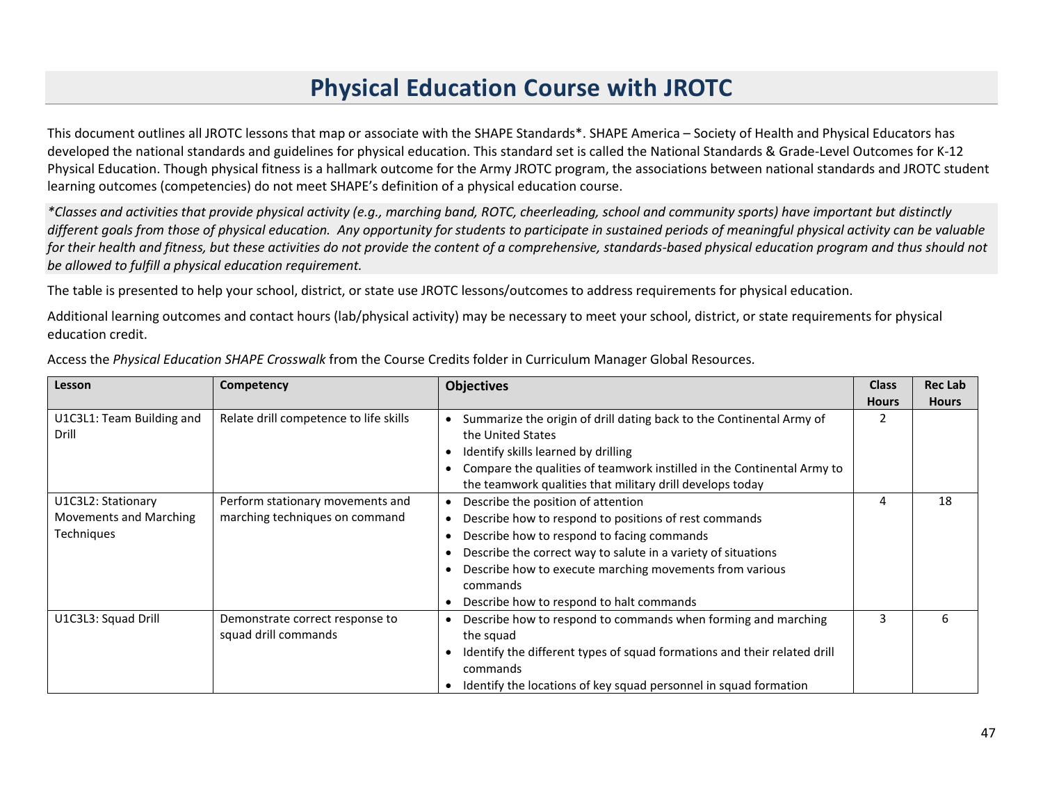# Physical Education Course with JROTC

This document outlines all JROTC lessons that map or associate with the SHAPE Standards*. SHAPE America – Society of Health and Physical Educators has developed the national standards and guidelines for physical education. This standard set is called the National Standards & Grade-Level Outcomes for K-12 Physical Education. Though physical fitness is a hallmark outcome for the Army JROTC program, the associations between national standards and JROTC student learning outcomes (competencies) do not meet SHAPE's definition of a physical education course.

*\*Classes and activities that provide physical activity (e.g., marching band, ROTC, cheerleading, school and community sports) have important but distinctly different goals from those of physical education. Any opportunity for students to participate in sustained periods of meaningful physical activity can be valuable for their health and fitness, but these activities do not provide the content of a comprehensive, standards-based physical education program and thus should not be allowed to fulfill a physical education requirement.*

The table is presented to help your school, district, or state use JROTC lessons/outcomes to address requirements for physical education.

Additional learning outcomes and contact hours (lab/physical activity) may be necessary to meet your school, district, or state requirements for physical education credit.

Access the *Physical Education SHAPE Crosswalk* from the Course Credits folder in Curriculum Manager Global Resources.

| Lesson | Competency | Objectives | Class Hours | Rec Lab Hours |
|---|---|---|---|---|
| U1C3L1: Team Building and Drill | Relate drill competence to life skills | • Summarize the origin of drill dating back to the Continental Army of the United States<br>• Identify skills learned by drilling<br>• Compare the qualities of teamwork instilled in the Continental Army to the teamwork qualities that military drill develops today | 2 | |
| U1C3L2: Stationary Movements and Marching Techniques | Perform stationary movements and marching techniques on command | • Describe the position of attention<br>• Describe how to respond to positions of rest commands<br>• Describe how to respond to facing commands<br>• Describe the correct way to salute in a variety of situations<br>• Describe how to execute marching movements from various commands<br>• Describe how to respond to halt commands | 4 | 18 |
| U1C3L3: Squad Drill | Demonstrate correct response to squad drill commands | • Describe how to respond to commands when forming and marching the squad<br>• Identify the different types of squad formations and their related drill commands<br>• Identify the locations of key squad personnel in squad formation | 3 | 6 |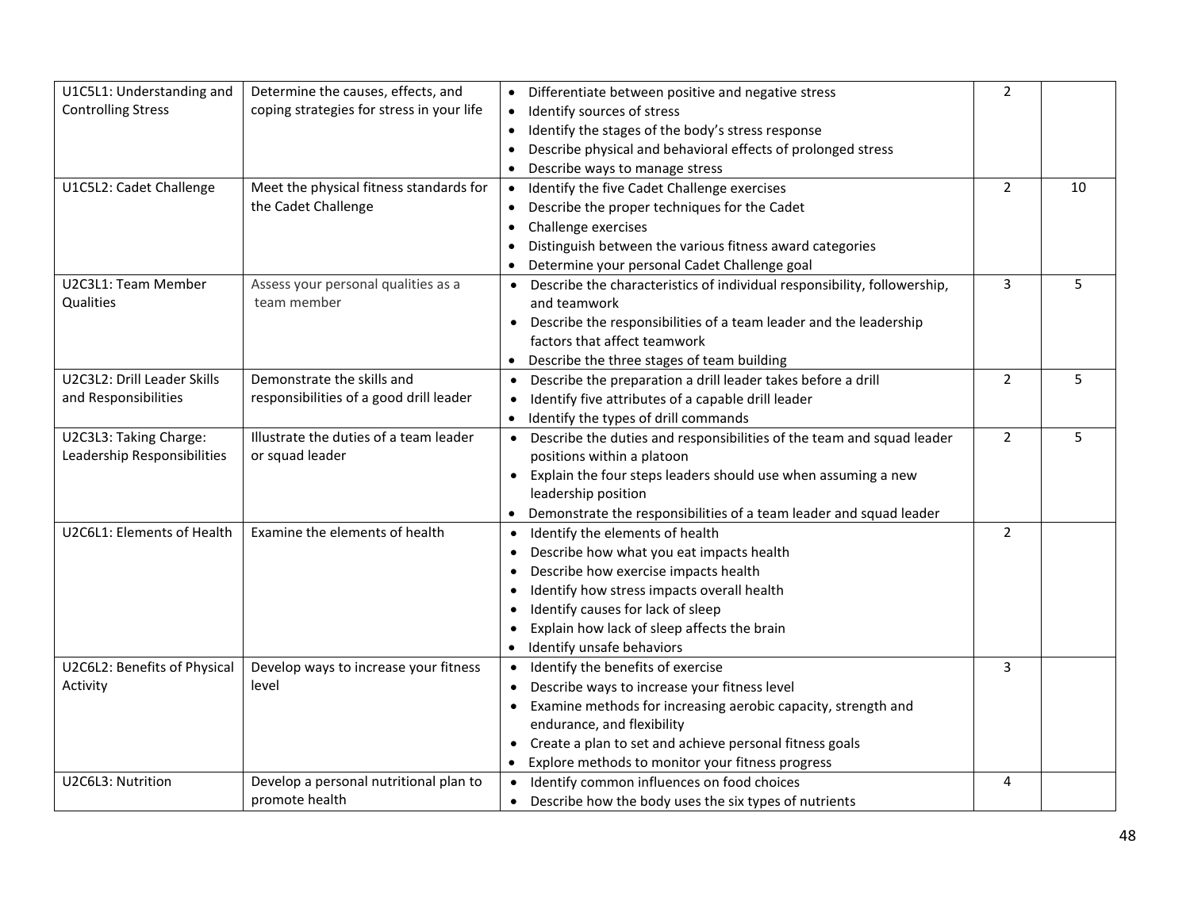| U1C5L1: Understanding and Controlling Stress | Determine the causes, effects, and coping strategies for stress in your life | • Differentiate between positive and negative stress<br>• Identify sources of stress<br>• Identify the stages of the body's stress response<br>• Describe physical and behavioral effects of prolonged stress<br>• Describe ways to manage stress | 2 | |
|---|---|---|---|---|
| U1C5L2: Cadet Challenge | Meet the physical fitness standards for the Cadet Challenge | • Identify the five Cadet Challenge exercises<br>• Describe the proper techniques for the Cadet<br>• Challenge exercises<br>• Distinguish between the various fitness award categories<br>• Determine your personal Cadet Challenge goal | 2 | 10 |
| U2C3L1: Team Member Qualities | Assess your personal qualities as a team member | • Describe the characteristics of individual responsibility, followership, and teamwork<br>• Describe the responsibilities of a team leader and the leadership factors that affect teamwork<br>• Describe the three stages of team building | 3 | 5 |
| U2C3L2: Drill Leader Skills and Responsibilities | Demonstrate the skills and responsibilities of a good drill leader | • Describe the preparation a drill leader takes before a drill<br>• Identify five attributes of a capable drill leader<br>• Identify the types of drill commands | 2 | 5 |
| U2C3L3: Taking Charge: Leadership Responsibilities | Illustrate the duties of a team leader or squad leader | • Describe the duties and responsibilities of the team and squad leader positions within a platoon<br>• Explain the four steps leaders should use when assuming a new leadership position<br>• Demonstrate the responsibilities of a team leader and squad leader | 2 | 5 |
| U2C6L1: Elements of Health | Examine the elements of health | • Identify the elements of health<br>• Describe how what you eat impacts health<br>• Describe how exercise impacts health<br>• Identify how stress impacts overall health<br>• Identify causes for lack of sleep<br>• Explain how lack of sleep affects the brain<br>• Identify unsafe behaviors | 2 | |
| U2C6L2: Benefits of Physical Activity | Develop ways to increase your fitness level | • Identify the benefits of exercise<br>• Describe ways to increase your fitness level<br>• Examine methods for increasing aerobic capacity, strength and endurance, and flexibility<br>• Create a plan to set and achieve personal fitness goals<br>• Explore methods to monitor your fitness progress | 3 | |
| U2C6L3: Nutrition | Develop a personal nutritional plan to promote health | • Identify common influences on food choices<br>• Describe how the body uses the six types of nutrients | 4 | |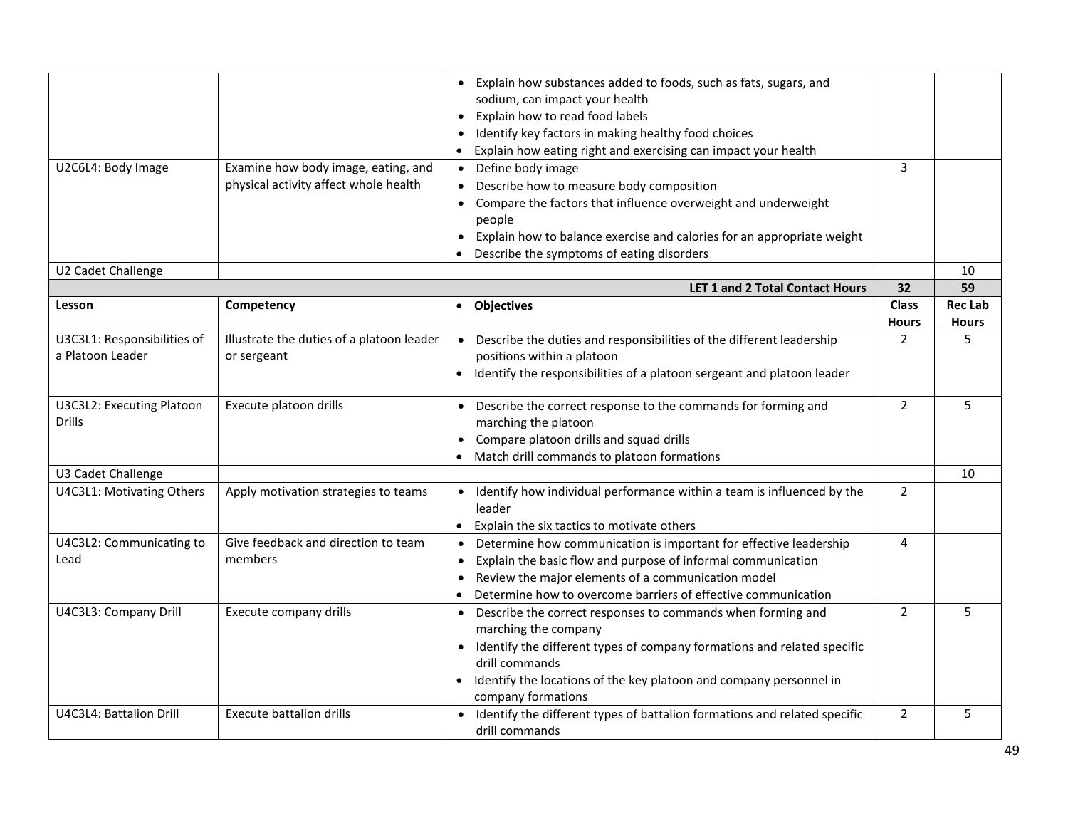| | | Objectives | | |
|---|---|---|---|---|
| | | • Explain how substances added to foods, such as fats, sugars, and sodium, can impact your health<br>• Explain how to read food labels<br>• Identify key factors in making healthy food choices<br>• Explain how eating right and exercising can impact your health | | |
| U2C6L4: Body Image | Examine how body image, eating, and physical activity affect whole health | • Define body image<br>• Describe how to measure body composition<br>• Compare the factors that influence overweight and underweight people<br>• Explain how to balance exercise and calories for an appropriate weight<br>• Describe the symptoms of eating disorders | 3 | |
| U2 Cadet Challenge | | | | 10 |
| | | **LET 1 and 2 Total Contact Hours** | **32** | **59** |
| **Lesson** | **Competency** | • **Objectives** | **Class Hours** | **Rec Lab Hours** |
| U3C3L1: Responsibilities of a Platoon Leader | Illustrate the duties of a platoon leader or sergeant | • Describe the duties and responsibilities of the different leadership positions within a platoon<br>• Identify the responsibilities of a platoon sergeant and platoon leader | 2 | 5 |
| U3C3L2: Executing Platoon Drills | Execute platoon drills | • Describe the correct response to the commands for forming and marching the platoon<br>• Compare platoon drills and squad drills<br>• Match drill commands to platoon formations | 2 | 5 |
| U3 Cadet Challenge | | | | 10 |
| U4C3L1: Motivating Others | Apply motivation strategies to teams | • Identify how individual performance within a team is influenced by the leader<br>• Explain the six tactics to motivate others | 2 | |
| U4C3L2: Communicating to Lead | Give feedback and direction to team members | • Determine how communication is important for effective leadership<br>• Explain the basic flow and purpose of informal communication<br>• Review the major elements of a communication model<br>• Determine how to overcome barriers of effective communication | 4 | |
| U4C3L3: Company Drill | Execute company drills | • Describe the correct responses to commands when forming and marching the company<br>• Identify the different types of company formations and related specific drill commands<br>• Identify the locations of the key platoon and company personnel in company formations | 2 | 5 |
| U4C3L4: Battalion Drill | Execute battalion drills | • Identify the different types of battalion formations and related specific drill commands | 2 | 5 |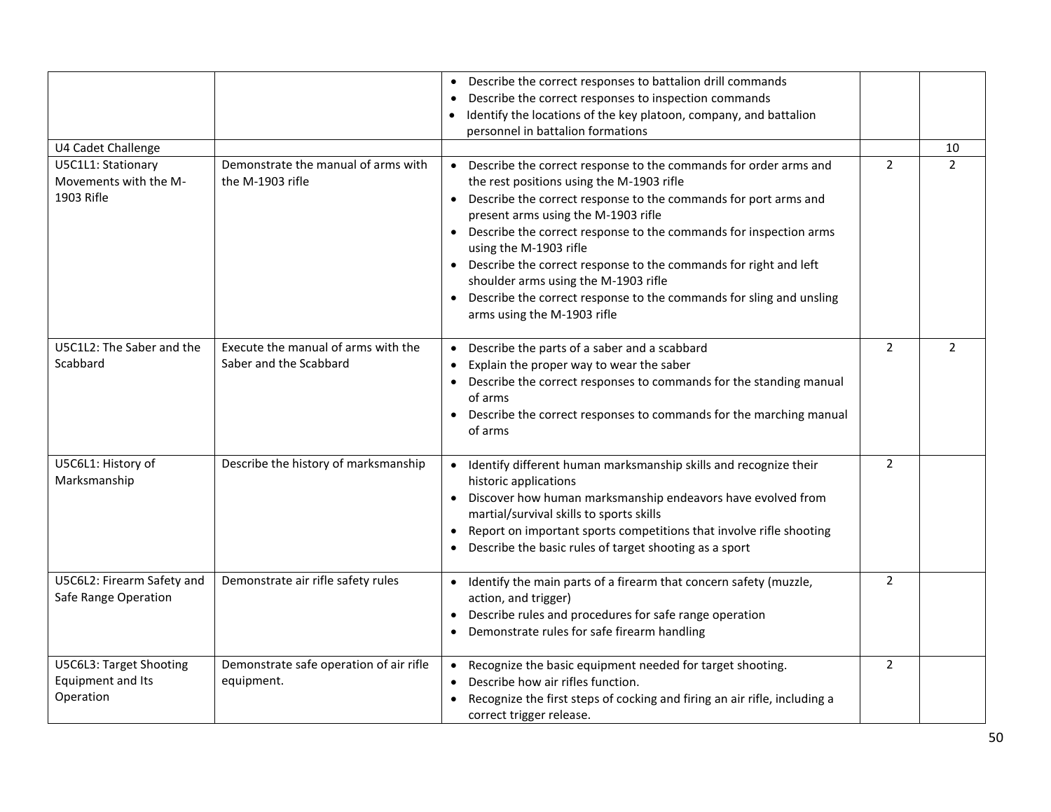| | | | | |
|---|---|---|---|---|
| | | • Describe the correct responses to battalion drill commands<br>• Describe the correct responses to inspection commands<br>• Identify the locations of the key platoon, company, and battalion personnel in battalion formations | | |
| U4 Cadet Challenge | | | | 10 |
| U5C1L1: Stationary Movements with the M-1903 Rifle | Demonstrate the manual of arms with the M-1903 rifle | • Describe the correct response to the commands for order arms and the rest positions using the M-1903 rifle<br>• Describe the correct response to the commands for port arms and present arms using the M-1903 rifle<br>• Describe the correct response to the commands for inspection arms using the M-1903 rifle<br>• Describe the correct response to the commands for right and left shoulder arms using the M-1903 rifle<br>• Describe the correct response to the commands for sling and unsling arms using the M-1903 rifle | 2 | 2 |
| U5C1L2: The Saber and the Scabbard | Execute the manual of arms with the Saber and the Scabbard | • Describe the parts of a saber and a scabbard<br>• Explain the proper way to wear the saber<br>• Describe the correct responses to commands for the standing manual of arms<br>• Describe the correct responses to commands for the marching manual of arms | 2 | 2 |
| U5C6L1: History of Marksmanship | Describe the history of marksmanship | • Identify different human marksmanship skills and recognize their historic applications<br>• Discover how human marksmanship endeavors have evolved from martial/survival skills to sports skills<br>• Report on important sports competitions that involve rifle shooting<br>• Describe the basic rules of target shooting as a sport | 2 | |
| U5C6L2: Firearm Safety and Safe Range Operation | Demonstrate air rifle safety rules | • Identify the main parts of a firearm that concern safety (muzzle, action, and trigger)<br>• Describe rules and procedures for safe range operation<br>• Demonstrate rules for safe firearm handling | 2 | |
| U5C6L3: Target Shooting Equipment and Its Operation | Demonstrate safe operation of air rifle equipment. | • Recognize the basic equipment needed for target shooting.<br>• Describe how air rifles function.<br>• Recognize the first steps of cocking and firing an air rifle, including a correct trigger release. | 2 | |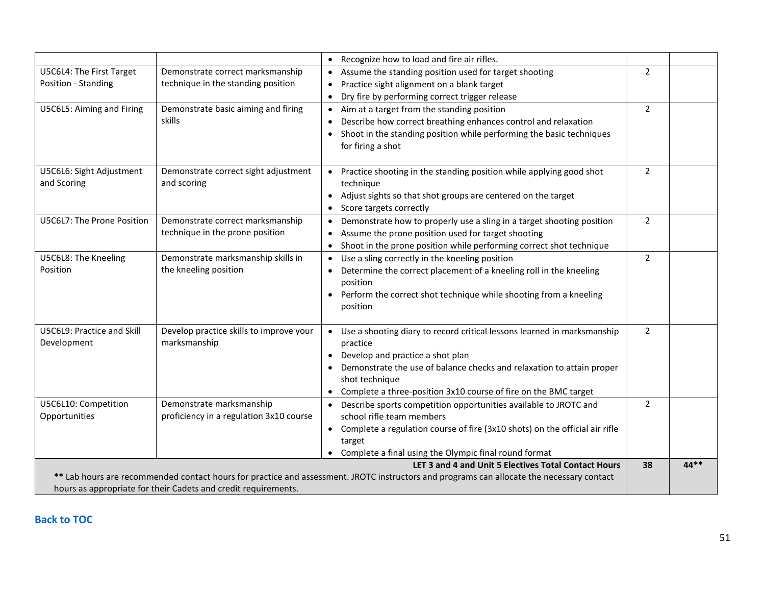| | | | | |
|---|---|---|---|---|
| | | • Recognize how to load and fire air rifles. | | |
| U5C6L4: The First Target Position - Standing | Demonstrate correct marksmanship technique in the standing position | • Assume the standing position used for target shooting<br>• Practice sight alignment on a blank target<br>• Dry fire by performing correct trigger release | 2 | |
| U5C6L5: Aiming and Firing | Demonstrate basic aiming and firing skills | • Aim at a target from the standing position<br>• Describe how correct breathing enhances control and relaxation<br>• Shoot in the standing position while performing the basic techniques for firing a shot | 2 | |
| U5C6L6: Sight Adjustment and Scoring | Demonstrate correct sight adjustment and scoring | • Practice shooting in the standing position while applying good shot technique<br>• Adjust sights so that shot groups are centered on the target<br>• Score targets correctly | 2 | |
| U5C6L7: The Prone Position | Demonstrate correct marksmanship technique in the prone position | • Demonstrate how to properly use a sling in a target shooting position<br>• Assume the prone position used for target shooting<br>• Shoot in the prone position while performing correct shot technique | 2 | |
| U5C6L8: The Kneeling Position | Demonstrate marksmanship skills in the kneeling position | • Use a sling correctly in the kneeling position<br>• Determine the correct placement of a kneeling roll in the kneeling position<br>• Perform the correct shot technique while shooting from a kneeling position | 2 | |
| U5C6L9: Practice and Skill Development | Develop practice skills to improve your marksmanship | • Use a shooting diary to record critical lessons learned in marksmanship practice<br>• Develop and practice a shot plan<br>• Demonstrate the use of balance checks and relaxation to attain proper shot technique<br>• Complete a three-position 3x10 course of fire on the BMC target | 2 | |
| U5C6L10: Competition Opportunities | Demonstrate marksmanship proficiency in a regulation 3x10 course | • Describe sports competition opportunities available to JROTC and school rifle team members<br>• Complete a regulation course of fire (3x10 shots) on the official air rifle target<br>• Complete a final using the Olympic final round format | 2 | |
| **LET 3 and 4 and Unit 5 Electives Total Contact Hours**<br>**\*\*** Lab hours are recommended contact hours for practice and assessment. JROTC instructors and programs can allocate the necessary contact hours as appropriate for their Cadets and credit requirements. | | | **38** | **44\*\*** |

**Back to TOC**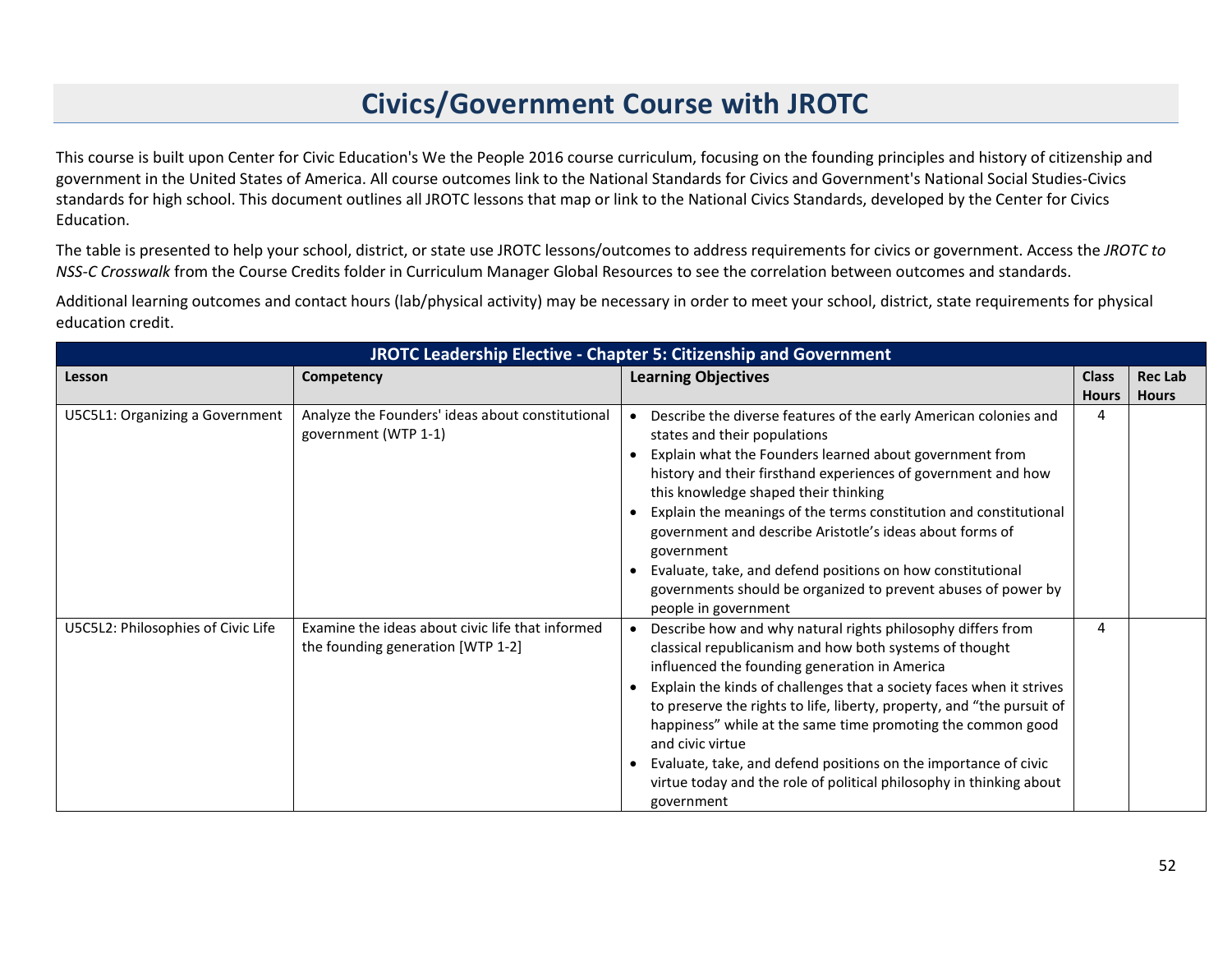# Civics/Government Course with JROTC

This course is built upon Center for Civic Education's We the People 2016 course curriculum, focusing on the founding principles and history of citizenship and government in the United States of America. All course outcomes link to the National Standards for Civics and Government's National Social Studies-Civics standards for high school. This document outlines all JROTC lessons that map or link to the National Civics Standards, developed by the Center for Civics Education.

The table is presented to help your school, district, or state use JROTC lessons/outcomes to address requirements for civics or government. Access the *JROTC to NSS-C Crosswalk* from the Course Credits folder in Curriculum Manager Global Resources to see the correlation between outcomes and standards.

Additional learning outcomes and contact hours (lab/physical activity) may be necessary in order to meet your school, district, state requirements for physical education credit.

| JROTC Leadership Elective - Chapter 5: Citizenship and Government | | | | |
|---|---|---|---|---|
| **Lesson** | **Competency** | **Learning Objectives** | **Class Hours** | **Rec Lab Hours** |
| U5C5L1: Organizing a Government | Analyze the Founders' ideas about constitutional government (WTP 1-1) | • Describe the diverse features of the early American colonies and states and their populations<br>• Explain what the Founders learned about government from history and their firsthand experiences of government and how this knowledge shaped their thinking<br>• Explain the meanings of the terms constitution and constitutional government and describe Aristotle's ideas about forms of government<br>• Evaluate, take, and defend positions on how constitutional governments should be organized to prevent abuses of power by people in government | 4 | |
| U5C5L2: Philosophies of Civic Life | Examine the ideas about civic life that informed the founding generation [WTP 1-2] | • Describe how and why natural rights philosophy differs from classical republicanism and how both systems of thought influenced the founding generation in America<br>• Explain the kinds of challenges that a society faces when it strives to preserve the rights to life, liberty, property, and "the pursuit of happiness" while at the same time promoting the common good and civic virtue<br>• Evaluate, take, and defend positions on the importance of civic virtue today and the role of political philosophy in thinking about government | 4 | |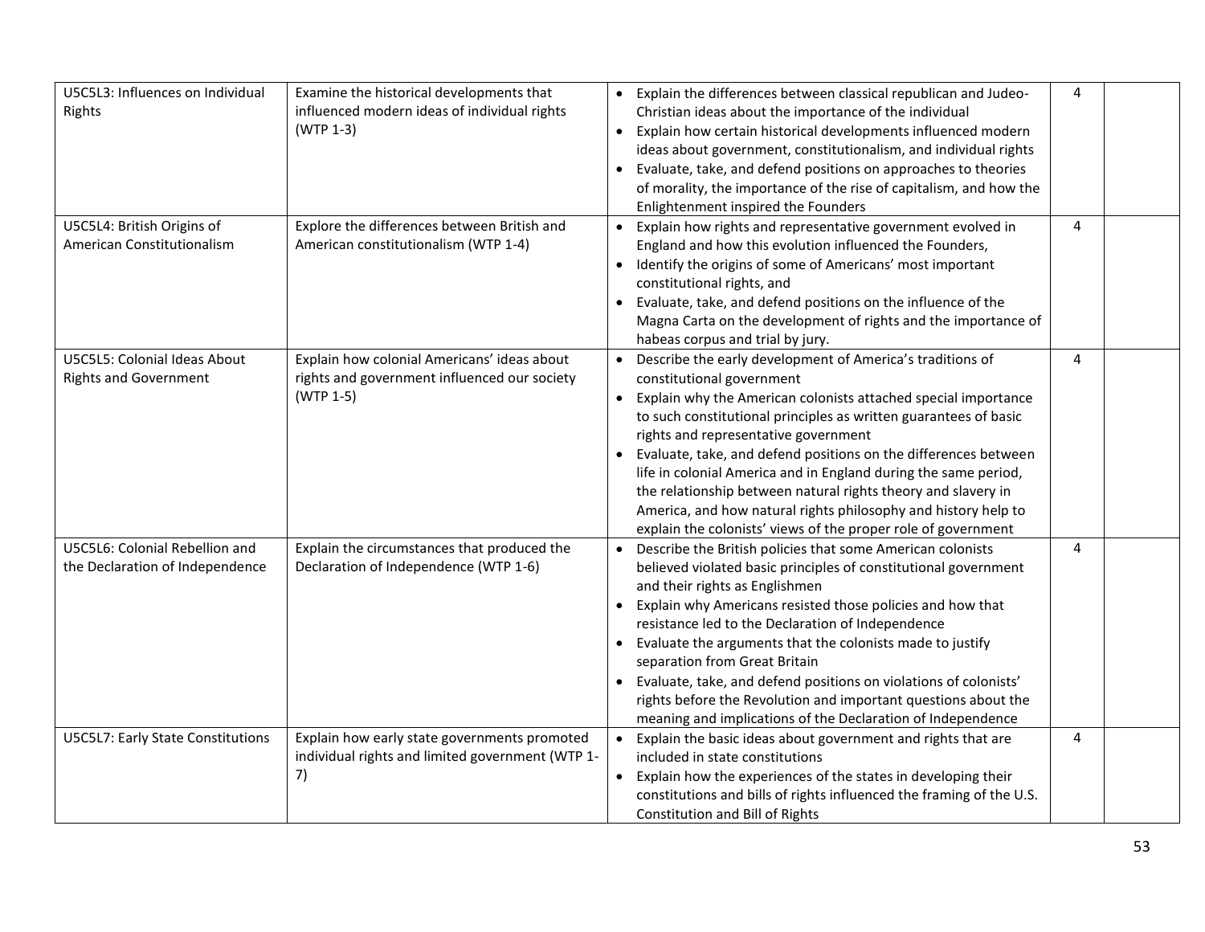| | | | | |
|---|---|---|---|---|
| U5C5L3: Influences on Individual Rights | Examine the historical developments that influenced modern ideas of individual rights (WTP 1-3) | • Explain the differences between classical republican and Judeo-Christian ideas about the importance of the individual<br>• Explain how certain historical developments influenced modern ideas about government, constitutionalism, and individual rights<br>• Evaluate, take, and defend positions on approaches to theories of morality, the importance of the rise of capitalism, and how the Enlightenment inspired the Founders | 4 | |
| U5C5L4: British Origins of American Constitutionalism | Explore the differences between British and American constitutionalism (WTP 1-4) | • Explain how rights and representative government evolved in England and how this evolution influenced the Founders,<br>• Identify the origins of some of Americans' most important constitutional rights, and<br>• Evaluate, take, and defend positions on the influence of the Magna Carta on the development of rights and the importance of habeas corpus and trial by jury. | 4 | |
| U5C5L5: Colonial Ideas About Rights and Government | Explain how colonial Americans' ideas about rights and government influenced our society (WTP 1-5) | • Describe the early development of America's traditions of constitutional government<br>• Explain why the American colonists attached special importance to such constitutional principles as written guarantees of basic rights and representative government<br>• Evaluate, take, and defend positions on the differences between life in colonial America and in England during the same period, the relationship between natural rights theory and slavery in America, and how natural rights philosophy and history help to explain the colonists' views of the proper role of government | 4 | |
| U5C5L6: Colonial Rebellion and the Declaration of Independence | Explain the circumstances that produced the Declaration of Independence (WTP 1-6) | • Describe the British policies that some American colonists believed violated basic principles of constitutional government and their rights as Englishmen<br>• Explain why Americans resisted those policies and how that resistance led to the Declaration of Independence<br>• Evaluate the arguments that the colonists made to justify separation from Great Britain<br>• Evaluate, take, and defend positions on violations of colonists' rights before the Revolution and important questions about the meaning and implications of the Declaration of Independence | 4 | |
| U5C5L7: Early State Constitutions | Explain how early state governments promoted individual rights and limited government (WTP 1-7) | • Explain the basic ideas about government and rights that are included in state constitutions<br>• Explain how the experiences of the states in developing their constitutions and bills of rights influenced the framing of the U.S. Constitution and Bill of Rights | 4 | |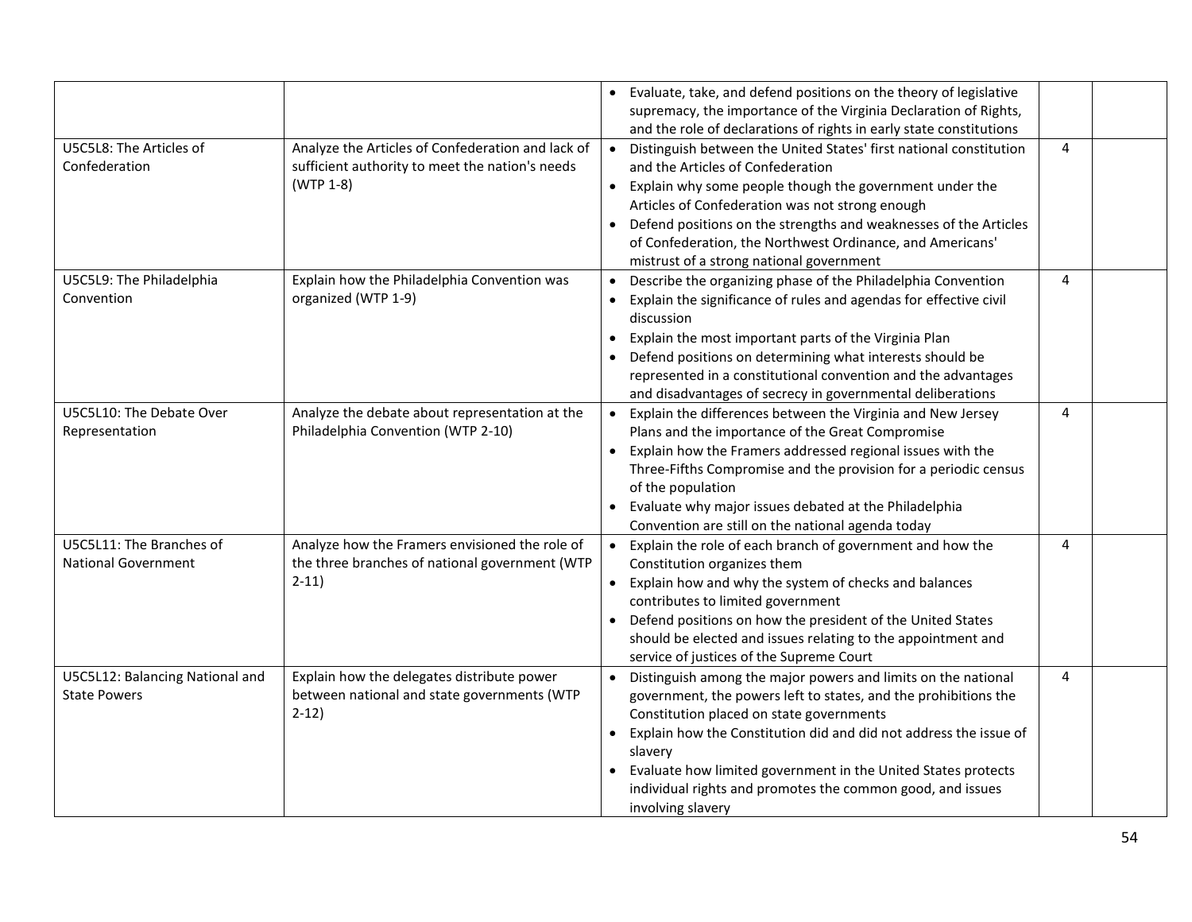| | | | | |
|---|---|---|---|---|
| | | • Evaluate, take, and defend positions on the theory of legislative supremacy, the importance of the Virginia Declaration of Rights, and the role of declarations of rights in early state constitutions | | |
| U5C5L8: The Articles of Confederation | Analyze the Articles of Confederation and lack of sufficient authority to meet the nation's needs (WTP 1-8) | • Distinguish between the United States' first national constitution and the Articles of Confederation<br>• Explain why some people though the government under the Articles of Confederation was not strong enough<br>• Defend positions on the strengths and weaknesses of the Articles of Confederation, the Northwest Ordinance, and Americans' mistrust of a strong national government | 4 | |
| U5C5L9: The Philadelphia Convention | Explain how the Philadelphia Convention was organized (WTP 1-9) | • Describe the organizing phase of the Philadelphia Convention<br>• Explain the significance of rules and agendas for effective civil discussion<br>• Explain the most important parts of the Virginia Plan<br>• Defend positions on determining what interests should be represented in a constitutional convention and the advantages and disadvantages of secrecy in governmental deliberations | 4 | |
| U5C5L10: The Debate Over Representation | Analyze the debate about representation at the Philadelphia Convention (WTP 2-10) | • Explain the differences between the Virginia and New Jersey Plans and the importance of the Great Compromise<br>• Explain how the Framers addressed regional issues with the Three-Fifths Compromise and the provision for a periodic census of the population<br>• Evaluate why major issues debated at the Philadelphia Convention are still on the national agenda today | 4 | |
| U5C5L11: The Branches of National Government | Analyze how the Framers envisioned the role of the three branches of national government (WTP 2-11) | • Explain the role of each branch of government and how the Constitution organizes them<br>• Explain how and why the system of checks and balances contributes to limited government<br>• Defend positions on how the president of the United States should be elected and issues relating to the appointment and service of justices of the Supreme Court | 4 | |
| U5C5L12: Balancing National and State Powers | Explain how the delegates distribute power between national and state governments (WTP 2-12) | • Distinguish among the major powers and limits on the national government, the powers left to states, and the prohibitions the Constitution placed on state governments<br>• Explain how the Constitution did and did not address the issue of slavery<br>• Evaluate how limited government in the United States protects individual rights and promotes the common good, and issues involving slavery | 4 | |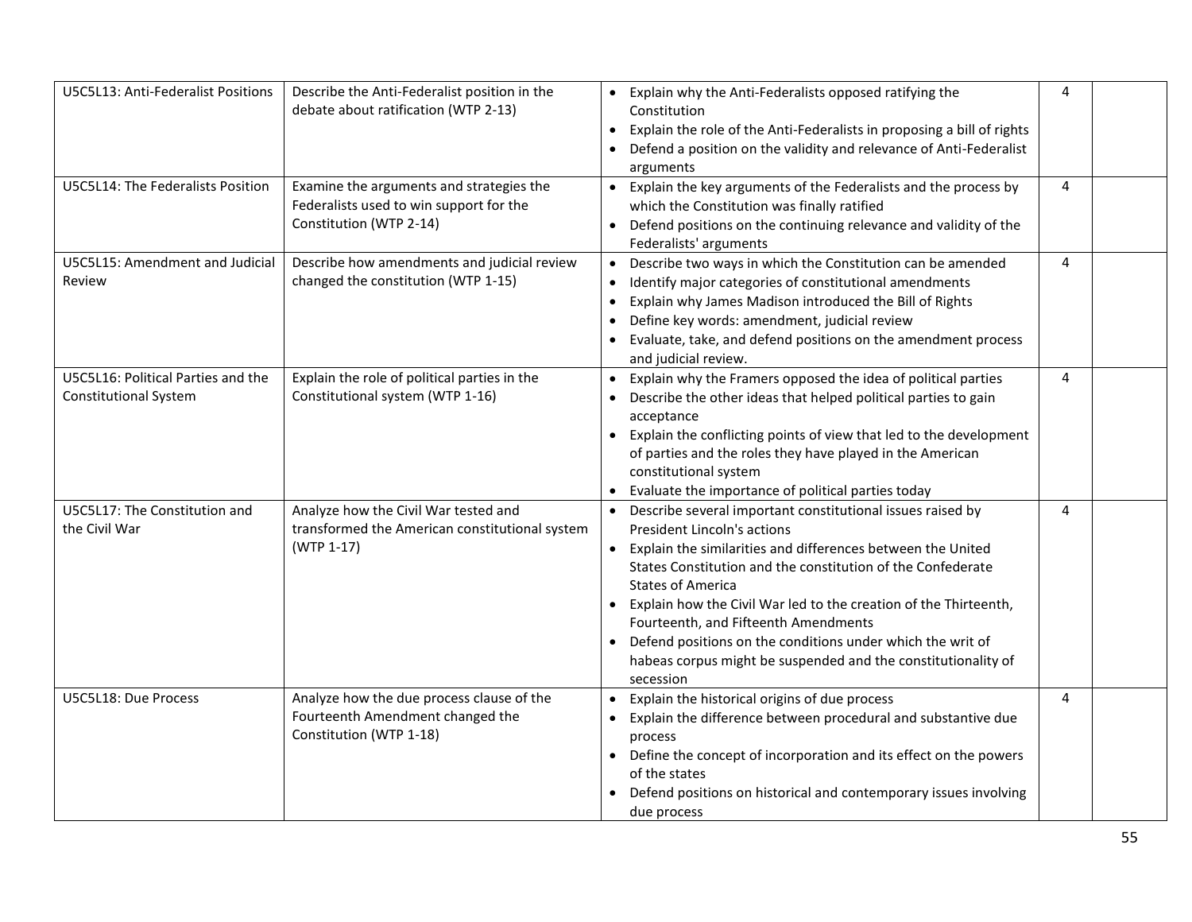| | | | | |
|---|---|---|---|---|
| U5C5L13: Anti-Federalist Positions | Describe the Anti-Federalist position in the debate about ratification (WTP 2-13) | • Explain why the Anti-Federalists opposed ratifying the Constitution<br>• Explain the role of the Anti-Federalists in proposing a bill of rights<br>• Defend a position on the validity and relevance of Anti-Federalist arguments | 4 | |
| U5C5L14: The Federalists Position | Examine the arguments and strategies the Federalists used to win support for the Constitution (WTP 2-14) | • Explain the key arguments of the Federalists and the process by which the Constitution was finally ratified<br>• Defend positions on the continuing relevance and validity of the Federalists' arguments | 4 | |
| U5C5L15: Amendment and Judicial Review | Describe how amendments and judicial review changed the constitution (WTP 1-15) | • Describe two ways in which the Constitution can be amended<br>• Identify major categories of constitutional amendments<br>• Explain why James Madison introduced the Bill of Rights<br>• Define key words: amendment, judicial review<br>• Evaluate, take, and defend positions on the amendment process and judicial review. | 4 | |
| U5C5L16: Political Parties and the Constitutional System | Explain the role of political parties in the Constitutional system (WTP 1-16) | • Explain why the Framers opposed the idea of political parties<br>• Describe the other ideas that helped political parties to gain acceptance<br>• Explain the conflicting points of view that led to the development of parties and the roles they have played in the American constitutional system<br>• Evaluate the importance of political parties today | 4 | |
| U5C5L17: The Constitution and the Civil War | Analyze how the Civil War tested and transformed the American constitutional system (WTP 1-17) | • Describe several important constitutional issues raised by President Lincoln's actions<br>• Explain the similarities and differences between the United States Constitution and the constitution of the Confederate States of America<br>• Explain how the Civil War led to the creation of the Thirteenth, Fourteenth, and Fifteenth Amendments<br>• Defend positions on the conditions under which the writ of habeas corpus might be suspended and the constitutionality of secession | 4 | |
| U5C5L18: Due Process | Analyze how the due process clause of the Fourteenth Amendment changed the Constitution (WTP 1-18) | • Explain the historical origins of due process<br>• Explain the difference between procedural and substantive due process<br>• Define the concept of incorporation and its effect on the powers of the states<br>• Defend positions on historical and contemporary issues involving due process | 4 | |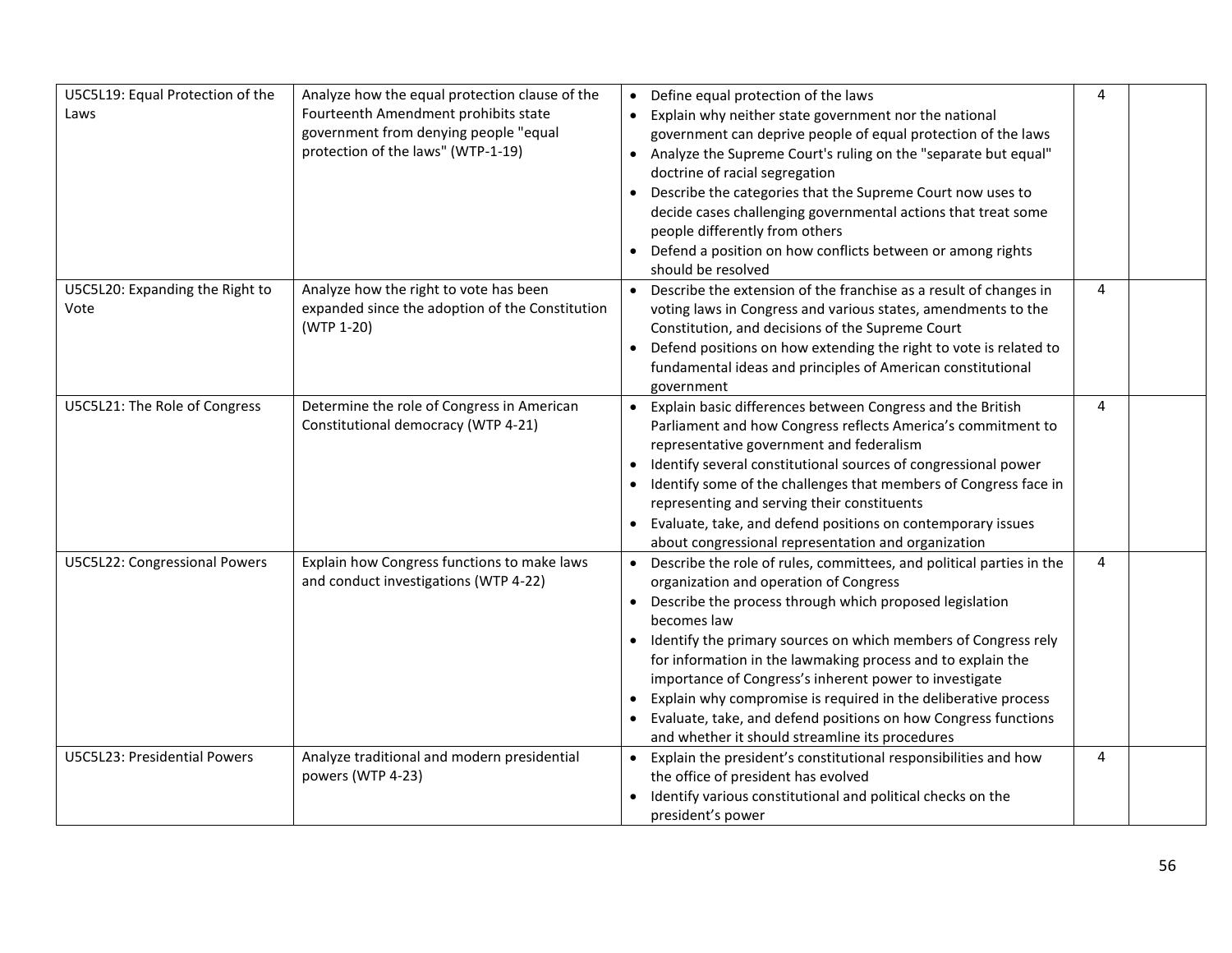| | | | | |
|---|---|---|---|---|
| U5C5L19: Equal Protection of the Laws | Analyze how the equal protection clause of the Fourteenth Amendment prohibits state government from denying people "equal protection of the laws" (WTP-1-19) | • Define equal protection of the laws<br>• Explain why neither state government nor the national government can deprive people of equal protection of the laws<br>• Analyze the Supreme Court's ruling on the "separate but equal" doctrine of racial segregation<br>• Describe the categories that the Supreme Court now uses to decide cases challenging governmental actions that treat some people differently from others<br>• Defend a position on how conflicts between or among rights should be resolved | 4 | |
| U5C5L20: Expanding the Right to Vote | Analyze how the right to vote has been expanded since the adoption of the Constitution (WTP 1-20) | • Describe the extension of the franchise as a result of changes in voting laws in Congress and various states, amendments to the Constitution, and decisions of the Supreme Court<br>• Defend positions on how extending the right to vote is related to fundamental ideas and principles of American constitutional government | 4 | |
| U5C5L21: The Role of Congress | Determine the role of Congress in American Constitutional democracy (WTP 4-21) | • Explain basic differences between Congress and the British Parliament and how Congress reflects America's commitment to representative government and federalism<br>• Identify several constitutional sources of congressional power<br>• Identify some of the challenges that members of Congress face in representing and serving their constituents<br>• Evaluate, take, and defend positions on contemporary issues about congressional representation and organization | 4 | |
| U5C5L22: Congressional Powers | Explain how Congress functions to make laws and conduct investigations (WTP 4-22) | • Describe the role of rules, committees, and political parties in the organization and operation of Congress<br>• Describe the process through which proposed legislation becomes law<br>• Identify the primary sources on which members of Congress rely for information in the lawmaking process and to explain the importance of Congress's inherent power to investigate<br>• Explain why compromise is required in the deliberative process<br>• Evaluate, take, and defend positions on how Congress functions and whether it should streamline its procedures | 4 | |
| U5C5L23: Presidential Powers | Analyze traditional and modern presidential powers (WTP 4-23) | • Explain the president's constitutional responsibilities and how the office of president has evolved<br>• Identify various constitutional and political checks on the president's power | 4 | |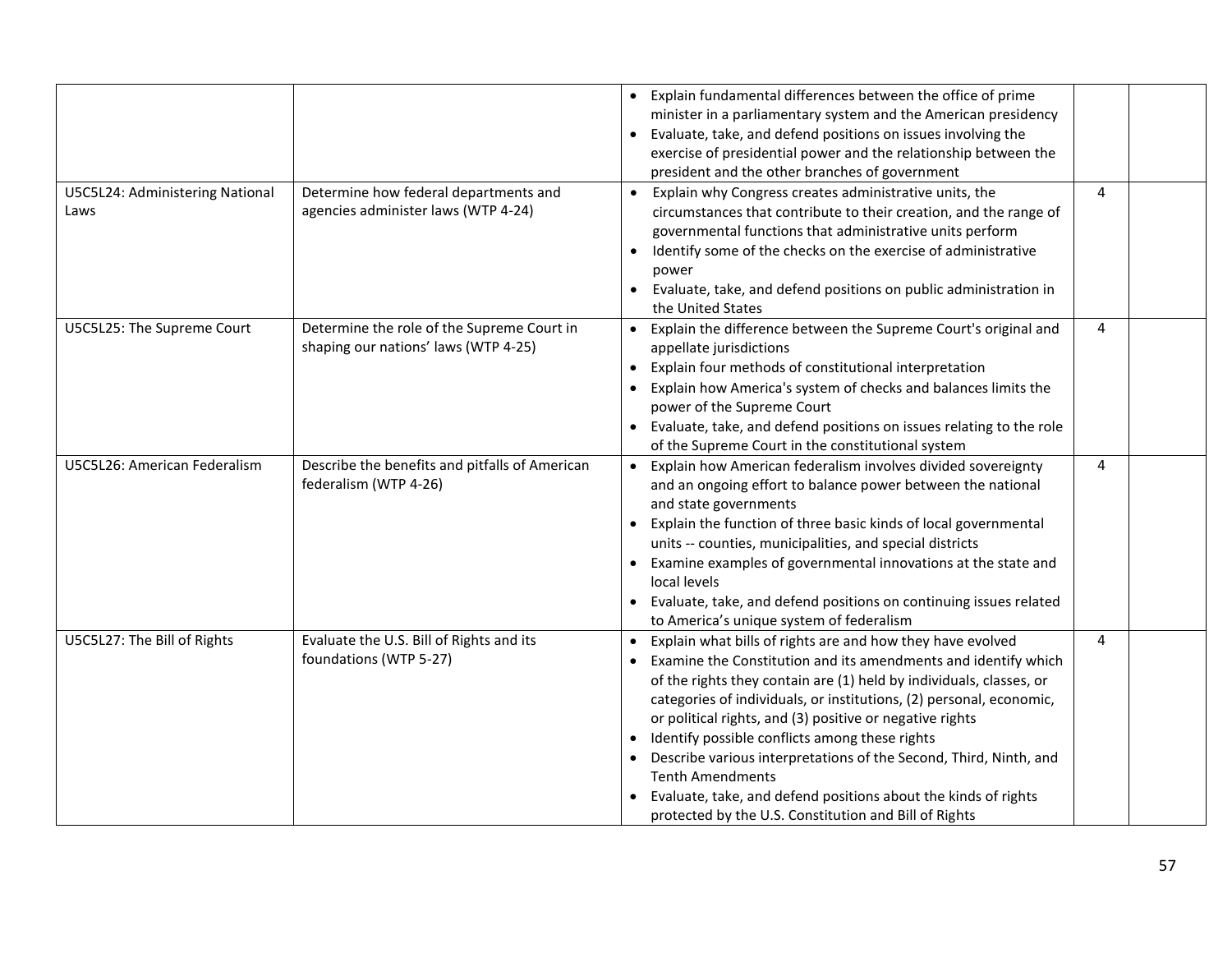| | | | | |
|---|---|---|---|---|
| | | • Explain fundamental differences between the office of prime minister in a parliamentary system and the American presidency<br>• Evaluate, take, and defend positions on issues involving the exercise of presidential power and the relationship between the president and the other branches of government | | |
| U5C5L24: Administering National Laws | Determine how federal departments and agencies administer laws (WTP 4-24) | • Explain why Congress creates administrative units, the circumstances that contribute to their creation, and the range of governmental functions that administrative units perform<br>• Identify some of the checks on the exercise of administrative power<br>• Evaluate, take, and defend positions on public administration in the United States | 4 | |
| U5C5L25: The Supreme Court | Determine the role of the Supreme Court in shaping our nations' laws (WTP 4-25) | • Explain the difference between the Supreme Court's original and appellate jurisdictions<br>• Explain four methods of constitutional interpretation<br>• Explain how America's system of checks and balances limits the power of the Supreme Court<br>• Evaluate, take, and defend positions on issues relating to the role of the Supreme Court in the constitutional system | 4 | |
| U5C5L26: American Federalism | Describe the benefits and pitfalls of American federalism (WTP 4-26) | • Explain how American federalism involves divided sovereignty and an ongoing effort to balance power between the national and state governments<br>• Explain the function of three basic kinds of local governmental units -- counties, municipalities, and special districts<br>• Examine examples of governmental innovations at the state and local levels<br>• Evaluate, take, and defend positions on continuing issues related to America's unique system of federalism | 4 | |
| U5C5L27: The Bill of Rights | Evaluate the U.S. Bill of Rights and its foundations (WTP 5-27) | • Explain what bills of rights are and how they have evolved<br>• Examine the Constitution and its amendments and identify which of the rights they contain are (1) held by individuals, classes, or categories of individuals, or institutions, (2) personal, economic, or political rights, and (3) positive or negative rights<br>• Identify possible conflicts among these rights<br>• Describe various interpretations of the Second, Third, Ninth, and Tenth Amendments<br>• Evaluate, take, and defend positions about the kinds of rights protected by the U.S. Constitution and Bill of Rights | 4 | |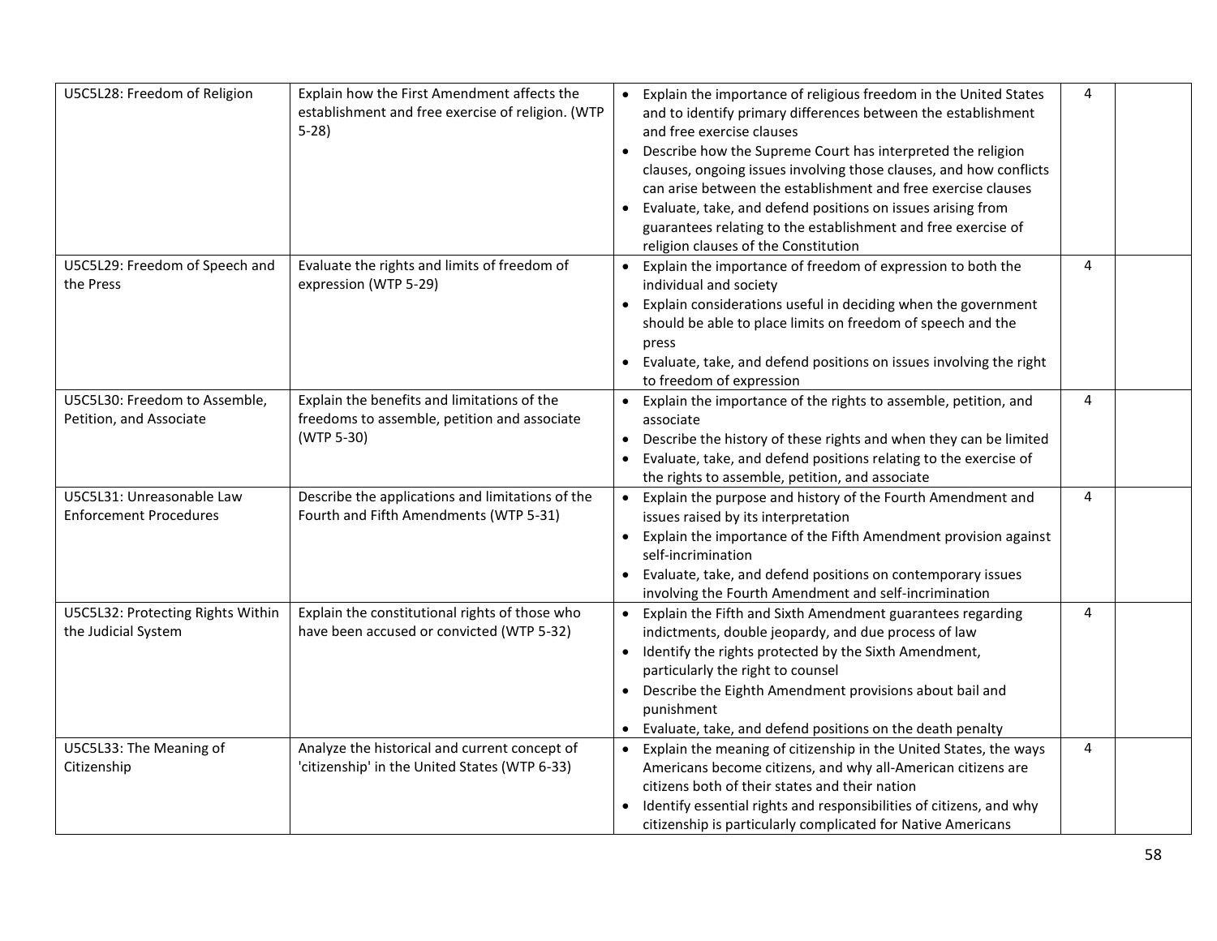| | | | | |
|---|---|---|---|---|
| U5C5L28: Freedom of Religion | Explain how the First Amendment affects the establishment and free exercise of religion. (WTP 5-28) | • Explain the importance of religious freedom in the United States and to identify primary differences between the establishment and free exercise clauses<br>• Describe how the Supreme Court has interpreted the religion clauses, ongoing issues involving those clauses, and how conflicts can arise between the establishment and free exercise clauses<br>• Evaluate, take, and defend positions on issues arising from guarantees relating to the establishment and free exercise of religion clauses of the Constitution | 4 | |
| U5C5L29: Freedom of Speech and the Press | Evaluate the rights and limits of freedom of expression (WTP 5-29) | • Explain the importance of freedom of expression to both the individual and society<br>• Explain considerations useful in deciding when the government should be able to place limits on freedom of speech and the press<br>• Evaluate, take, and defend positions on issues involving the right to freedom of expression | 4 | |
| U5C5L30: Freedom to Assemble, Petition, and Associate | Explain the benefits and limitations of the freedoms to assemble, petition and associate (WTP 5-30) | • Explain the importance of the rights to assemble, petition, and associate<br>• Describe the history of these rights and when they can be limited<br>• Evaluate, take, and defend positions relating to the exercise of the rights to assemble, petition, and associate | 4 | |
| U5C5L31: Unreasonable Law Enforcement Procedures | Describe the applications and limitations of the Fourth and Fifth Amendments (WTP 5-31) | • Explain the purpose and history of the Fourth Amendment and issues raised by its interpretation<br>• Explain the importance of the Fifth Amendment provision against self-incrimination<br>• Evaluate, take, and defend positions on contemporary issues involving the Fourth Amendment and self-incrimination | 4 | |
| U5C5L32: Protecting Rights Within the Judicial System | Explain the constitutional rights of those who have been accused or convicted (WTP 5-32) | • Explain the Fifth and Sixth Amendment guarantees regarding indictments, double jeopardy, and due process of law<br>• Identify the rights protected by the Sixth Amendment, particularly the right to counsel<br>• Describe the Eighth Amendment provisions about bail and punishment<br>• Evaluate, take, and defend positions on the death penalty | 4 | |
| U5C5L33: The Meaning of Citizenship | Analyze the historical and current concept of 'citizenship' in the United States (WTP 6-33) | • Explain the meaning of citizenship in the United States, the ways Americans become citizens, and why all-American citizens are citizens both of their states and their nation<br>• Identify essential rights and responsibilities of citizens, and why citizenship is particularly complicated for Native Americans | 4 | |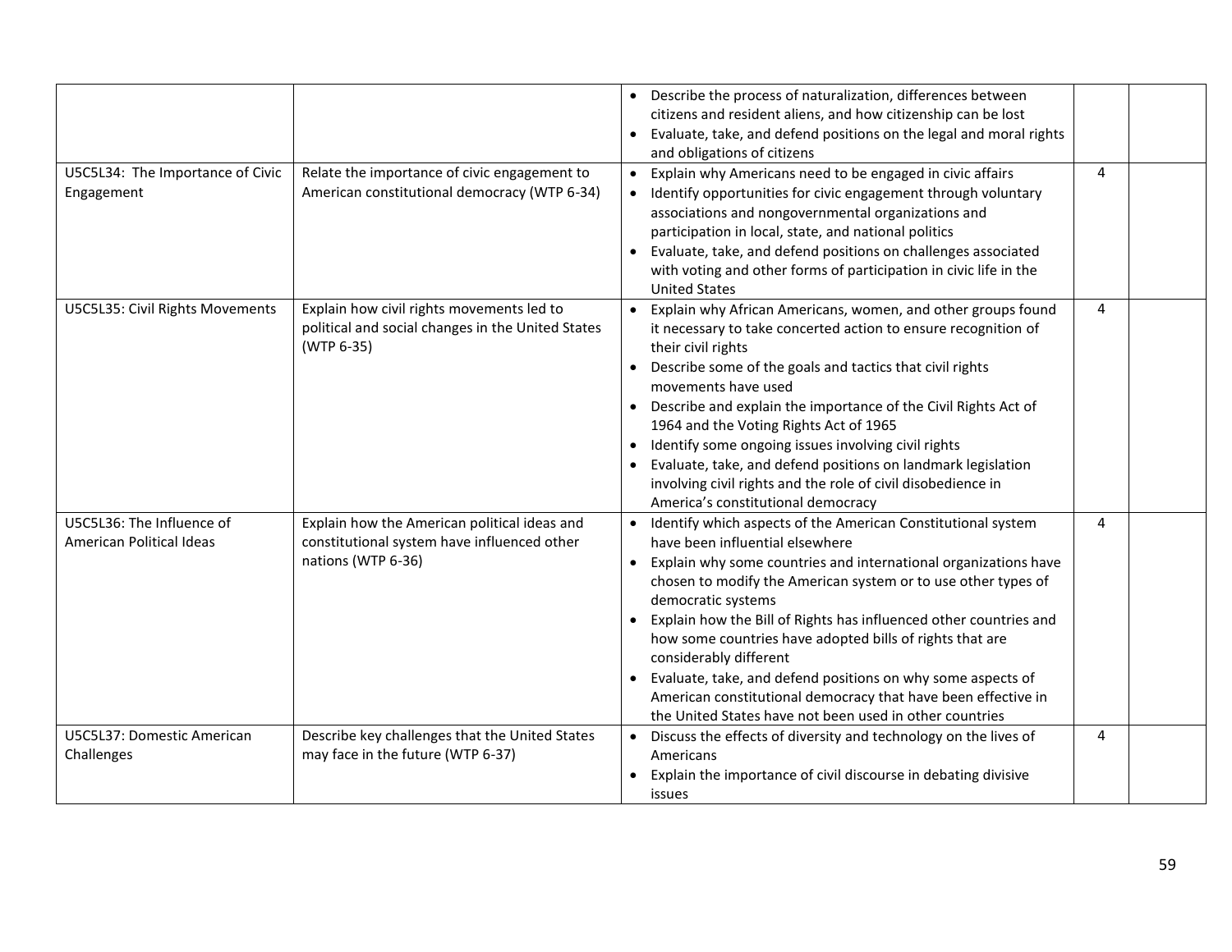| | | | | |
|---|---|---|---|---|
| | | • Describe the process of naturalization, differences between citizens and resident aliens, and how citizenship can be lost<br>• Evaluate, take, and defend positions on the legal and moral rights and obligations of citizens | | |
| U5C5L34: The Importance of Civic Engagement | Relate the importance of civic engagement to American constitutional democracy (WTP 6-34) | • Explain why Americans need to be engaged in civic affairs<br>• Identify opportunities for civic engagement through voluntary associations and nongovernmental organizations and participation in local, state, and national politics<br>• Evaluate, take, and defend positions on challenges associated with voting and other forms of participation in civic life in the United States | 4 | |
| U5C5L35: Civil Rights Movements | Explain how civil rights movements led to political and social changes in the United States (WTP 6-35) | • Explain why African Americans, women, and other groups found it necessary to take concerted action to ensure recognition of their civil rights<br>• Describe some of the goals and tactics that civil rights movements have used<br>• Describe and explain the importance of the Civil Rights Act of 1964 and the Voting Rights Act of 1965<br>• Identify some ongoing issues involving civil rights<br>• Evaluate, take, and defend positions on landmark legislation involving civil rights and the role of civil disobedience in America's constitutional democracy | 4 | |
| U5C5L36: The Influence of American Political Ideas | Explain how the American political ideas and constitutional system have influenced other nations (WTP 6-36) | • Identify which aspects of the American Constitutional system have been influential elsewhere<br>• Explain why some countries and international organizations have chosen to modify the American system or to use other types of democratic systems<br>• Explain how the Bill of Rights has influenced other countries and how some countries have adopted bills of rights that are considerably different<br>• Evaluate, take, and defend positions on why some aspects of American constitutional democracy that have been effective in the United States have not been used in other countries | 4 | |
| U5C5L37: Domestic American Challenges | Describe key challenges that the United States may face in the future (WTP 6-37) | • Discuss the effects of diversity and technology on the lives of Americans<br>• Explain the importance of civil discourse in debating divisive issues | 4 | |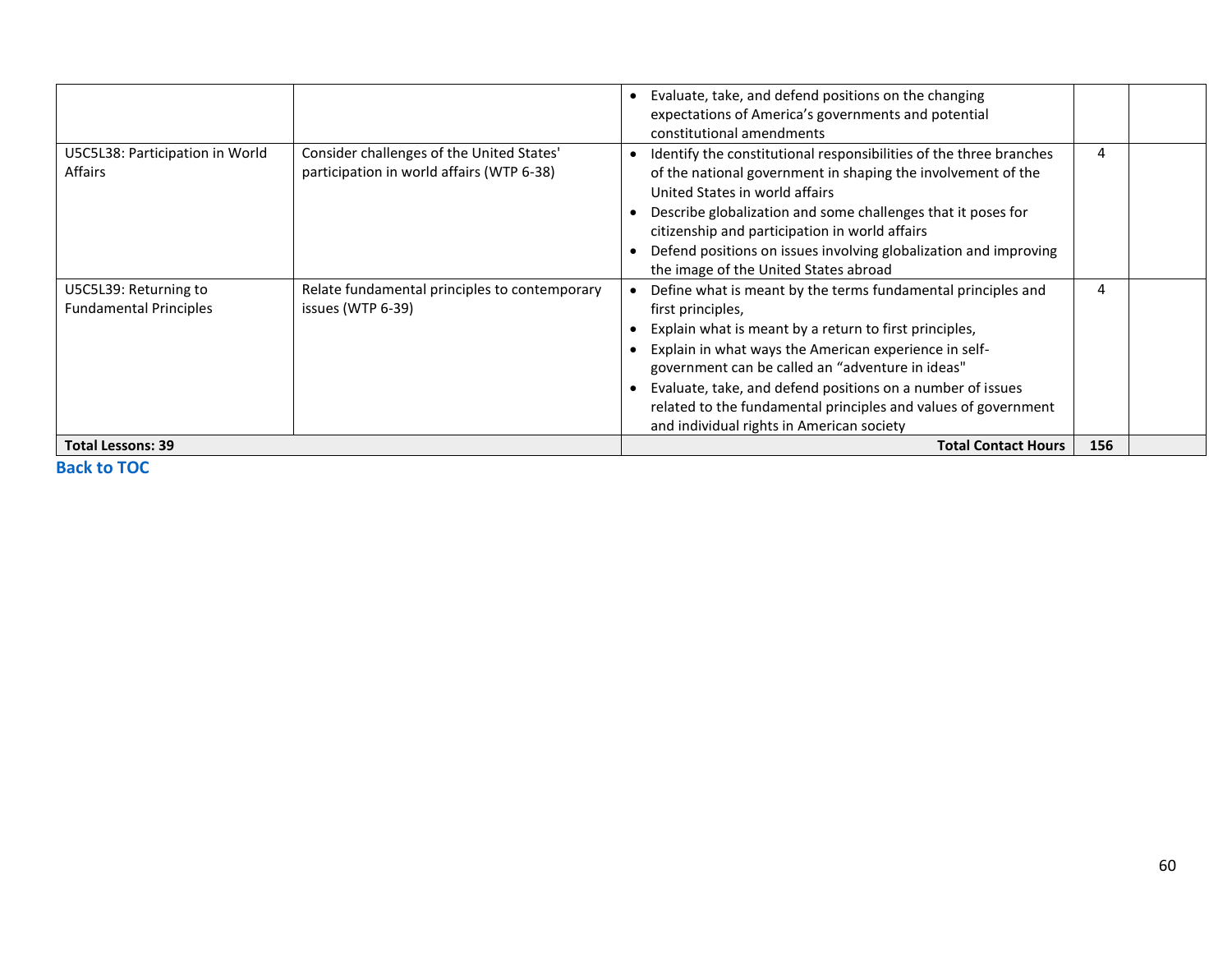| | | | | |
|---|---|---|---|---|
| | | • Evaluate, take, and defend positions on the changing expectations of America's governments and potential constitutional amendments | | |
| U5C5L38: Participation in World Affairs | Consider challenges of the United States' participation in world affairs (WTP 6-38) | • Identify the constitutional responsibilities of the three branches of the national government in shaping the involvement of the United States in world affairs<br>• Describe globalization and some challenges that it poses for citizenship and participation in world affairs<br>• Defend positions on issues involving globalization and improving the image of the United States abroad | 4 | |
| U5C5L39: Returning to Fundamental Principles | Relate fundamental principles to contemporary issues (WTP 6-39) | • Define what is meant by the terms fundamental principles and first principles,<br>• Explain what is meant by a return to first principles,<br>• Explain in what ways the American experience in self-government can be called an "adventure in ideas"<br>• Evaluate, take, and defend positions on a number of issues related to the fundamental principles and values of government and individual rights in American society | 4 | |
| **Total Lessons: 39** | | **Total Contact Hours** | **156** | |

**Back to TOC**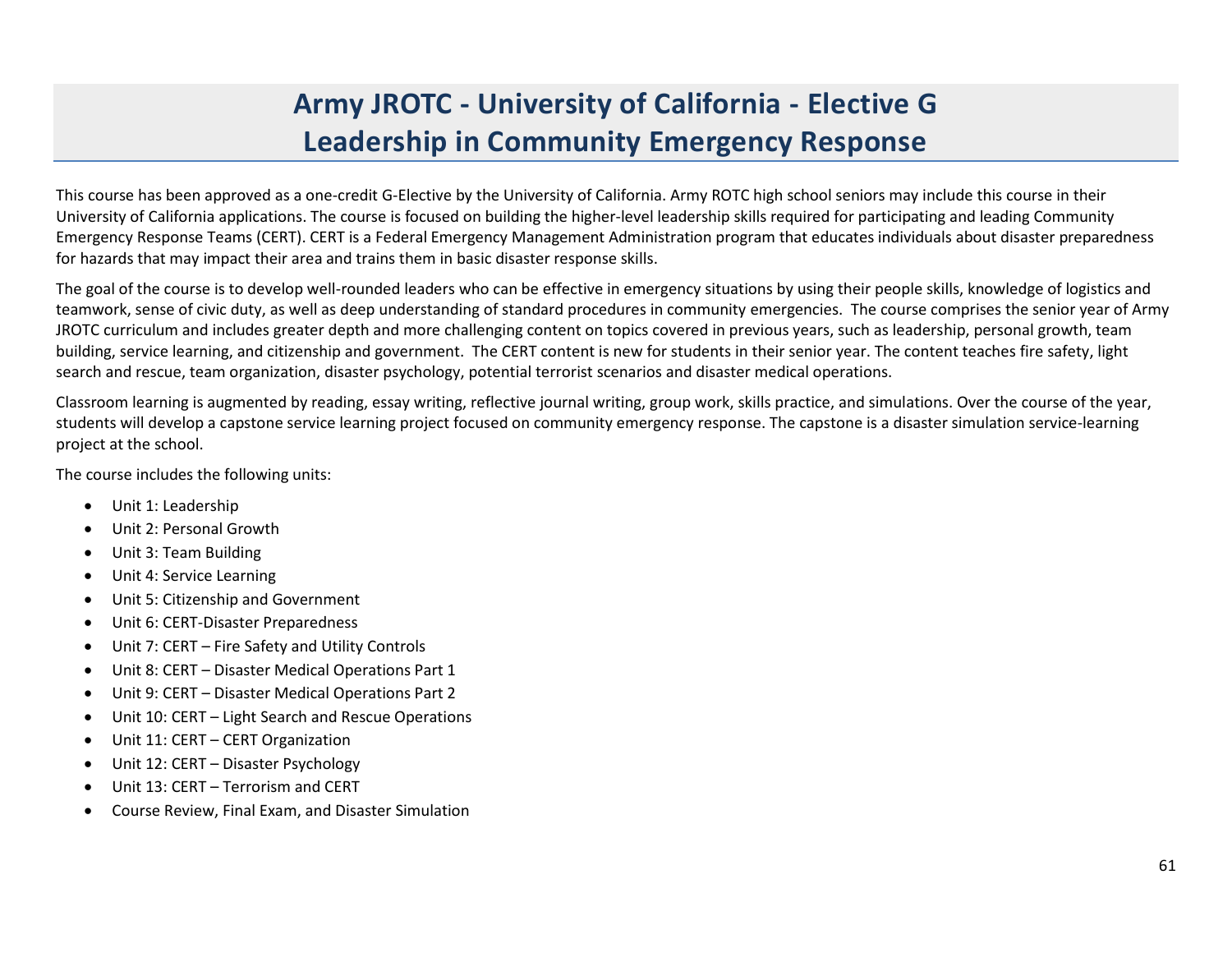# Army JROTC - University of California - Elective G
# Leadership in Community Emergency Response

This course has been approved as a one-credit G-Elective by the University of California. Army ROTC high school seniors may include this course in their University of California applications. The course is focused on building the higher-level leadership skills required for participating and leading Community Emergency Response Teams (CERT). CERT is a Federal Emergency Management Administration program that educates individuals about disaster preparedness for hazards that may impact their area and trains them in basic disaster response skills.

The goal of the course is to develop well-rounded leaders who can be effective in emergency situations by using their people skills, knowledge of logistics and teamwork, sense of civic duty, as well as deep understanding of standard procedures in community emergencies. The course comprises the senior year of Army JROTC curriculum and includes greater depth and more challenging content on topics covered in previous years, such as leadership, personal growth, team building, service learning, and citizenship and government. The CERT content is new for students in their senior year. The content teaches fire safety, light search and rescue, team organization, disaster psychology, potential terrorist scenarios and disaster medical operations.

Classroom learning is augmented by reading, essay writing, reflective journal writing, group work, skills practice, and simulations. Over the course of the year, students will develop a capstone service learning project focused on community emergency response. The capstone is a disaster simulation service-learning project at the school.

The course includes the following units:

- Unit 1: Leadership
- Unit 2: Personal Growth
- Unit 3: Team Building
- Unit 4: Service Learning
- Unit 5: Citizenship and Government
- Unit 6: CERT-Disaster Preparedness
- Unit 7: CERT – Fire Safety and Utility Controls
- Unit 8: CERT – Disaster Medical Operations Part 1
- Unit 9: CERT – Disaster Medical Operations Part 2
- Unit 10: CERT – Light Search and Rescue Operations
- Unit 11: CERT – CERT Organization
- Unit 12: CERT – Disaster Psychology
- Unit 13: CERT – Terrorism and CERT
- Course Review, Final Exam, and Disaster Simulation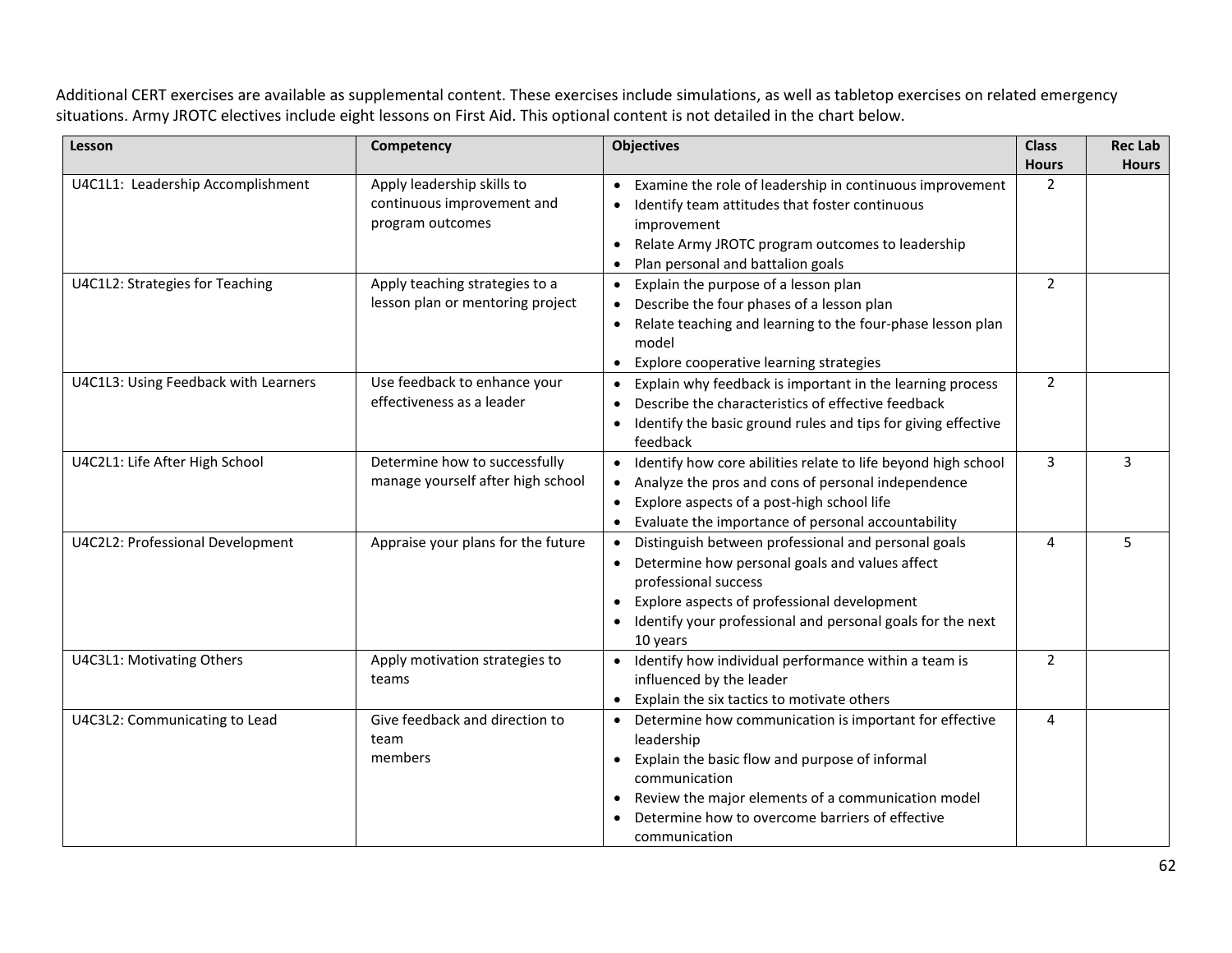Additional CERT exercises are available as supplemental content. These exercises include simulations, as well as tabletop exercises on related emergency situations. Army JROTC electives include eight lessons on First Aid. This optional content is not detailed in the chart below.

| Lesson | Competency | Objectives | Class Hours | Rec Lab Hours |
|---|---|---|---|---|
| U4C1L1: Leadership Accomplishment | Apply leadership skills to continuous improvement and program outcomes | • Examine the role of leadership in continuous improvement<br>• Identify team attitudes that foster continuous improvement<br>• Relate Army JROTC program outcomes to leadership<br>• Plan personal and battalion goals | 2 | |
| U4C1L2: Strategies for Teaching | Apply teaching strategies to a lesson plan or mentoring project | • Explain the purpose of a lesson plan<br>• Describe the four phases of a lesson plan<br>• Relate teaching and learning to the four-phase lesson plan model<br>• Explore cooperative learning strategies | 2 | |
| U4C1L3: Using Feedback with Learners | Use feedback to enhance your effectiveness as a leader | • Explain why feedback is important in the learning process<br>• Describe the characteristics of effective feedback<br>• Identify the basic ground rules and tips for giving effective feedback | 2 | |
| U4C2L1: Life After High School | Determine how to successfully manage yourself after high school | • Identify how core abilities relate to life beyond high school<br>• Analyze the pros and cons of personal independence<br>• Explore aspects of a post-high school life<br>• Evaluate the importance of personal accountability | 3 | 3 |
| U4C2L2: Professional Development | Appraise your plans for the future | • Distinguish between professional and personal goals<br>• Determine how personal goals and values affect professional success<br>• Explore aspects of professional development<br>• Identify your professional and personal goals for the next 10 years | 4 | 5 |
| U4C3L1: Motivating Others | Apply motivation strategies to teams | • Identify how individual performance within a team is influenced by the leader<br>• Explain the six tactics to motivate others | 2 | |
| U4C3L2: Communicating to Lead | Give feedback and direction to team members | • Determine how communication is important for effective leadership<br>• Explain the basic flow and purpose of informal communication<br>• Review the major elements of a communication model<br>• Determine how to overcome barriers of effective communication | 4 | |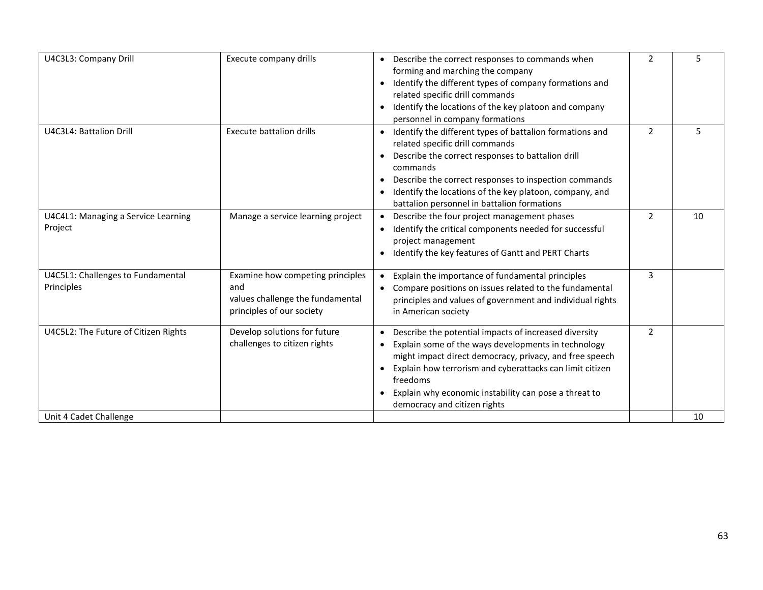| U4C3L3: Company Drill | Execute company drills | • Describe the correct responses to commands when forming and marching the company<br>• Identify the different types of company formations and related specific drill commands<br>• Identify the locations of the key platoon and company personnel in company formations | 2 | 5 |
|---|---|---|---|---|
| U4C3L4: Battalion Drill | Execute battalion drills | • Identify the different types of battalion formations and related specific drill commands<br>• Describe the correct responses to battalion drill commands<br>• Describe the correct responses to inspection commands<br>• Identify the locations of the key platoon, company, and battalion personnel in battalion formations | 2 | 5 |
| U4C4L1: Managing a Service Learning Project | Manage a service learning project | • Describe the four project management phases<br>• Identify the critical components needed for successful project management<br>• Identify the key features of Gantt and PERT Charts | 2 | 10 |
| U4C5L1: Challenges to Fundamental Principles | Examine how competing principles and values challenge the fundamental principles of our society | • Explain the importance of fundamental principles<br>• Compare positions on issues related to the fundamental principles and values of government and individual rights in American society | 3 | |
| U4C5L2: The Future of Citizen Rights | Develop solutions for future challenges to citizen rights | • Describe the potential impacts of increased diversity<br>• Explain some of the ways developments in technology might impact direct democracy, privacy, and free speech<br>• Explain how terrorism and cyberattacks can limit citizen freedoms<br>• Explain why economic instability can pose a threat to democracy and citizen rights | 2 | |
| Unit 4 Cadet Challenge | | | | 10 |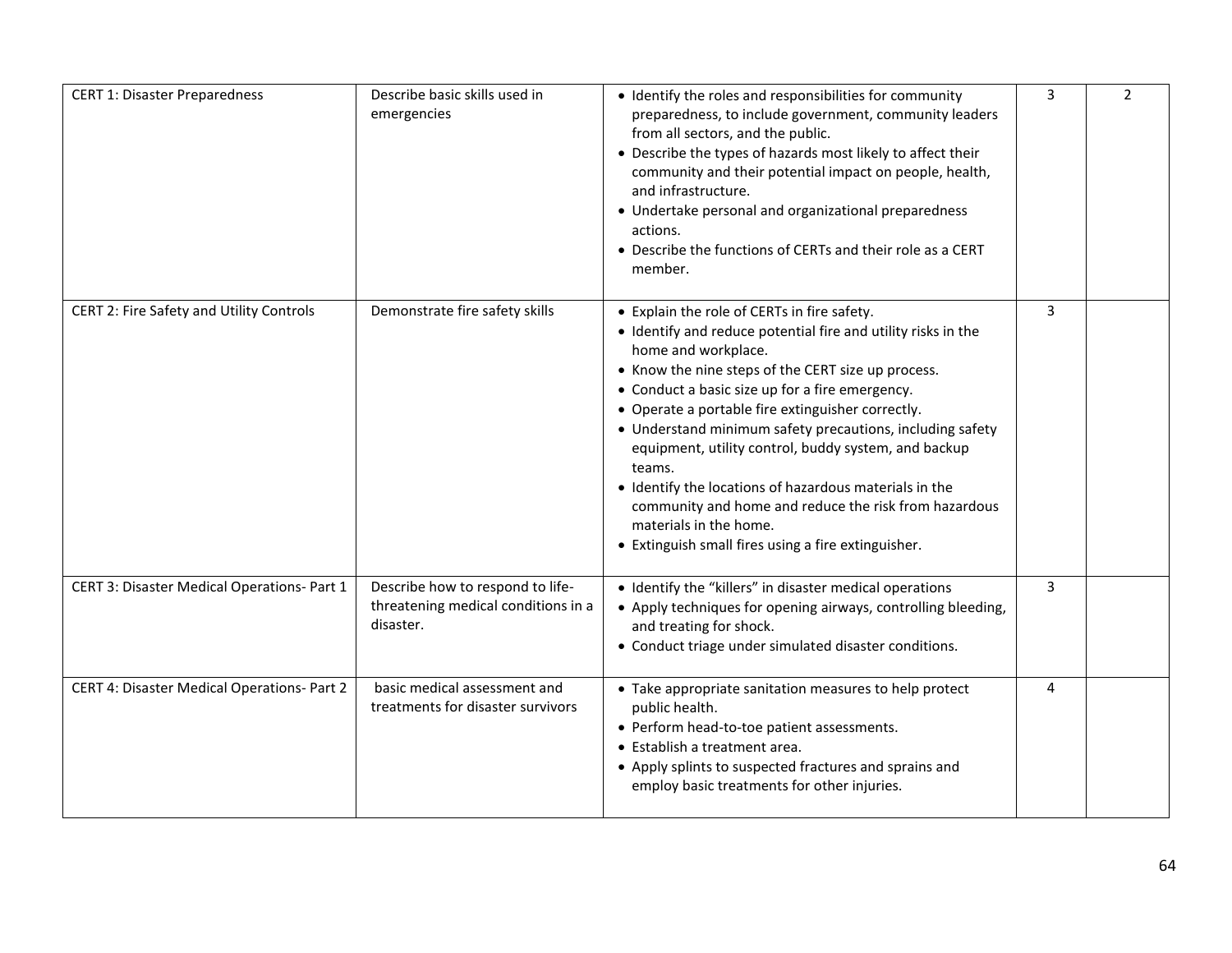| CERT 1: Disaster Preparedness | Describe basic skills used in emergencies | • Identify the roles and responsibilities for community preparedness, to include government, community leaders from all sectors, and the public.<br>• Describe the types of hazards most likely to affect their community and their potential impact on people, health, and infrastructure.<br>• Undertake personal and organizational preparedness actions.<br>• Describe the functions of CERTs and their role as a CERT member. | 3 | 2 |
|---|---|---|---|---|
| CERT 2: Fire Safety and Utility Controls | Demonstrate fire safety skills | • Explain the role of CERTs in fire safety.<br>• Identify and reduce potential fire and utility risks in the home and workplace.<br>• Know the nine steps of the CERT size up process.<br>• Conduct a basic size up for a fire emergency.<br>• Operate a portable fire extinguisher correctly.<br>• Understand minimum safety precautions, including safety equipment, utility control, buddy system, and backup teams.<br>• Identify the locations of hazardous materials in the community and home and reduce the risk from hazardous materials in the home.<br>• Extinguish small fires using a fire extinguisher. | 3 | |
| CERT 3: Disaster Medical Operations- Part 1 | Describe how to respond to life-threatening medical conditions in a disaster. | • Identify the "killers" in disaster medical operations<br>• Apply techniques for opening airways, controlling bleeding, and treating for shock.<br>• Conduct triage under simulated disaster conditions. | 3 | |
| CERT 4: Disaster Medical Operations- Part 2 | basic medical assessment and treatments for disaster survivors | • Take appropriate sanitation measures to help protect public health.<br>• Perform head-to-toe patient assessments.<br>• Establish a treatment area.<br>• Apply splints to suspected fractures and sprains and employ basic treatments for other injuries. | 4 | |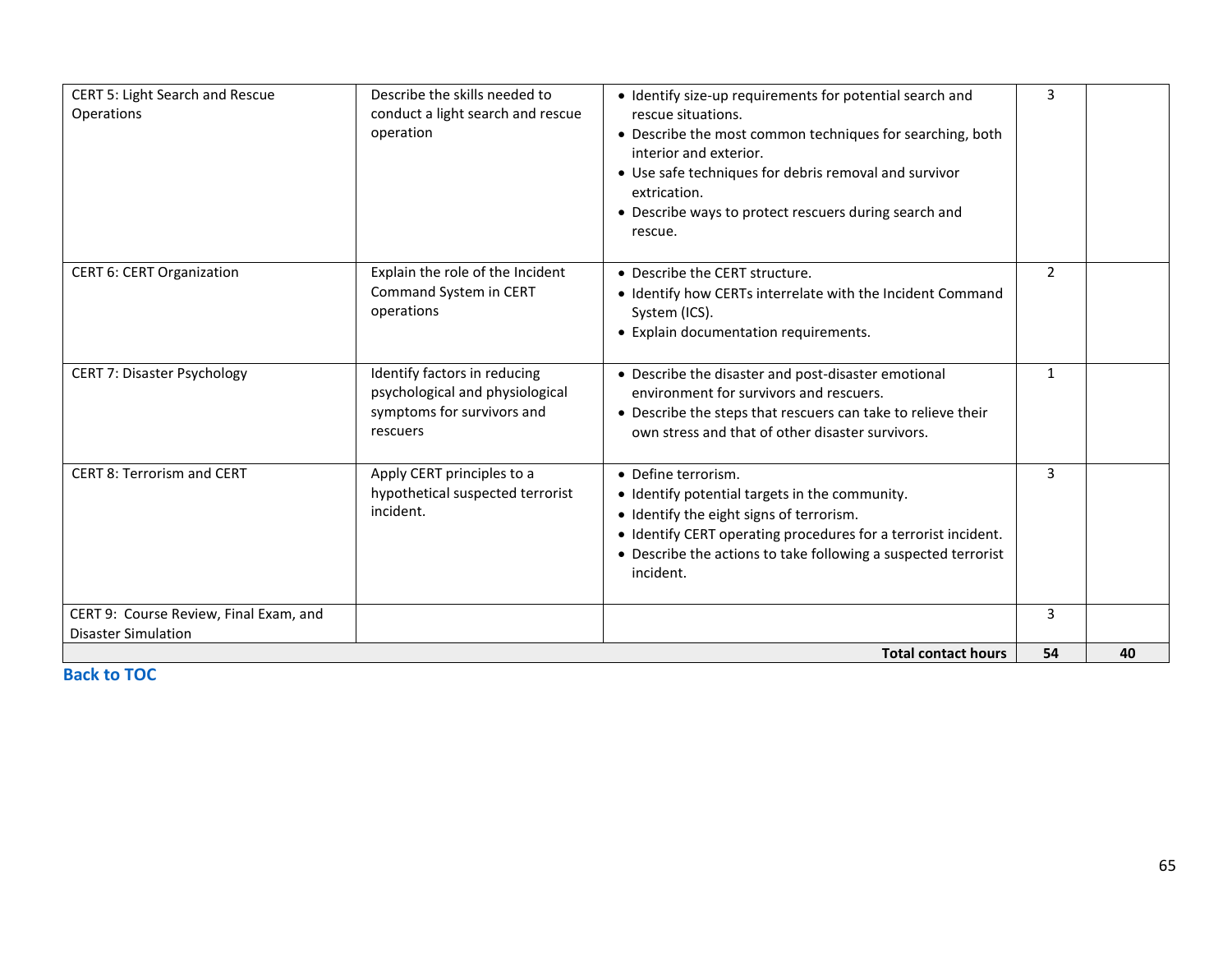| | | | | |
|---|---|---|---|---|
| CERT 5: Light Search and Rescue Operations | Describe the skills needed to conduct a light search and rescue operation | • Identify size-up requirements for potential search and rescue situations.<br>• Describe the most common techniques for searching, both interior and exterior.<br>• Use safe techniques for debris removal and survivor extrication.<br>• Describe ways to protect rescuers during search and rescue. | 3 | |
| CERT 6: CERT Organization | Explain the role of the Incident Command System in CERT operations | • Describe the CERT structure.<br>• Identify how CERTs interrelate with the Incident Command System (ICS).<br>• Explain documentation requirements. | 2 | |
| CERT 7: Disaster Psychology | Identify factors in reducing psychological and physiological symptoms for survivors and rescuers | • Describe the disaster and post-disaster emotional environment for survivors and rescuers.<br>• Describe the steps that rescuers can take to relieve their own stress and that of other disaster survivors. | 1 | |
| CERT 8: Terrorism and CERT | Apply CERT principles to a hypothetical suspected terrorist incident. | • Define terrorism.<br>• Identify potential targets in the community.<br>• Identify the eight signs of terrorism.<br>• Identify CERT operating procedures for a terrorist incident.<br>• Describe the actions to take following a suspected terrorist incident. | 3 | |
| CERT 9: Course Review, Final Exam, and Disaster Simulation | | | 3 | |
| | | **Total contact hours** | **54** | **40** |

**Back to TOC**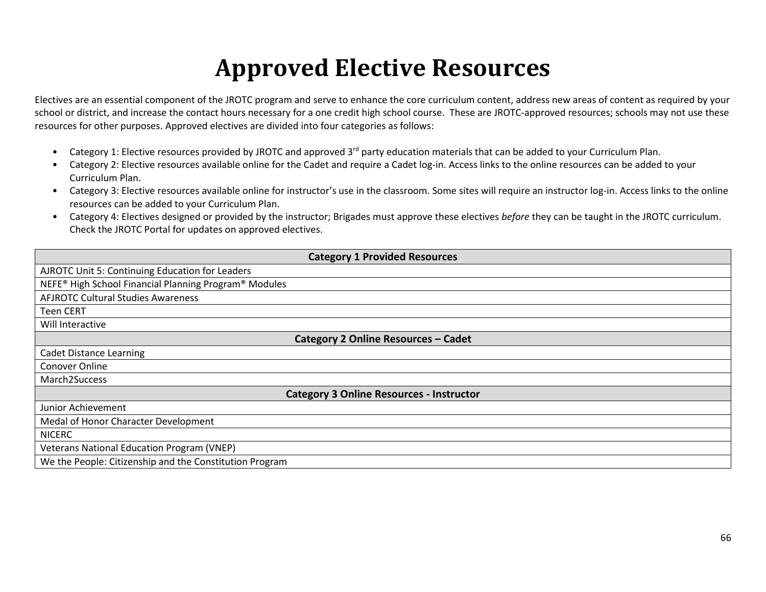# Approved Elective Resources

Electives are an essential component of the JROTC program and serve to enhance the core curriculum content, address new areas of content as required by your school or district, and increase the contact hours necessary for a one credit high school course. These are JROTC-approved resources; schools may not use these resources for other purposes. Approved electives are divided into four categories as follows:

- Category 1: Elective resources provided by JROTC and approved 3rd party education materials that can be added to your Curriculum Plan.
- Category 2: Elective resources available online for the Cadet and require a Cadet log-in. Access links to the online resources can be added to your Curriculum Plan.
- Category 3: Elective resources available online for instructor's use in the classroom. Some sites will require an instructor log-in. Access links to the online resources can be added to your Curriculum Plan.
- Category 4: Electives designed or provided by the instructor; Brigades must approve these electives *before* they can be taught in the JROTC curriculum. Check the JROTC Portal for updates on approved electives.

| **Category 1 Provided Resources** |
|---|
| AJROTC Unit 5: Continuing Education for Leaders |
| NEFE® High School Financial Planning Program® Modules |
| AFJROTC Cultural Studies Awareness |
| Teen CERT |
| Will Interactive |
| **Category 2 Online Resources – Cadet** |
| Cadet Distance Learning |
| Conover Online |
| March2Success |
| **Category 3 Online Resources - Instructor** |
| Junior Achievement |
| Medal of Honor Character Development |
| NICERC |
| Veterans National Education Program (VNEP) |
| We the People: Citizenship and the Constitution Program |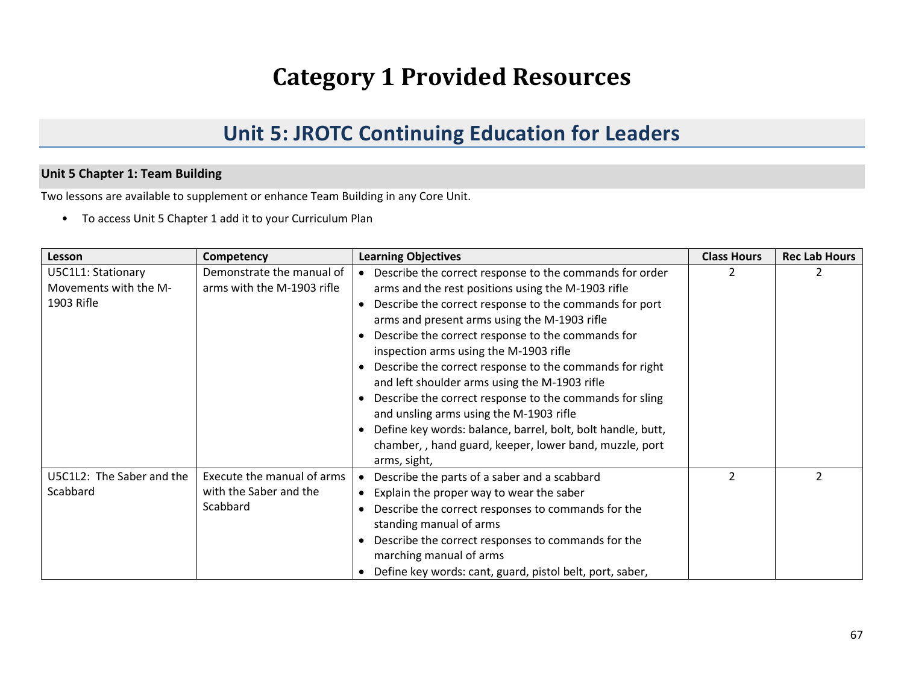# Category 1 Provided Resources

## Unit 5: JROTC Continuing Education for Leaders

### Unit 5 Chapter 1: Team Building

Two lessons are available to supplement or enhance Team Building in any Core Unit.

- To access Unit 5 Chapter 1 add it to your Curriculum Plan

| Lesson | Competency | Learning Objectives | Class Hours | Rec Lab Hours |
|---|---|---|---|---|
| U5C1L1: Stationary Movements with the M-1903 Rifle | Demonstrate the manual of arms with the M-1903 rifle | • Describe the correct response to the commands for order arms and the rest positions using the M-1903 rifle<br>• Describe the correct response to the commands for port arms and present arms using the M-1903 rifle<br>• Describe the correct response to the commands for inspection arms using the M-1903 rifle<br>• Describe the correct response to the commands for right and left shoulder arms using the M-1903 rifle<br>• Describe the correct response to the commands for sling and unsling arms using the M-1903 rifle<br>• Define key words: balance, barrel, bolt, bolt handle, butt, chamber, , hand guard, keeper, lower band, muzzle, port arms, sight, | 2 | 2 |
| U5C1L2: The Saber and the Scabbard | Execute the manual of arms with the Saber and the Scabbard | • Describe the parts of a saber and a scabbard<br>• Explain the proper way to wear the saber<br>• Describe the correct responses to commands for the standing manual of arms<br>• Describe the correct responses to commands for the marching manual of arms<br>• Define key words: cant, guard, pistol belt, port, saber, | 2 | 2 |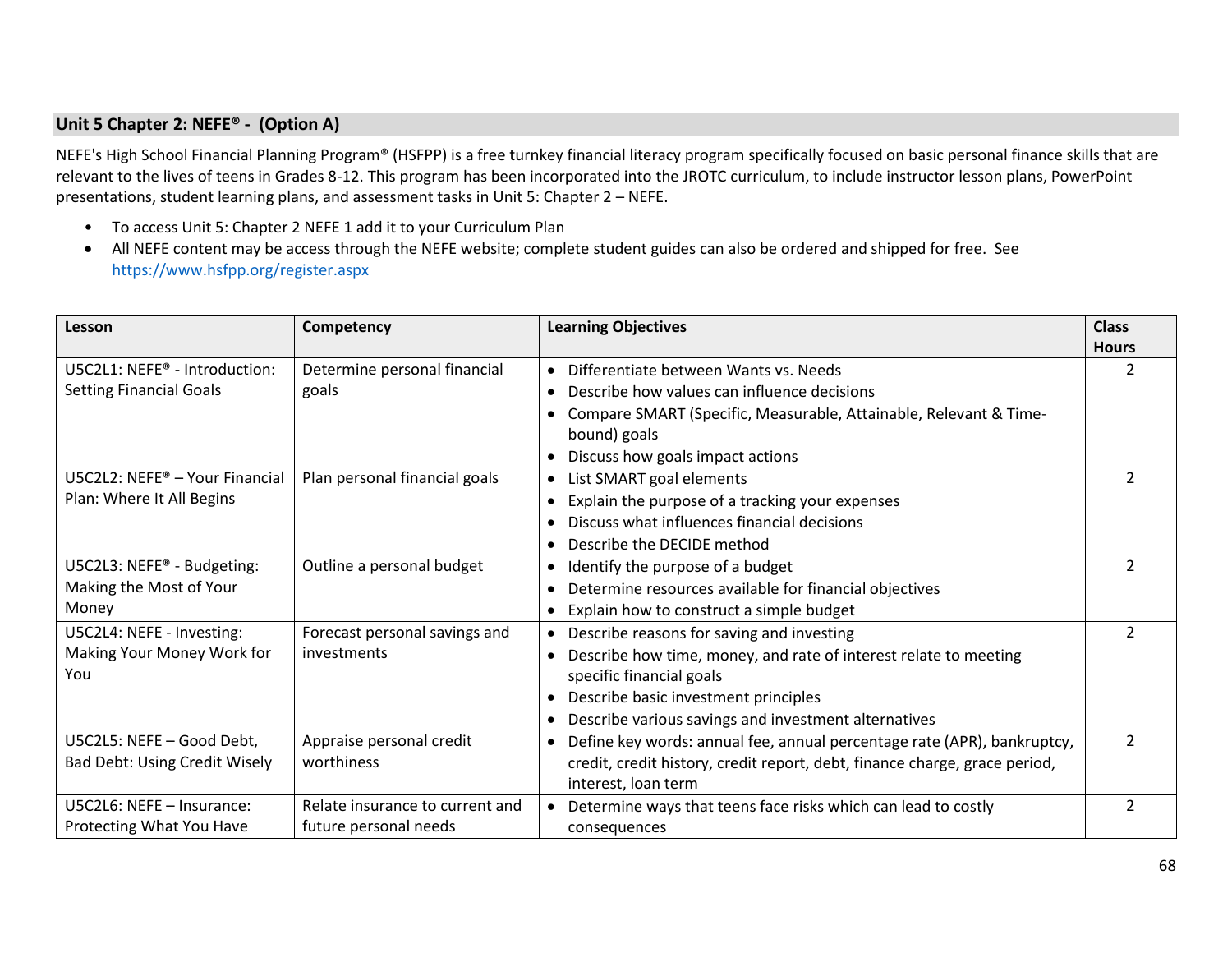## Unit 5 Chapter 2: NEFE® - (Option A)

NEFE's High School Financial Planning Program® (HSFPP) is a free turnkey financial literacy program specifically focused on basic personal finance skills that are relevant to the lives of teens in Grades 8-12. This program has been incorporated into the JROTC curriculum, to include instructor lesson plans, PowerPoint presentations, student learning plans, and assessment tasks in Unit 5: Chapter 2 – NEFE.

- To access Unit 5: Chapter 2 NEFE 1 add it to your Curriculum Plan
- All NEFE content may be access through the NEFE website; complete student guides can also be ordered and shipped for free. See https://www.hsfpp.org/register.aspx

| Lesson | Competency | Learning Objectives | Class Hours |
|---|---|---|---|
| U5C2L1: NEFE® - Introduction: Setting Financial Goals | Determine personal financial goals | • Differentiate between Wants vs. Needs<br>• Describe how values can influence decisions<br>• Compare SMART (Specific, Measurable, Attainable, Relevant & Time-bound) goals<br>• Discuss how goals impact actions | 2 |
| U5C2L2: NEFE® – Your Financial Plan: Where It All Begins | Plan personal financial goals | • List SMART goal elements<br>• Explain the purpose of a tracking your expenses<br>• Discuss what influences financial decisions<br>• Describe the DECIDE method | 2 |
| U5C2L3: NEFE® - Budgeting: Making the Most of Your Money | Outline a personal budget | • Identify the purpose of a budget<br>• Determine resources available for financial objectives<br>• Explain how to construct a simple budget | 2 |
| U5C2L4: NEFE - Investing: Making Your Money Work for You | Forecast personal savings and investments | • Describe reasons for saving and investing<br>• Describe how time, money, and rate of interest relate to meeting specific financial goals<br>• Describe basic investment principles<br>• Describe various savings and investment alternatives | 2 |
| U5C2L5: NEFE – Good Debt, Bad Debt: Using Credit Wisely | Appraise personal credit worthiness | • Define key words: annual fee, annual percentage rate (APR), bankruptcy, credit, credit history, credit report, debt, finance charge, grace period, interest, loan term | 2 |
| U5C2L6: NEFE – Insurance: Protecting What You Have | Relate insurance to current and future personal needs | • Determine ways that teens face risks which can lead to costly consequences | 2 |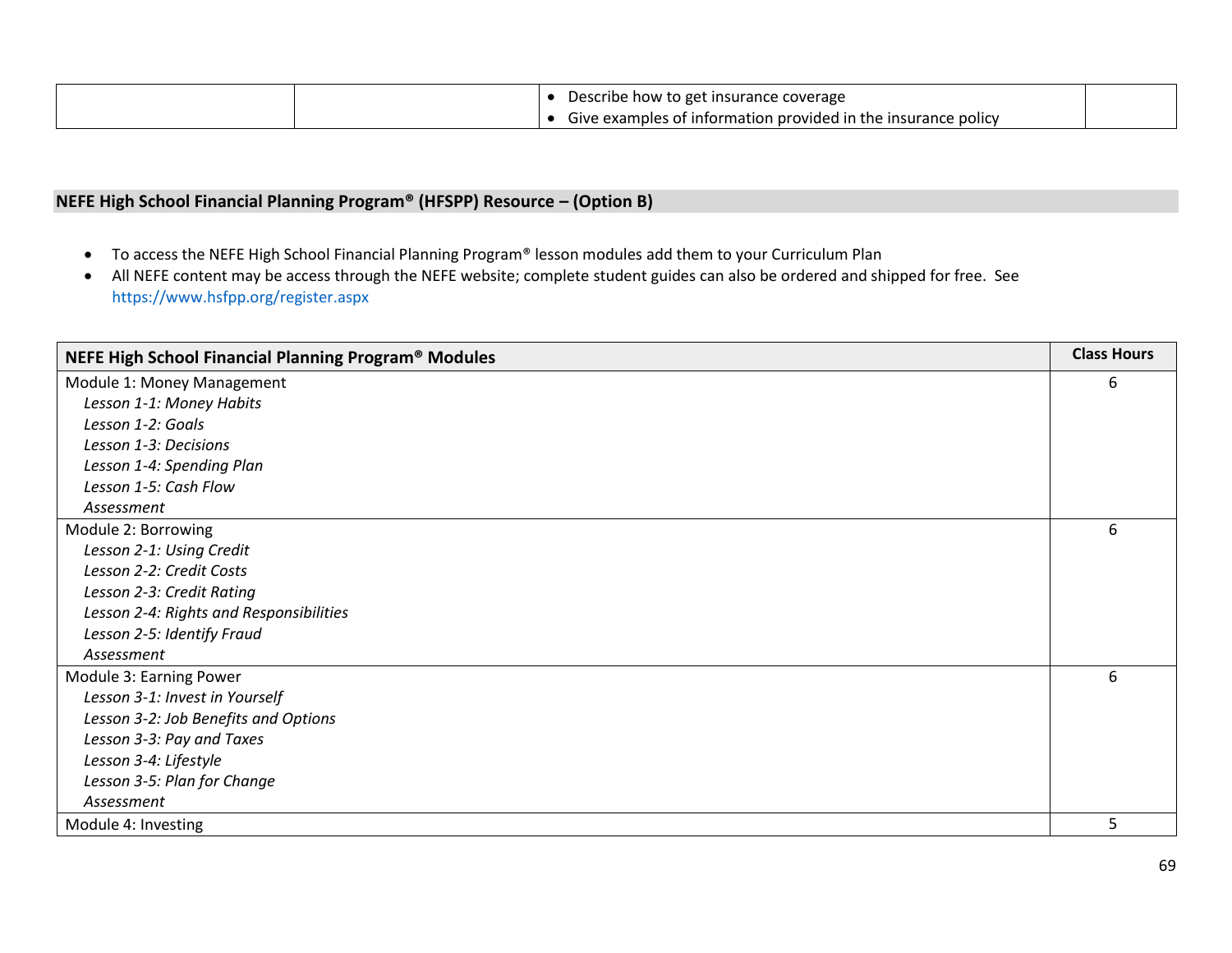| | | • Describe how to get insurance coverage<br>• Give examples of information provided in the insurance policy | |
|---|---|---|---|

## NEFE High School Financial Planning Program® (HFSPP) Resource – (Option B)

- To access the NEFE High School Financial Planning Program® lesson modules add them to your Curriculum Plan
- All NEFE content may be access through the NEFE website; complete student guides can also be ordered and shipped for free. See https://www.hsfpp.org/register.aspx

| NEFE High School Financial Planning Program® Modules | Class Hours |
|---|---|
| Module 1: Money Management<br>*Lesson 1-1: Money Habits*<br>*Lesson 1-2: Goals*<br>*Lesson 1-3: Decisions*<br>*Lesson 1-4: Spending Plan*<br>*Lesson 1-5: Cash Flow*<br>*Assessment* | 6 |
| Module 2: Borrowing<br>*Lesson 2-1: Using Credit*<br>*Lesson 2-2: Credit Costs*<br>*Lesson 2-3: Credit Rating*<br>*Lesson 2-4: Rights and Responsibilities*<br>*Lesson 2-5: Identify Fraud*<br>*Assessment* | 6 |
| Module 3: Earning Power<br>*Lesson 3-1: Invest in Yourself*<br>*Lesson 3-2: Job Benefits and Options*<br>*Lesson 3-3: Pay and Taxes*<br>*Lesson 3-4: Lifestyle*<br>*Lesson 3-5: Plan for Change*<br>*Assessment* | 6 |
| Module 4: Investing | 5 |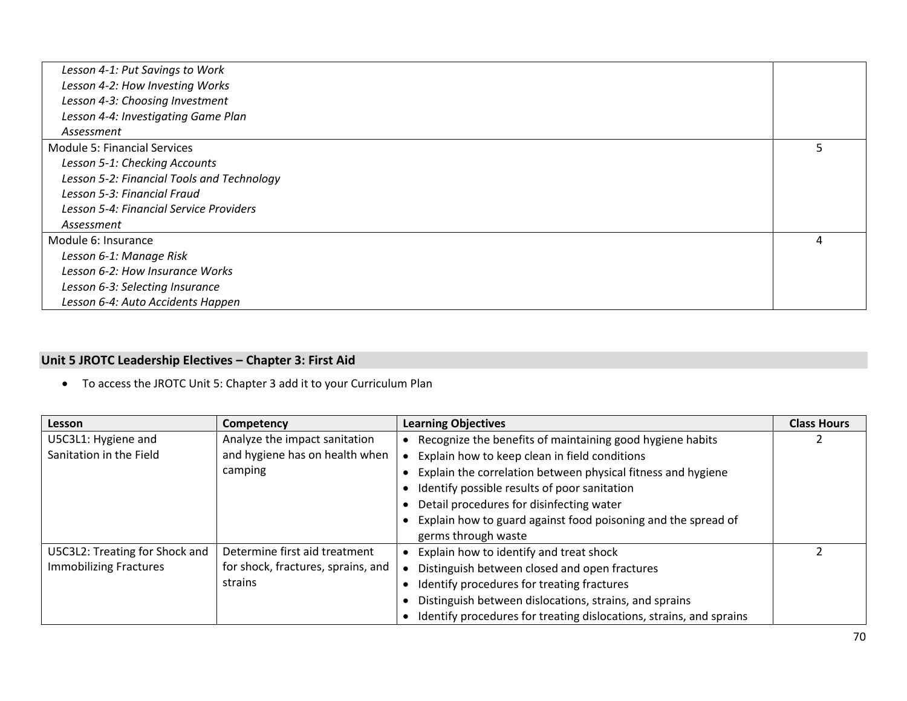| | |
|---|---|
| *Lesson 4-1: Put Savings to Work*<br>*Lesson 4-2: How Investing Works*<br>*Lesson 4-3: Choosing Investment*<br>*Lesson 4-4: Investigating Game Plan*<br>*Assessment* | |
| Module 5: Financial Services<br>*Lesson 5-1: Checking Accounts*<br>*Lesson 5-2: Financial Tools and Technology*<br>*Lesson 5-3: Financial Fraud*<br>*Lesson 5-4: Financial Service Providers*<br>*Assessment* | 5 |
| Module 6: Insurance<br>*Lesson 6-1: Manage Risk*<br>*Lesson 6-2: How Insurance Works*<br>*Lesson 6-3: Selecting Insurance*<br>*Lesson 6-4: Auto Accidents Happen* | 4 |

## Unit 5 JROTC Leadership Electives – Chapter 3: First Aid

- To access the JROTC Unit 5: Chapter 3 add it to your Curriculum Plan

| Lesson | Competency | Learning Objectives | Class Hours |
|---|---|---|---|
| U5C3L1: Hygiene and Sanitation in the Field | Analyze the impact sanitation and hygiene has on health when camping | • Recognize the benefits of maintaining good hygiene habits<br>• Explain how to keep clean in field conditions<br>• Explain the correlation between physical fitness and hygiene<br>• Identify possible results of poor sanitation<br>• Detail procedures for disinfecting water<br>• Explain how to guard against food poisoning and the spread of germs through waste | 2 |
| U5C3L2: Treating for Shock and Immobilizing Fractures | Determine first aid treatment for shock, fractures, sprains, and strains | • Explain how to identify and treat shock<br>• Distinguish between closed and open fractures<br>• Identify procedures for treating fractures<br>• Distinguish between dislocations, strains, and sprains<br>• Identify procedures for treating dislocations, strains, and sprains | 2 |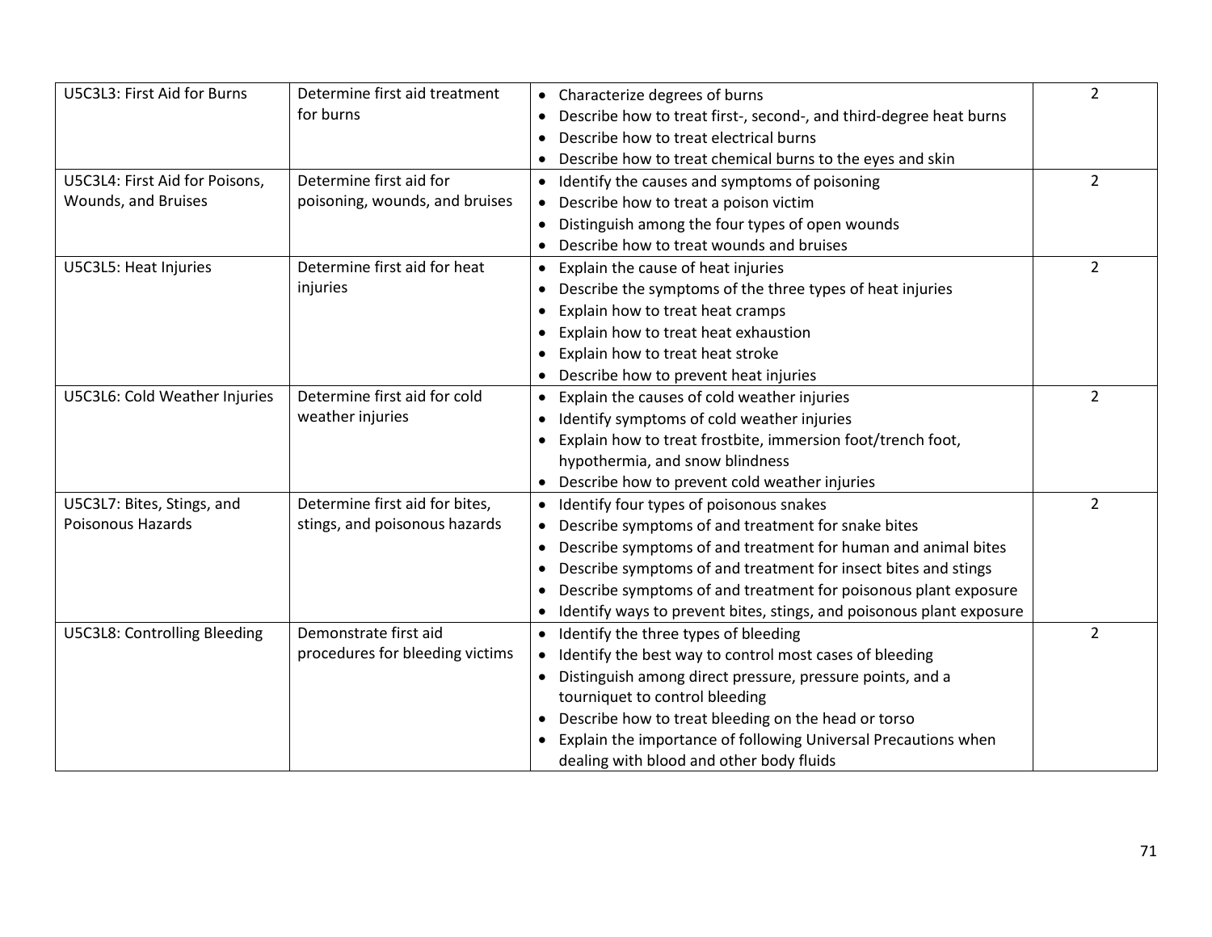| U5C3L3: First Aid for Burns | Determine first aid treatment for burns | • Characterize degrees of burns<br>• Describe how to treat first-, second-, and third-degree heat burns<br>• Describe how to treat electrical burns<br>• Describe how to treat chemical burns to the eyes and skin | 2 |
|---|---|---|---|
| U5C3L4: First Aid for Poisons, Wounds, and Bruises | Determine first aid for poisoning, wounds, and bruises | • Identify the causes and symptoms of poisoning<br>• Describe how to treat a poison victim<br>• Distinguish among the four types of open wounds<br>• Describe how to treat wounds and bruises | 2 |
| U5C3L5: Heat Injuries | Determine first aid for heat injuries | • Explain the cause of heat injuries<br>• Describe the symptoms of the three types of heat injuries<br>• Explain how to treat heat cramps<br>• Explain how to treat heat exhaustion<br>• Explain how to treat heat stroke<br>• Describe how to prevent heat injuries | 2 |
| U5C3L6: Cold Weather Injuries | Determine first aid for cold weather injuries | • Explain the causes of cold weather injuries<br>• Identify symptoms of cold weather injuries<br>• Explain how to treat frostbite, immersion foot/trench foot, hypothermia, and snow blindness<br>• Describe how to prevent cold weather injuries | 2 |
| U5C3L7: Bites, Stings, and Poisonous Hazards | Determine first aid for bites, stings, and poisonous hazards | • Identify four types of poisonous snakes<br>• Describe symptoms of and treatment for snake bites<br>• Describe symptoms of and treatment for human and animal bites<br>• Describe symptoms of and treatment for insect bites and stings<br>• Describe symptoms of and treatment for poisonous plant exposure<br>• Identify ways to prevent bites, stings, and poisonous plant exposure | 2 |
| U5C3L8: Controlling Bleeding | Demonstrate first aid procedures for bleeding victims | • Identify the three types of bleeding<br>• Identify the best way to control most cases of bleeding<br>• Distinguish among direct pressure, pressure points, and a tourniquet to control bleeding<br>• Describe how to treat bleeding on the head or torso<br>• Explain the importance of following Universal Precautions when dealing with blood and other body fluids | 2 |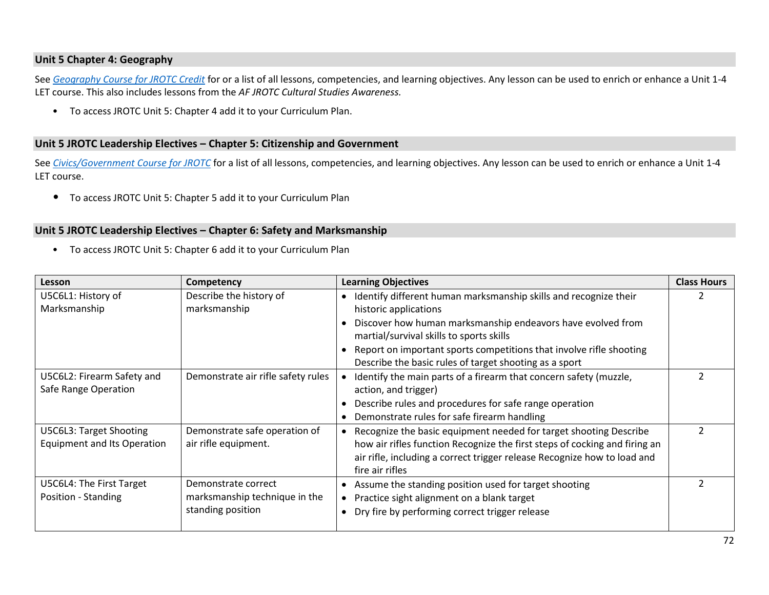## Unit 5 Chapter 4: Geography

See *Geography Course for JROTC Credit* for or a list of all lessons, competencies, and learning objectives. Any lesson can be used to enrich or enhance a Unit 1-4 LET course. This also includes lessons from the *AF JROTC Cultural Studies Awareness.*

- To access JROTC Unit 5: Chapter 4 add it to your Curriculum Plan.

## Unit 5 JROTC Leadership Electives – Chapter 5: Citizenship and Government

See *Civics/Government Course for JROTC* for a list of all lessons, competencies, and learning objectives. Any lesson can be used to enrich or enhance a Unit 1-4 LET course.

- To access JROTC Unit 5: Chapter 5 add it to your Curriculum Plan

## Unit 5 JROTC Leadership Electives – Chapter 6: Safety and Marksmanship

- To access JROTC Unit 5: Chapter 6 add it to your Curriculum Plan

| Lesson | Competency | Learning Objectives | Class Hours |
|---|---|---|---|
| U5C6L1: History of Marksmanship | Describe the history of marksmanship | • Identify different human marksmanship skills and recognize their historic applications<br>• Discover how human marksmanship endeavors have evolved from martial/survival skills to sports skills<br>• Report on important sports competitions that involve rifle shooting Describe the basic rules of target shooting as a sport | 2 |
| U5C6L2: Firearm Safety and Safe Range Operation | Demonstrate air rifle safety rules | • Identify the main parts of a firearm that concern safety (muzzle, action, and trigger)<br>• Describe rules and procedures for safe range operation<br>• Demonstrate rules for safe firearm handling | 2 |
| U5C6L3: Target Shooting Equipment and Its Operation | Demonstrate safe operation of air rifle equipment. | • Recognize the basic equipment needed for target shooting Describe how air rifles function Recognize the first steps of cocking and firing an air rifle, including a correct trigger release Recognize how to load and fire air rifles | 2 |
| U5C6L4: The First Target Position - Standing | Demonstrate correct marksmanship technique in the standing position | • Assume the standing position used for target shooting<br>• Practice sight alignment on a blank target<br>• Dry fire by performing correct trigger release | 2 |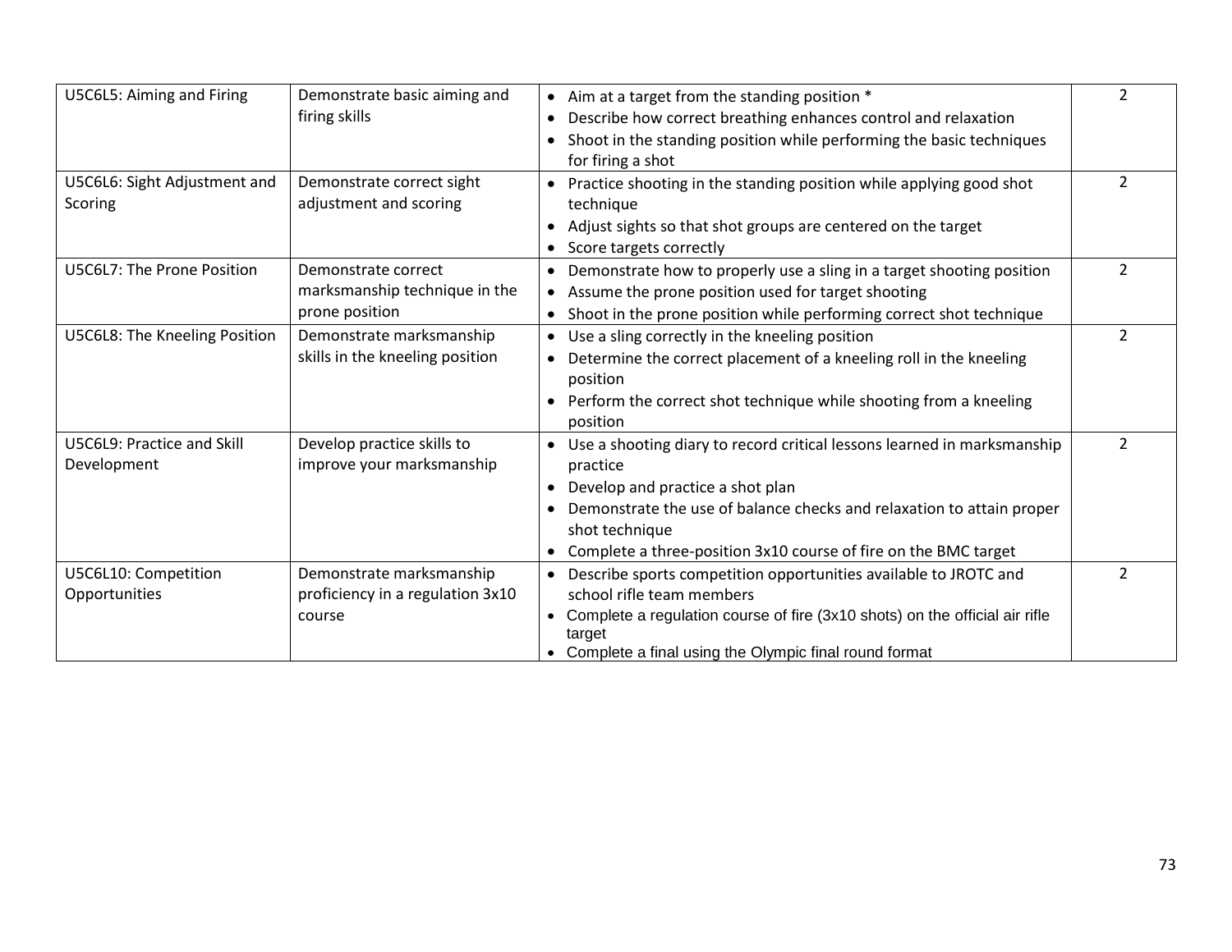| | | | |
|---|---|---|---|
| U5C6L5: Aiming and Firing | Demonstrate basic aiming and firing skills | • Aim at a target from the standing position *<br>• Describe how correct breathing enhances control and relaxation<br>• Shoot in the standing position while performing the basic techniques for firing a shot | 2 |
| U5C6L6: Sight Adjustment and Scoring | Demonstrate correct sight adjustment and scoring | • Practice shooting in the standing position while applying good shot technique<br>• Adjust sights so that shot groups are centered on the target<br>• Score targets correctly | 2 |
| U5C6L7: The Prone Position | Demonstrate correct marksmanship technique in the prone position | • Demonstrate how to properly use a sling in a target shooting position<br>• Assume the prone position used for target shooting<br>• Shoot in the prone position while performing correct shot technique | 2 |
| U5C6L8: The Kneeling Position | Demonstrate marksmanship skills in the kneeling position | • Use a sling correctly in the kneeling position<br>• Determine the correct placement of a kneeling roll in the kneeling position<br>• Perform the correct shot technique while shooting from a kneeling position | 2 |
| U5C6L9: Practice and Skill Development | Develop practice skills to improve your marksmanship | • Use a shooting diary to record critical lessons learned in marksmanship practice<br>• Develop and practice a shot plan<br>• Demonstrate the use of balance checks and relaxation to attain proper shot technique<br>• Complete a three-position 3x10 course of fire on the BMC target | 2 |
| U5C6L10: Competition Opportunities | Demonstrate marksmanship proficiency in a regulation 3x10 course | • Describe sports competition opportunities available to JROTC and school rifle team members<br>• Complete a regulation course of fire (3x10 shots) on the official air rifle target<br>• Complete a final using the Olympic final round format | 2 |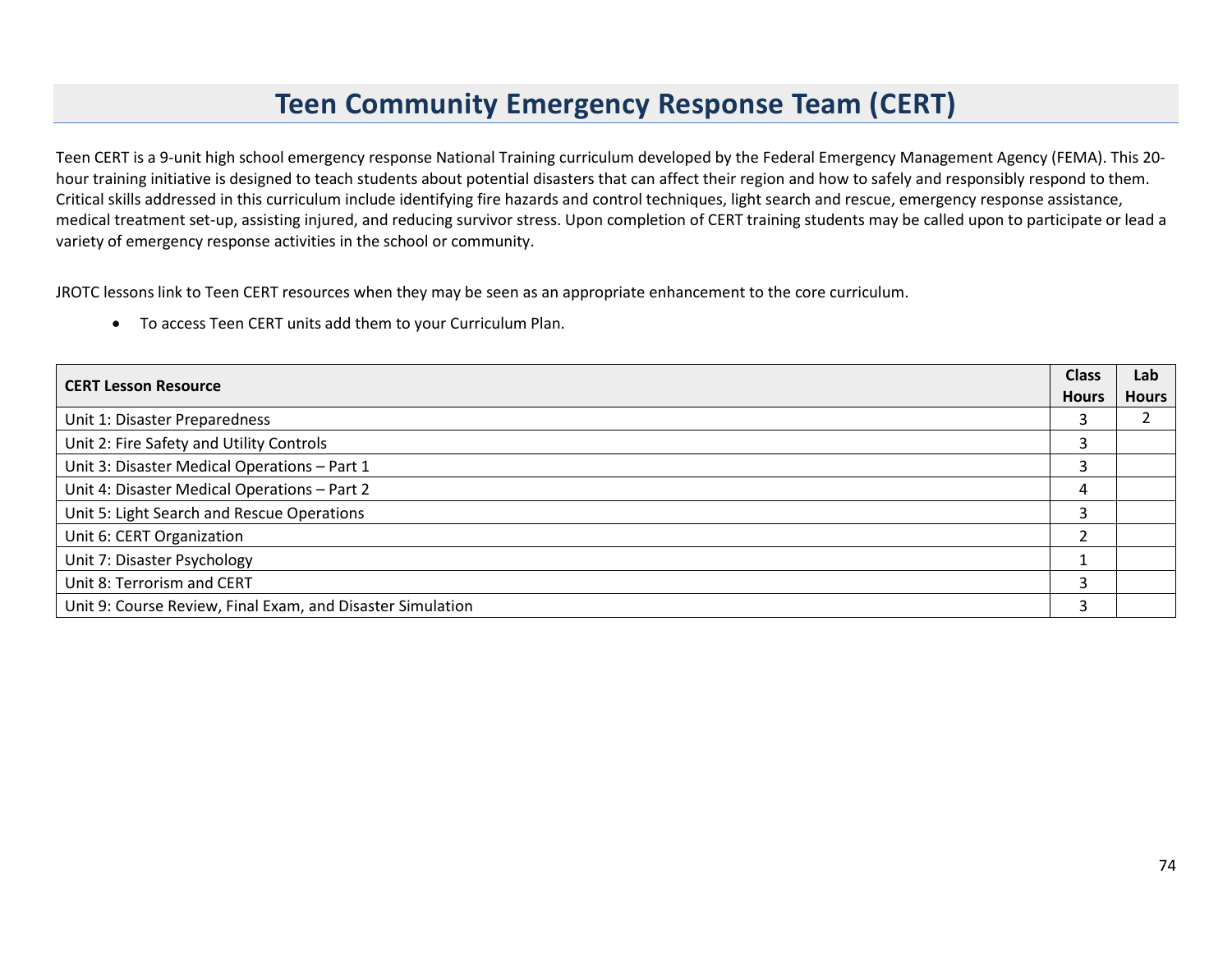# Teen Community Emergency Response Team (CERT)

Teen CERT is a 9-unit high school emergency response National Training curriculum developed by the Federal Emergency Management Agency (FEMA). This 20-hour training initiative is designed to teach students about potential disasters that can affect their region and how to safely and responsibly respond to them. Critical skills addressed in this curriculum include identifying fire hazards and control techniques, light search and rescue, emergency response assistance, medical treatment set-up, assisting injured, and reducing survivor stress. Upon completion of CERT training students may be called upon to participate or lead a variety of emergency response activities in the school or community.

JROTC lessons link to Teen CERT resources when they may be seen as an appropriate enhancement to the core curriculum.

- To access Teen CERT units add them to your Curriculum Plan.

| CERT Lesson Resource | Class Hours | Lab Hours |
|---|---|---|
| Unit 1: Disaster Preparedness | 3 | 2 |
| Unit 2: Fire Safety and Utility Controls | 3 | |
| Unit 3: Disaster Medical Operations – Part 1 | 3 | |
| Unit 4: Disaster Medical Operations – Part 2 | 4 | |
| Unit 5: Light Search and Rescue Operations | 3 | |
| Unit 6: CERT Organization | 2 | |
| Unit 7: Disaster Psychology | 1 | |
| Unit 8: Terrorism and CERT | 3 | |
| Unit 9: Course Review, Final Exam, and Disaster Simulation | 3 | |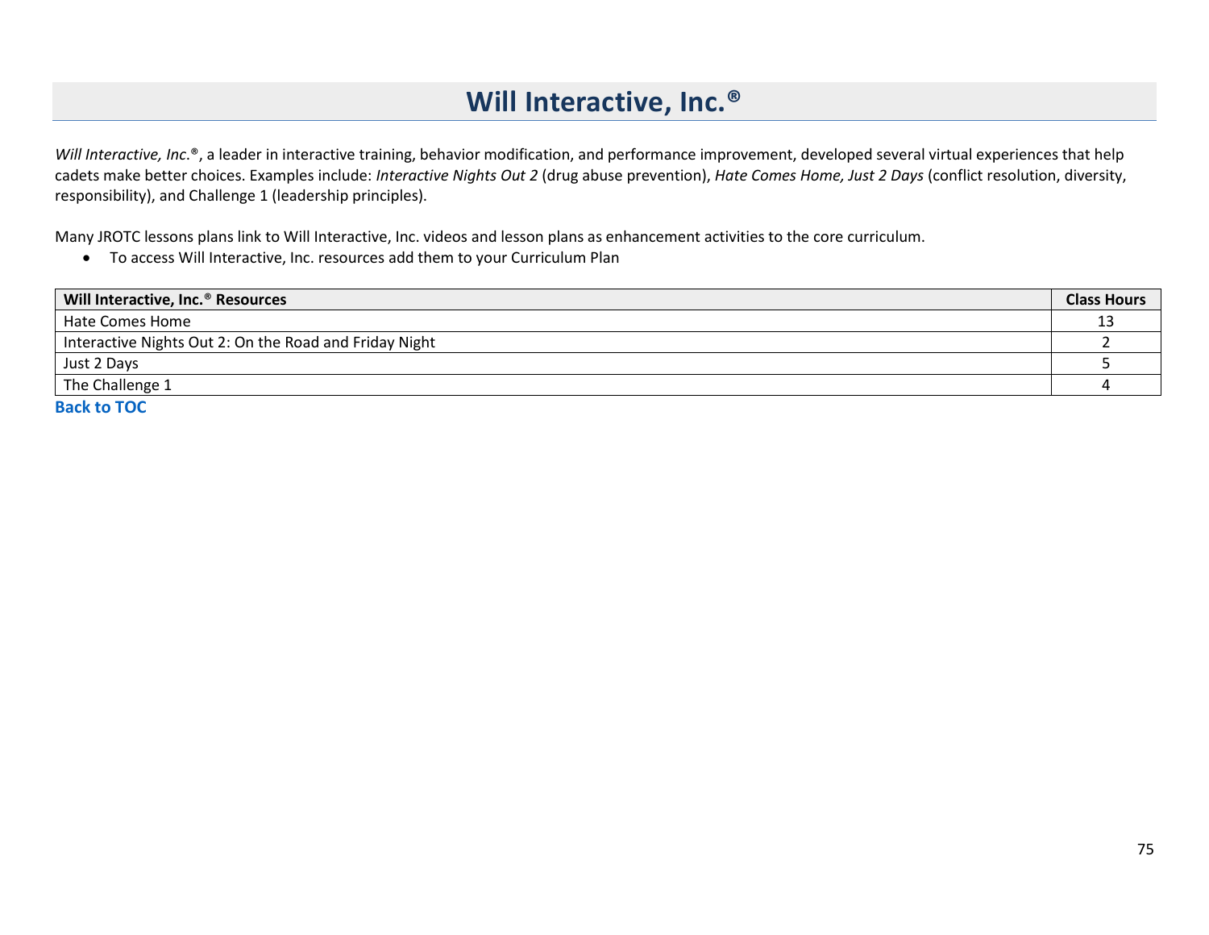# Will Interactive, Inc.®

*Will Interactive, Inc.*®, a leader in interactive training, behavior modification, and performance improvement, developed several virtual experiences that help cadets make better choices. Examples include: *Interactive Nights Out 2* (drug abuse prevention), *Hate Comes Home, Just 2 Days* (conflict resolution, diversity, responsibility), and Challenge 1 (leadership principles).

Many JROTC lessons plans link to Will Interactive, Inc. videos and lesson plans as enhancement activities to the core curriculum.

- To access Will Interactive, Inc. resources add them to your Curriculum Plan

| Will Interactive, Inc.® Resources | Class Hours |
|---|---|
| Hate Comes Home | 13 |
| Interactive Nights Out 2: On the Road and Friday Night | 2 |
| Just 2 Days | 5 |
| The Challenge 1 | 4 |

**Back to TOC**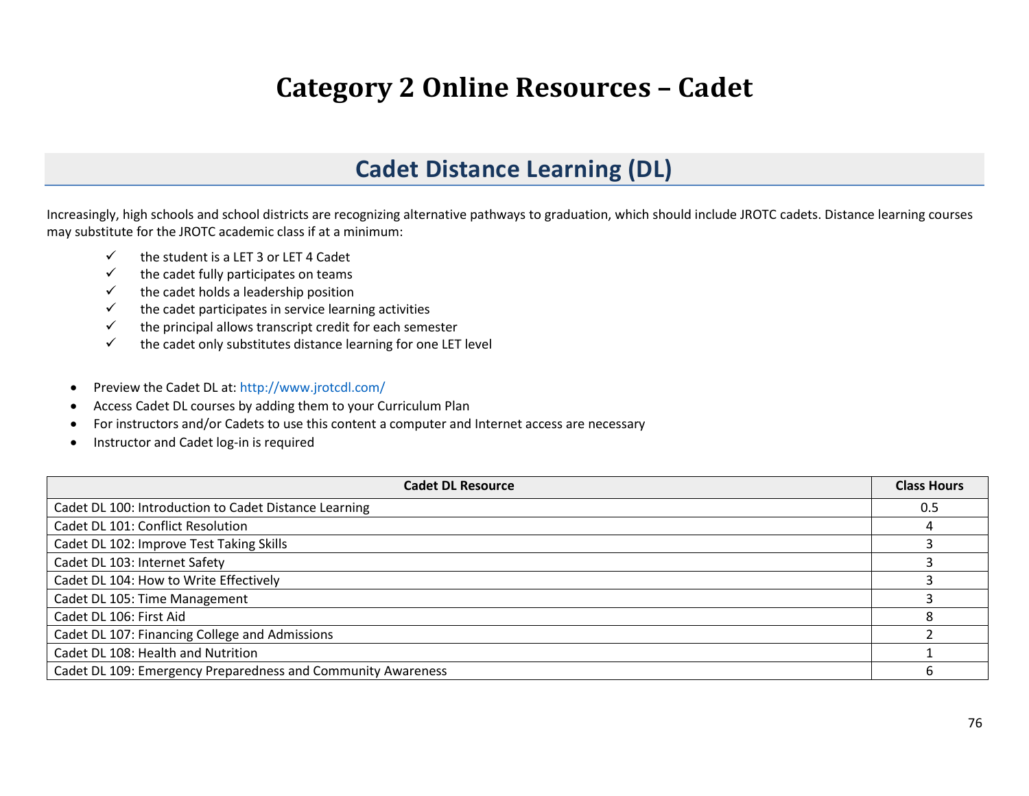# Category 2 Online Resources – Cadet

## Cadet Distance Learning (DL)

Increasingly, high schools and school districts are recognizing alternative pathways to graduation, which should include JROTC cadets. Distance learning courses may substitute for the JROTC academic class if at a minimum:

- ✓ the student is a LET 3 or LET 4 Cadet
- ✓ the cadet fully participates on teams
- ✓ the cadet holds a leadership position
- ✓ the cadet participates in service learning activities
- ✓ the principal allows transcript credit for each semester
- ✓ the cadet only substitutes distance learning for one LET level

- Preview the Cadet DL at: http://www.jrotcdl.com/
- Access Cadet DL courses by adding them to your Curriculum Plan
- For instructors and/or Cadets to use this content a computer and Internet access are necessary
- Instructor and Cadet log-in is required

| Cadet DL Resource | Class Hours |
|---|---|
| Cadet DL 100: Introduction to Cadet Distance Learning | 0.5 |
| Cadet DL 101: Conflict Resolution | 4 |
| Cadet DL 102: Improve Test Taking Skills | 3 |
| Cadet DL 103: Internet Safety | 3 |
| Cadet DL 104: How to Write Effectively | 3 |
| Cadet DL 105: Time Management | 3 |
| Cadet DL 106: First Aid | 8 |
| Cadet DL 107: Financing College and Admissions | 2 |
| Cadet DL 108: Health and Nutrition | 1 |
| Cadet DL 109: Emergency Preparedness and Community Awareness | 6 |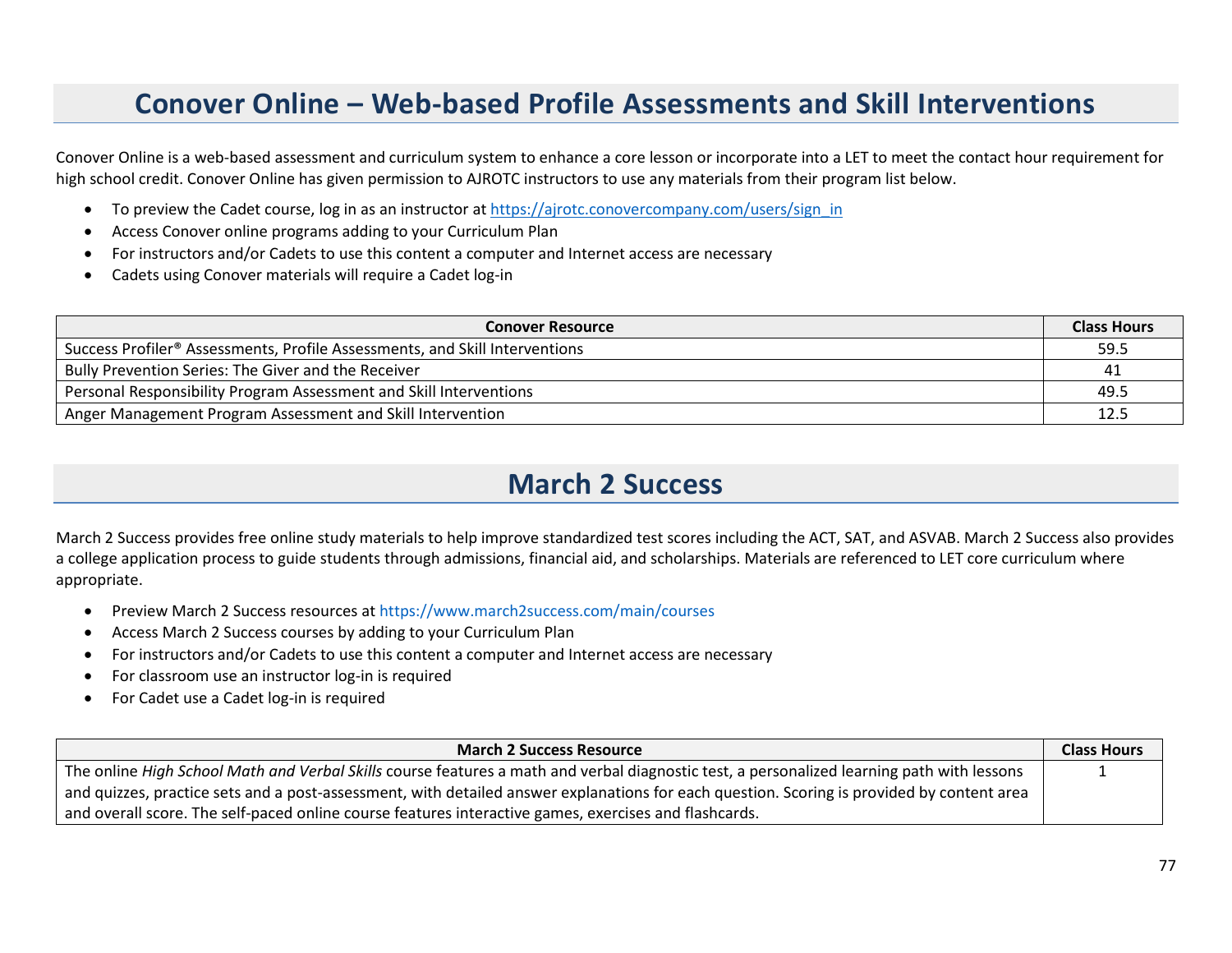# Conover Online – Web-based Profile Assessments and Skill Interventions

Conover Online is a web-based assessment and curriculum system to enhance a core lesson or incorporate into a LET to meet the contact hour requirement for high school credit. Conover Online has given permission to AJROTC instructors to use any materials from their program list below.

- To preview the Cadet course, log in as an instructor at https://ajrotc.conovercompany.com/users/sign_in
- Access Conover online programs adding to your Curriculum Plan
- For instructors and/or Cadets to use this content a computer and Internet access are necessary
- Cadets using Conover materials will require a Cadet log-in

| Conover Resource | Class Hours |
|---|---|
| Success Profiler® Assessments, Profile Assessments, and Skill Interventions | 59.5 |
| Bully Prevention Series: The Giver and the Receiver | 41 |
| Personal Responsibility Program Assessment and Skill Interventions | 49.5 |
| Anger Management Program Assessment and Skill Intervention | 12.5 |

# March 2 Success

March 2 Success provides free online study materials to help improve standardized test scores including the ACT, SAT, and ASVAB. March 2 Success also provides a college application process to guide students through admissions, financial aid, and scholarships. Materials are referenced to LET core curriculum where appropriate.

- Preview March 2 Success resources at https://www.march2success.com/main/courses
- Access March 2 Success courses by adding to your Curriculum Plan
- For instructors and/or Cadets to use this content a computer and Internet access are necessary
- For classroom use an instructor log-in is required
- For Cadet use a Cadet log-in is required

| March 2 Success Resource | Class Hours |
|---|---|
| The online *High School Math and Verbal Skills* course features a math and verbal diagnostic test, a personalized learning path with lessons and quizzes, practice sets and a post-assessment, with detailed answer explanations for each question. Scoring is provided by content area and overall score. The self-paced online course features interactive games, exercises and flashcards. | 1 |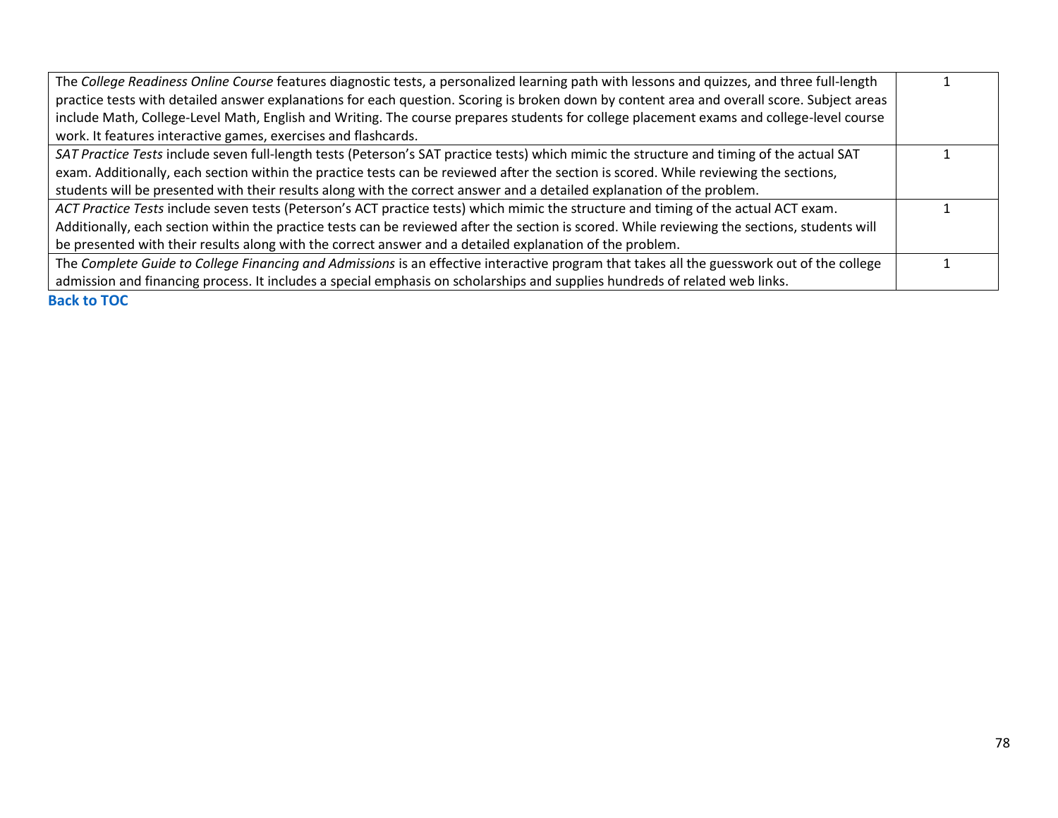| | |
|---|---|
| The *College Readiness Online Course* features diagnostic tests, a personalized learning path with lessons and quizzes, and three full-length practice tests with detailed answer explanations for each question. Scoring is broken down by content area and overall score. Subject areas include Math, College-Level Math, English and Writing. The course prepares students for college placement exams and college-level course work. It features interactive games, exercises and flashcards. | 1 |
| *SAT Practice Tests* include seven full-length tests (Peterson's SAT practice tests) which mimic the structure and timing of the actual SAT exam. Additionally, each section within the practice tests can be reviewed after the section is scored. While reviewing the sections, students will be presented with their results along with the correct answer and a detailed explanation of the problem. | 1 |
| *ACT Practice Tests* include seven tests (Peterson's ACT practice tests) which mimic the structure and timing of the actual ACT exam. Additionally, each section within the practice tests can be reviewed after the section is scored. While reviewing the sections, students will be presented with their results along with the correct answer and a detailed explanation of the problem. | 1 |
| The *Complete Guide to College Financing and Admissions* is an effective interactive program that takes all the guesswork out of the college admission and financing process. It includes a special emphasis on scholarships and supplies hundreds of related web links. | 1 |

**Back to TOC**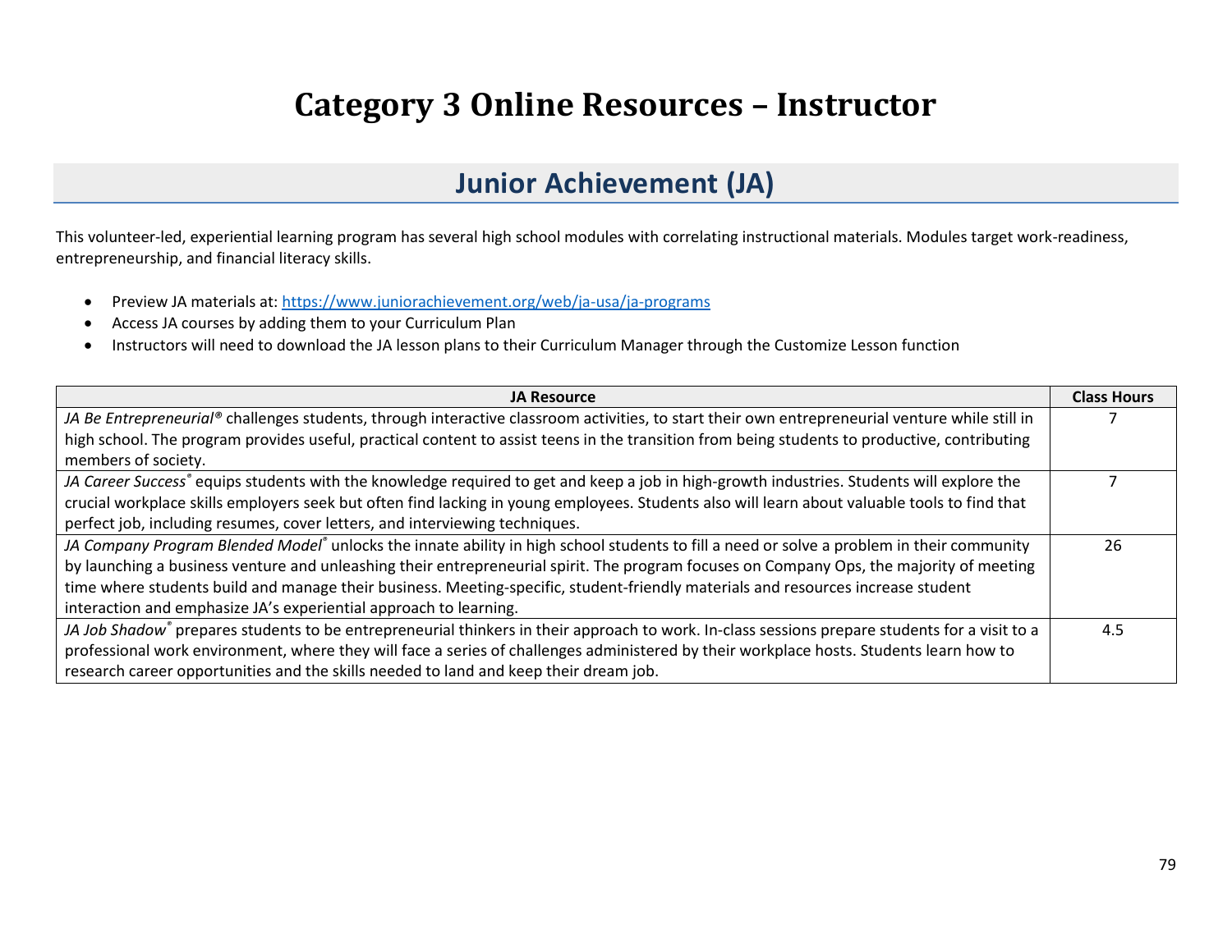# Category 3 Online Resources – Instructor

## Junior Achievement (JA)

This volunteer-led, experiential learning program has several high school modules with correlating instructional materials. Modules target work-readiness, entrepreneurship, and financial literacy skills.

- Preview JA materials at: https://www.juniorachievement.org/web/ja-usa/ja-programs
- Access JA courses by adding them to your Curriculum Plan
- Instructors will need to download the JA lesson plans to their Curriculum Manager through the Customize Lesson function

| JA Resource | Class Hours |
|---|---|
| *JA Be Entrepreneurial®* challenges students, through interactive classroom activities, to start their own entrepreneurial venture while still in high school. The program provides useful, practical content to assist teens in the transition from being students to productive, contributing members of society. | 7 |
| *JA Career Success®* equips students with the knowledge required to get and keep a job in high-growth industries. Students will explore the crucial workplace skills employers seek but often find lacking in young employees. Students also will learn about valuable tools to find that perfect job, including resumes, cover letters, and interviewing techniques. | 7 |
| *JA Company Program Blended Model®* unlocks the innate ability in high school students to fill a need or solve a problem in their community by launching a business venture and unleashing their entrepreneurial spirit. The program focuses on Company Ops, the majority of meeting time where students build and manage their business. Meeting-specific, student-friendly materials and resources increase student interaction and emphasize JA's experiential approach to learning. | 26 |
| *JA Job Shadow®* prepares students to be entrepreneurial thinkers in their approach to work. In-class sessions prepare students for a visit to a professional work environment, where they will face a series of challenges administered by their workplace hosts. Students learn how to research career opportunities and the skills needed to land and keep their dream job. | 4.5 |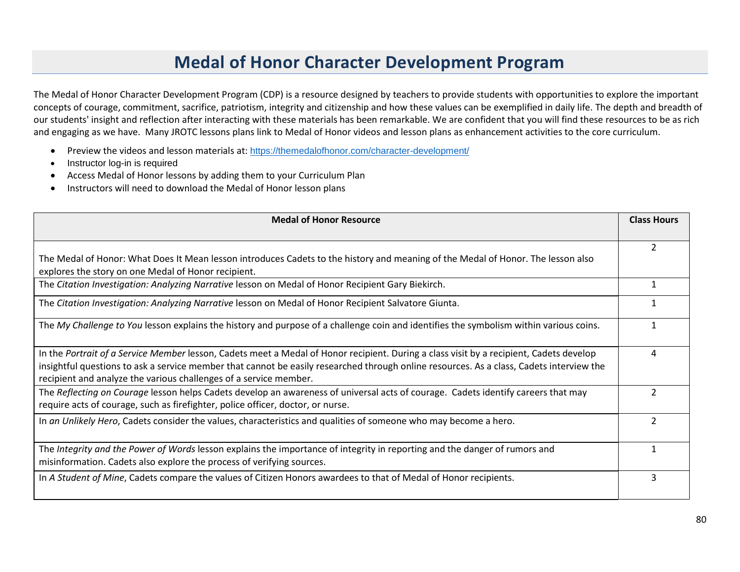# Medal of Honor Character Development Program

The Medal of Honor Character Development Program (CDP) is a resource designed by teachers to provide students with opportunities to explore the important concepts of courage, commitment, sacrifice, patriotism, integrity and citizenship and how these values can be exemplified in daily life. The depth and breadth of our students' insight and reflection after interacting with these materials has been remarkable. We are confident that you will find these resources to be as rich and engaging as we have. Many JROTC lessons plans link to Medal of Honor videos and lesson plans as enhancement activities to the core curriculum.

- Preview the videos and lesson materials at: https://themedalofhonor.com/character-development/
- Instructor log-in is required
- Access Medal of Honor lessons by adding them to your Curriculum Plan
- Instructors will need to download the Medal of Honor lesson plans

| Medal of Honor Resource | Class Hours |
|---|---|
| The Medal of Honor: What Does It Mean lesson introduces Cadets to the history and meaning of the Medal of Honor. The lesson also explores the story on one Medal of Honor recipient. | 2 |
| The *Citation Investigation: Analyzing Narrative* lesson on Medal of Honor Recipient Gary Biekirch. | 1 |
| The *Citation Investigation: Analyzing Narrative* lesson on Medal of Honor Recipient Salvatore Giunta. | 1 |
| The *My Challenge to You* lesson explains the history and purpose of a challenge coin and identifies the symbolism within various coins. | 1 |
| In the *Portrait of a Service Member* lesson, Cadets meet a Medal of Honor recipient. During a class visit by a recipient, Cadets develop insightful questions to ask a service member that cannot be easily researched through online resources. As a class, Cadets interview the recipient and analyze the various challenges of a service member. | 4 |
| The *Reflecting on Courage* lesson helps Cadets develop an awareness of universal acts of courage. Cadets identify careers that may require acts of courage, such as firefighter, police officer, doctor, or nurse. | 2 |
| In *an Unlikely Hero*, Cadets consider the values, characteristics and qualities of someone who may become a hero. | 2 |
| The *Integrity and the Power of Words* lesson explains the importance of integrity in reporting and the danger of rumors and misinformation. Cadets also explore the process of verifying sources. | 1 |
| In *A Student of Mine*, Cadets compare the values of Citizen Honors awardees to that of Medal of Honor recipients. | 3 |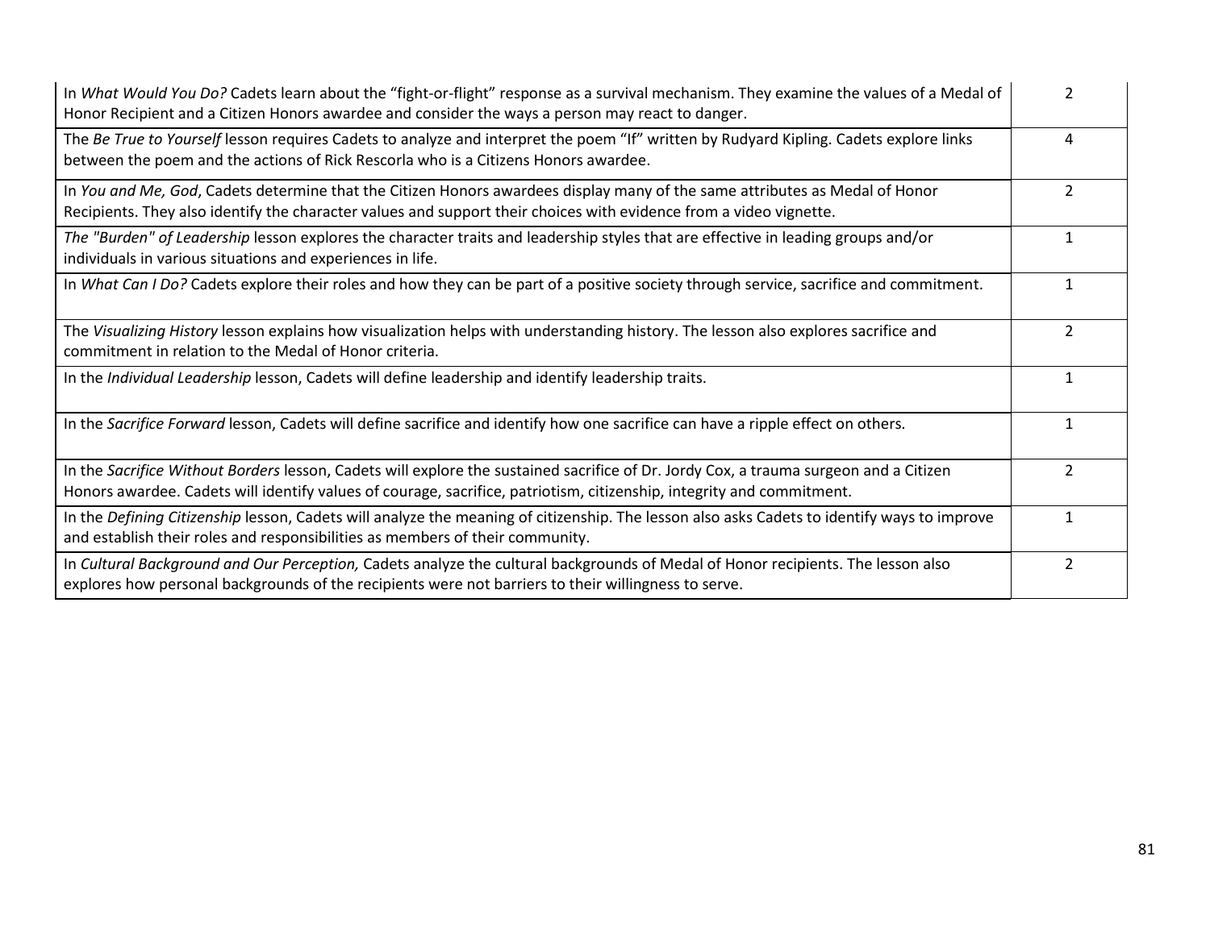| | |
|---|---|
| In *What Would You Do?* Cadets learn about the “fight-or-flight” response as a survival mechanism. They examine the values of a Medal of Honor Recipient and a Citizen Honors awardee and consider the ways a person may react to danger. | 2 |
| The *Be True to Yourself* lesson requires Cadets to analyze and interpret the poem “If” written by Rudyard Kipling. Cadets explore links between the poem and the actions of Rick Rescorla who is a Citizens Honors awardee. | 4 |
| In *You and Me, God*, Cadets determine that the Citizen Honors awardees display many of the same attributes as Medal of Honor Recipients. They also identify the character values and support their choices with evidence from a video vignette. | 2 |
| *The "Burden" of Leadership* lesson explores the character traits and leadership styles that are effective in leading groups and/or individuals in various situations and experiences in life. | 1 |
| In *What Can I Do?* Cadets explore their roles and how they can be part of a positive society through service, sacrifice and commitment. | 1 |
| The *Visualizing History* lesson explains how visualization helps with understanding history. The lesson also explores sacrifice and commitment in relation to the Medal of Honor criteria. | 2 |
| In the *Individual Leadership* lesson, Cadets will define leadership and identify leadership traits. | 1 |
| In the *Sacrifice Forward* lesson, Cadets will define sacrifice and identify how one sacrifice can have a ripple effect on others. | 1 |
| In the *Sacrifice Without Borders* lesson, Cadets will explore the sustained sacrifice of Dr. Jordy Cox, a trauma surgeon and a Citizen Honors awardee. Cadets will identify values of courage, sacrifice, patriotism, citizenship, integrity and commitment. | 2 |
| In the *Defining Citizenship* lesson, Cadets will analyze the meaning of citizenship. The lesson also asks Cadets to identify ways to improve and establish their roles and responsibilities as members of their community. | 1 |
| In *Cultural Background and Our Perception,* Cadets analyze the cultural backgrounds of Medal of Honor recipients. The lesson also explores how personal backgrounds of the recipients were not barriers to their willingness to serve. | 2 |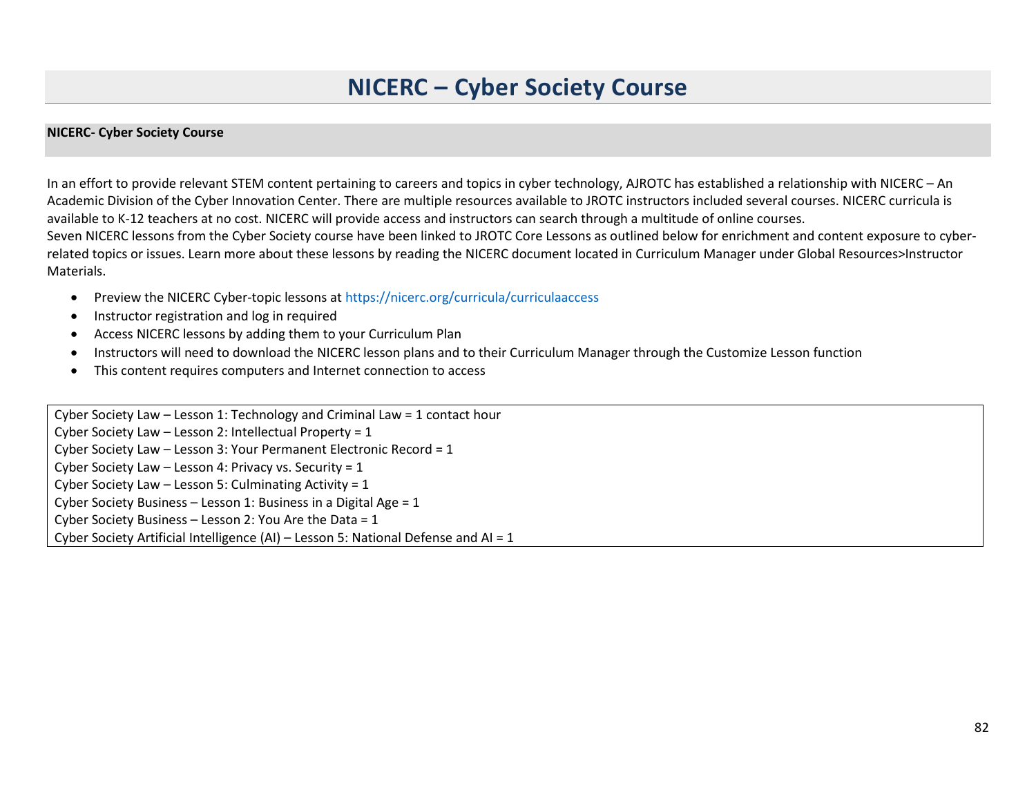# NICERC – Cyber Society Course

**NICERC- Cyber Society Course**

In an effort to provide relevant STEM content pertaining to careers and topics in cyber technology, AJROTC has established a relationship with NICERC – An Academic Division of the Cyber Innovation Center. There are multiple resources available to JROTC instructors included several courses. NICERC curricula is available to K-12 teachers at no cost. NICERC will provide access and instructors can search through a multitude of online courses.
Seven NICERC lessons from the Cyber Society course have been linked to JROTC Core Lessons as outlined below for enrichment and content exposure to cyber-related topics or issues. Learn more about these lessons by reading the NICERC document located in Curriculum Manager under Global Resources>Instructor Materials.

- Preview the NICERC Cyber-topic lessons at https://nicerc.org/curricula/curriculaaccess
- Instructor registration and log in required
- Access NICERC lessons by adding them to your Curriculum Plan
- Instructors will need to download the NICERC lesson plans and to their Curriculum Manager through the Customize Lesson function
- This content requires computers and Internet connection to access

Cyber Society Law – Lesson 1: Technology and Criminal Law = 1 contact hour
Cyber Society Law – Lesson 2: Intellectual Property = 1
Cyber Society Law – Lesson 3: Your Permanent Electronic Record = 1
Cyber Society Law – Lesson 4: Privacy vs. Security = 1
Cyber Society Law – Lesson 5: Culminating Activity = 1
Cyber Society Business – Lesson 1: Business in a Digital Age = 1
Cyber Society Business – Lesson 2: You Are the Data = 1
Cyber Society Artificial Intelligence (AI) – Lesson 5: National Defense and AI = 1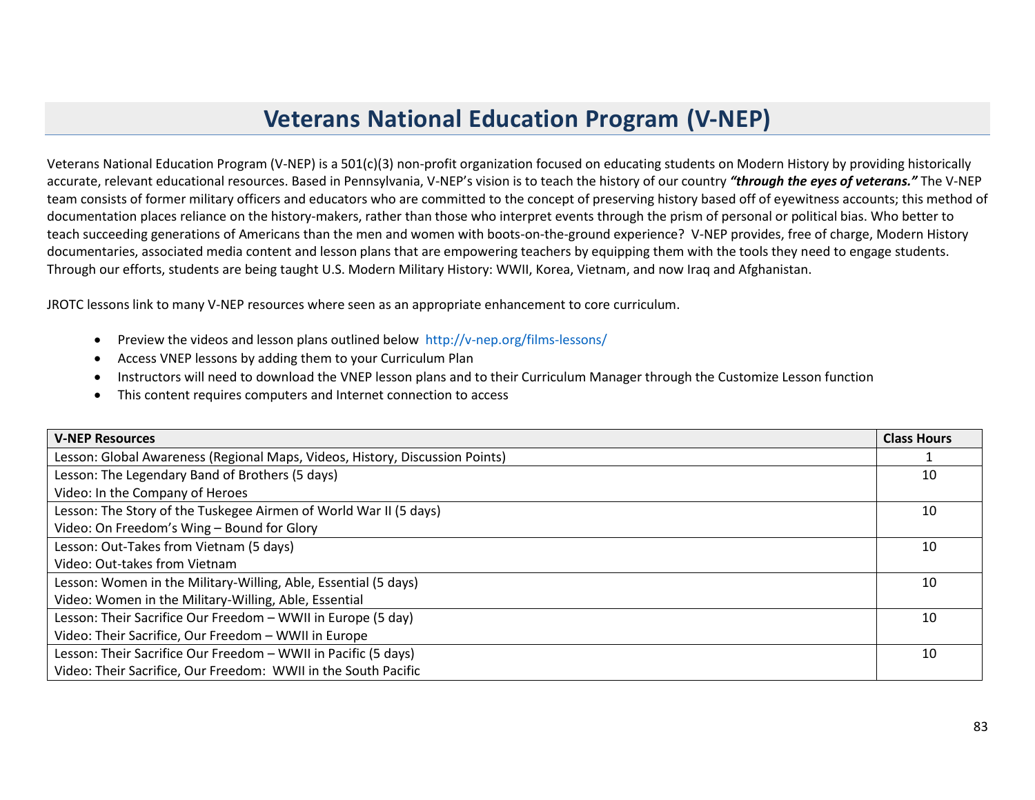# Veterans National Education Program (V-NEP)

Veterans National Education Program (V-NEP) is a 501(c)(3) non-profit organization focused on educating students on Modern History by providing historically accurate, relevant educational resources. Based in Pennsylvania, V-NEP's vision is to teach the history of our country ***"through the eyes of veterans."*** The V-NEP team consists of former military officers and educators who are committed to the concept of preserving history based off of eyewitness accounts; this method of documentation places reliance on the history-makers, rather than those who interpret events through the prism of personal or political bias. Who better to teach succeeding generations of Americans than the men and women with boots-on-the-ground experience? V-NEP provides, free of charge, Modern History documentaries, associated media content and lesson plans that are empowering teachers by equipping them with the tools they need to engage students. Through our efforts, students are being taught U.S. Modern Military History: WWII, Korea, Vietnam, and now Iraq and Afghanistan.

JROTC lessons link to many V-NEP resources where seen as an appropriate enhancement to core curriculum.

- Preview the videos and lesson plans outlined below http://v-nep.org/films-lessons/
- Access VNEP lessons by adding them to your Curriculum Plan
- Instructors will need to download the VNEP lesson plans and to their Curriculum Manager through the Customize Lesson function
- This content requires computers and Internet connection to access

| V-NEP Resources | Class Hours |
|---|---|
| Lesson: Global Awareness (Regional Maps, Videos, History, Discussion Points) | 1 |
| Lesson: The Legendary Band of Brothers (5 days)<br>Video: In the Company of Heroes | 10 |
| Lesson: The Story of the Tuskegee Airmen of World War II (5 days)<br>Video: On Freedom's Wing – Bound for Glory | 10 |
| Lesson: Out-Takes from Vietnam (5 days)<br>Video: Out-takes from Vietnam | 10 |
| Lesson: Women in the Military-Willing, Able, Essential (5 days)<br>Video: Women in the Military-Willing, Able, Essential | 10 |
| Lesson: Their Sacrifice Our Freedom – WWII in Europe (5 day)<br>Video: Their Sacrifice, Our Freedom – WWII in Europe | 10 |
| Lesson: Their Sacrifice Our Freedom – WWII in Pacific (5 days)<br>Video: Their Sacrifice, Our Freedom: WWII in the South Pacific | 10 |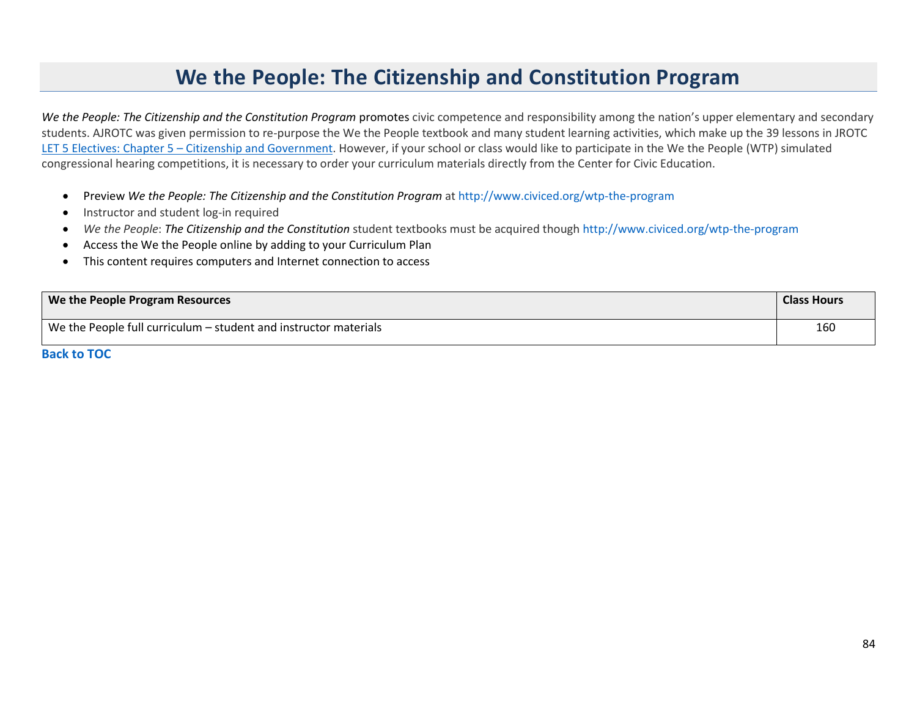# We the People: The Citizenship and Constitution Program

*We the People: The Citizenship and the Constitution Program* promotes civic competence and responsibility among the nation's upper elementary and secondary students. AJROTC was given permission to re-purpose the We the People textbook and many student learning activities, which make up the 39 lessons in JROTC [LET 5 Electives: Chapter 5 – Citizenship and Government](). However, if your school or class would like to participate in the We the People (WTP) simulated congressional hearing competitions, it is necessary to order your curriculum materials directly from the Center for Civic Education.

- Preview *We the People: The Citizenship and the Constitution Program* at http://www.civiced.org/wtp-the-program
- Instructor and student log-in required
- *We the People*: ***The Citizenship and the Constitution*** student textbooks must be acquired though http://www.civiced.org/wtp-the-program
- Access the We the People online by adding to your Curriculum Plan
- This content requires computers and Internet connection to access

| We the People Program Resources | Class Hours |
|---|---|
| We the People full curriculum – student and instructor materials | 160 |

**Back to TOC**